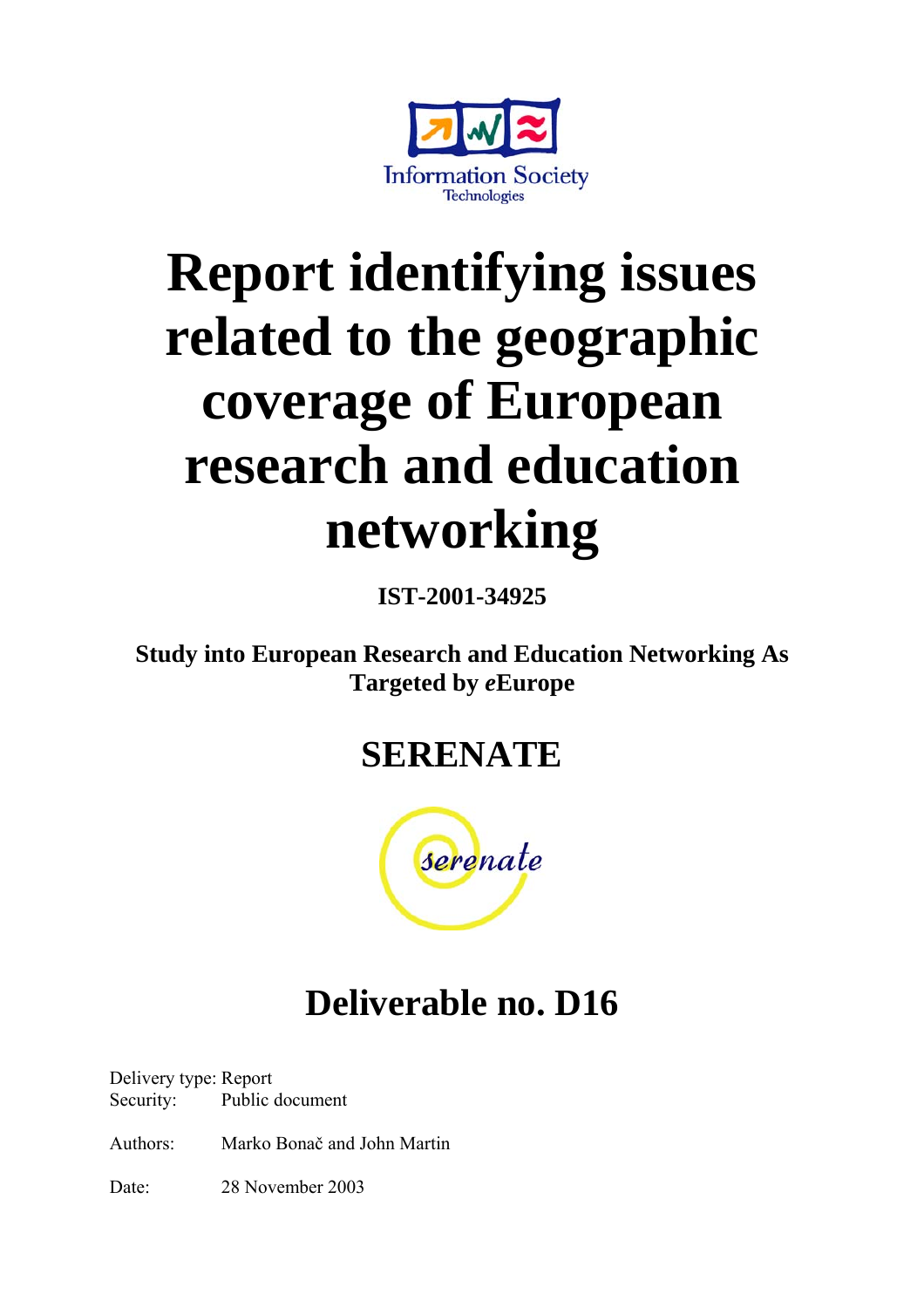Information Society Technologies

# Report identifying issues related to the geographic coverage of European research and education networking

**IST-2001-34925**

**Study into European Research and Education Networking As Targeted by *e*Europe**

## SERENATE

serenate

## Deliverable no. D16

Delivery type: Report
Security: Public document

Authors: Marko Bonač and John Martin

Date: 28 November 2003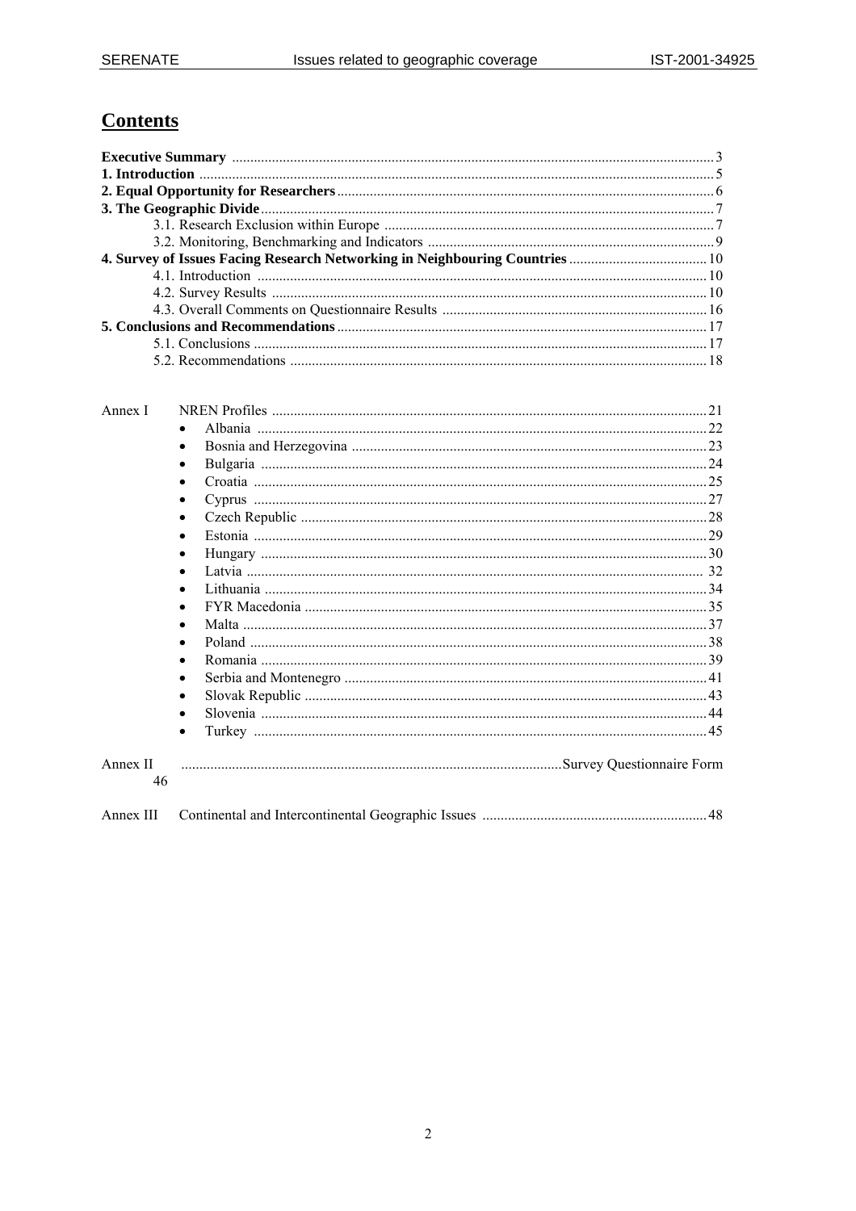# Contents

**Executive Summary** ........ 3
**1. Introduction** ........ 5
**2. Equal Opportunity for Researchers** ........ 6
**3. The Geographic Divide** ........ 7
- 3.1. Research Exclusion within Europe ........ 7
- 3.2. Monitoring, Benchmarking and Indicators ........ 9

**4. Survey of Issues Facing Research Networking in Neighbouring Countries** ........ 10
- 4.1. Introduction ........ 10
- 4.2. Survey Results ........ 10
- 4.3. Overall Comments on Questionnaire Results ........ 16

**5. Conclusions and Recommendations** ........ 17
- 5.1. Conclusions ........ 17
- 5.2. Recommendations ........ 18

Annex I NREN Profiles ........ 21
- Albania ........ 22
- Bosnia and Herzegovina ........ 23
- Bulgaria ........ 24
- Croatia ........ 25
- Cyprus ........ 27
- Czech Republic ........ 28
- Estonia ........ 29
- Hungary ........ 30
- Latvia ........ 32
- Lithuania ........ 34
- FYR Macedonia ........ 35
- Malta ........ 37
- Poland ........ 38
- Romania ........ 39
- Serbia and Montenegro ........ 41
- Slovak Republic ........ 43
- Slovenia ........ 44
- Turkey ........ 45

Annex II ........ Survey Questionnaire Form 46

Annex III Continental and Intercontinental Geographic Issues ........ 48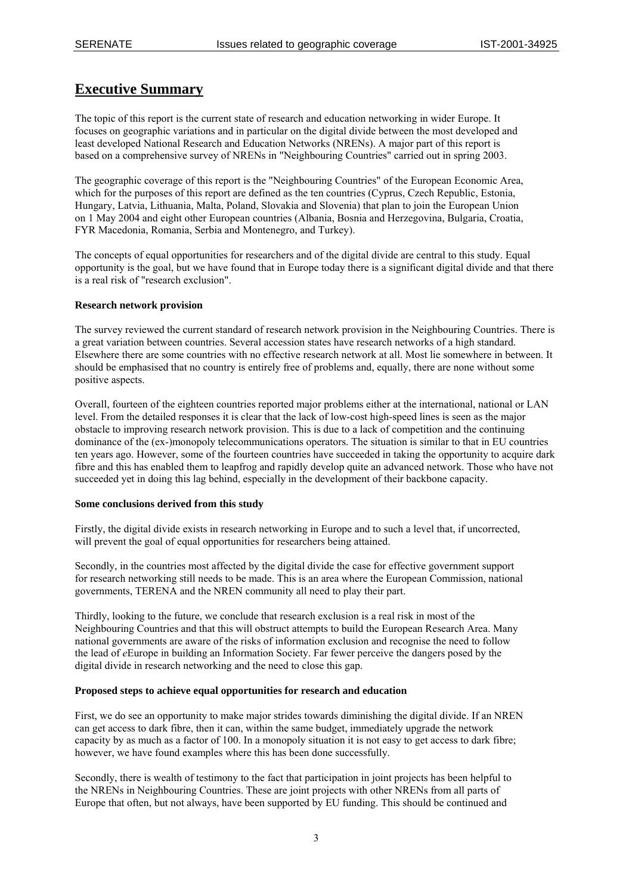# Executive Summary

The topic of this report is the current state of research and education networking in wider Europe. It focuses on geographic variations and in particular on the digital divide between the most developed and least developed National Research and Education Networks (NRENs). A major part of this report is based on a comprehensive survey of NRENs in "Neighbouring Countries" carried out in spring 2003.

The geographic coverage of this report is the "Neighbouring Countries" of the European Economic Area, which for the purposes of this report are defined as the ten countries (Cyprus, Czech Republic, Estonia, Hungary, Latvia, Lithuania, Malta, Poland, Slovakia and Slovenia) that plan to join the European Union on 1 May 2004 and eight other European countries (Albania, Bosnia and Herzegovina, Bulgaria, Croatia, FYR Macedonia, Romania, Serbia and Montenegro, and Turkey).

The concepts of equal opportunities for researchers and of the digital divide are central to this study. Equal opportunity is the goal, but we have found that in Europe today there is a significant digital divide and that there is a real risk of "research exclusion".

**Research network provision**

The survey reviewed the current standard of research network provision in the Neighbouring Countries. There is a great variation between countries. Several accession states have research networks of a high standard. Elsewhere there are some countries with no effective research network at all. Most lie somewhere in between. It should be emphasised that no country is entirely free of problems and, equally, there are none without some positive aspects.

Overall, fourteen of the eighteen countries reported major problems either at the international, national or LAN level. From the detailed responses it is clear that the lack of low-cost high-speed lines is seen as the major obstacle to improving research network provision. This is due to a lack of competition and the continuing dominance of the (ex-)monopoly telecommunications operators. The situation is similar to that in EU countries ten years ago. However, some of the fourteen countries have succeeded in taking the opportunity to acquire dark fibre and this has enabled them to leapfrog and rapidly develop quite an advanced network. Those who have not succeeded yet in doing this lag behind, especially in the development of their backbone capacity.

**Some conclusions derived from this study**

Firstly, the digital divide exists in research networking in Europe and to such a level that, if uncorrected, will prevent the goal of equal opportunities for researchers being attained.

Secondly, in the countries most affected by the digital divide the case for effective government support for research networking still needs to be made. This is an area where the European Commission, national governments, TERENA and the NREN community all need to play their part.

Thirdly, looking to the future, we conclude that research exclusion is a real risk in most of the Neighbouring Countries and that this will obstruct attempts to build the European Research Area. Many national governments are aware of the risks of information exclusion and recognise the need to follow the lead of *e*Europe in building an Information Society. Far fewer perceive the dangers posed by the digital divide in research networking and the need to close this gap.

**Proposed steps to achieve equal opportunities for research and education**

First, we do see an opportunity to make major strides towards diminishing the digital divide. If an NREN can get access to dark fibre, then it can, within the same budget, immediately upgrade the network capacity by as much as a factor of 100. In a monopoly situation it is not easy to get access to dark fibre; however, we have found examples where this has been done successfully.

Secondly, there is wealth of testimony to the fact that participation in joint projects has been helpful to the NRENs in Neighbouring Countries. These are joint projects with other NRENs from all parts of Europe that often, but not always, have been supported by EU funding. This should be continued and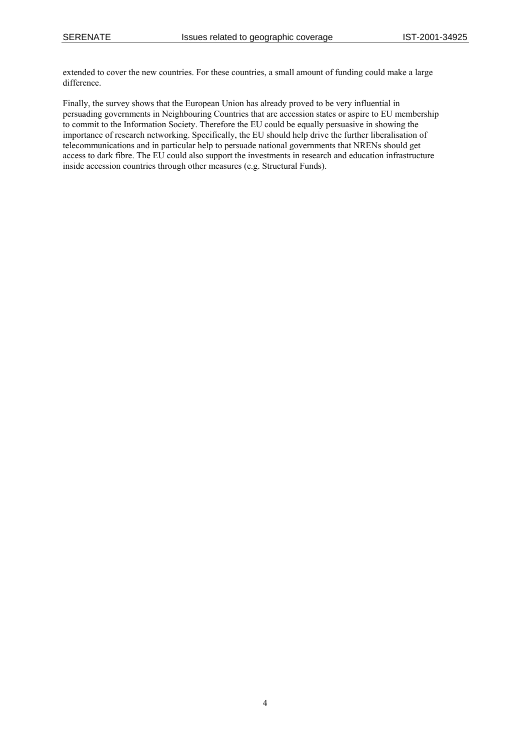extended to cover the new countries. For these countries, a small amount of funding could make a large difference.

Finally, the survey shows that the European Union has already proved to be very influential in persuading governments in Neighbouring Countries that are accession states or aspire to EU membership to commit to the Information Society. Therefore the EU could be equally persuasive in showing the importance of research networking. Specifically, the EU should help drive the further liberalisation of telecommunications and in particular help to persuade national governments that NRENs should get access to dark fibre. The EU could also support the investments in research and education infrastructure inside accession countries through other measures (e.g. Structural Funds).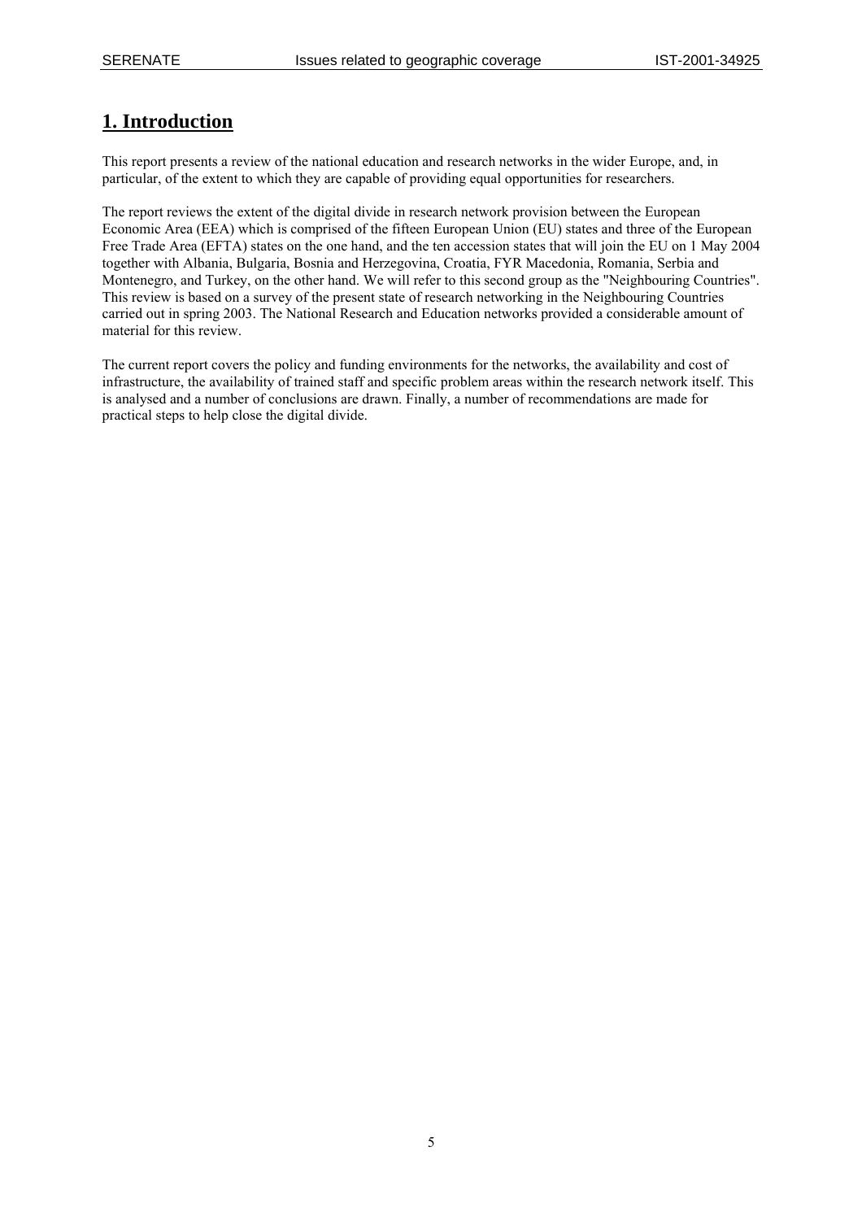# 1. Introduction

This report presents a review of the national education and research networks in the wider Europe, and, in particular, of the extent to which they are capable of providing equal opportunities for researchers.

The report reviews the extent of the digital divide in research network provision between the European Economic Area (EEA) which is comprised of the fifteen European Union (EU) states and three of the European Free Trade Area (EFTA) states on the one hand, and the ten accession states that will join the EU on 1 May 2004 together with Albania, Bulgaria, Bosnia and Herzegovina, Croatia, FYR Macedonia, Romania, Serbia and Montenegro, and Turkey, on the other hand. We will refer to this second group as the "Neighbouring Countries". This review is based on a survey of the present state of research networking in the Neighbouring Countries carried out in spring 2003. The National Research and Education networks provided a considerable amount of material for this review.

The current report covers the policy and funding environments for the networks, the availability and cost of infrastructure, the availability of trained staff and specific problem areas within the research network itself. This is analysed and a number of conclusions are drawn. Finally, a number of recommendations are made for practical steps to help close the digital divide.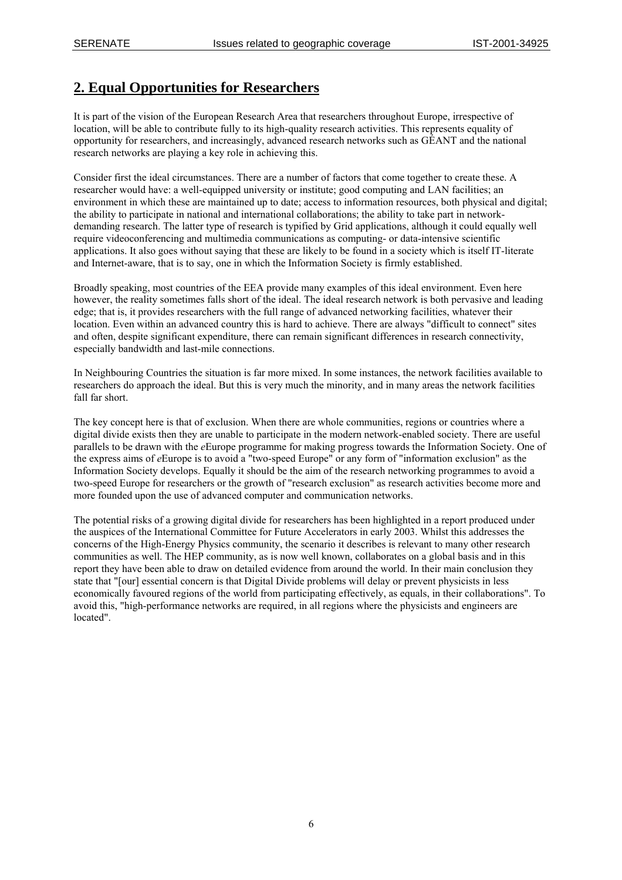## 2. Equal Opportunities for Researchers

It is part of the vision of the European Research Area that researchers throughout Europe, irrespective of location, will be able to contribute fully to its high-quality research activities. This represents equality of opportunity for researchers, and increasingly, advanced research networks such as GÉANT and the national research networks are playing a key role in achieving this.

Consider first the ideal circumstances. There are a number of factors that come together to create these. A researcher would have: a well-equipped university or institute; good computing and LAN facilities; an environment in which these are maintained up to date; access to information resources, both physical and digital; the ability to participate in national and international collaborations; the ability to take part in network-demanding research. The latter type of research is typified by Grid applications, although it could equally well require videoconferencing and multimedia communications as computing- or data-intensive scientific applications. It also goes without saying that these are likely to be found in a society which is itself IT-literate and Internet-aware, that is to say, one in which the Information Society is firmly established.

Broadly speaking, most countries of the EEA provide many examples of this ideal environment. Even here however, the reality sometimes falls short of the ideal. The ideal research network is both pervasive and leading edge; that is, it provides researchers with the full range of advanced networking facilities, whatever their location. Even within an advanced country this is hard to achieve. There are always "difficult to connect" sites and often, despite significant expenditure, there can remain significant differences in research connectivity, especially bandwidth and last-mile connections.

In Neighbouring Countries the situation is far more mixed. In some instances, the network facilities available to researchers do approach the ideal. But this is very much the minority, and in many areas the network facilities fall far short.

The key concept here is that of exclusion. When there are whole communities, regions or countries where a digital divide exists then they are unable to participate in the modern network-enabled society. There are useful parallels to be drawn with the *e*Europe programme for making progress towards the Information Society. One of the express aims of *e*Europe is to avoid a "two-speed Europe" or any form of "information exclusion" as the Information Society develops. Equally it should be the aim of the research networking programmes to avoid a two-speed Europe for researchers or the growth of "research exclusion" as research activities become more and more founded upon the use of advanced computer and communication networks.

The potential risks of a growing digital divide for researchers has been highlighted in a report produced under the auspices of the International Committee for Future Accelerators in early 2003. Whilst this addresses the concerns of the High-Energy Physics community, the scenario it describes is relevant to many other research communities as well. The HEP community, as is now well known, collaborates on a global basis and in this report they have been able to draw on detailed evidence from around the world. In their main conclusion they state that "[our] essential concern is that Digital Divide problems will delay or prevent physicists in less economically favoured regions of the world from participating effectively, as equals, in their collaborations". To avoid this, "high-performance networks are required, in all regions where the physicists and engineers are located".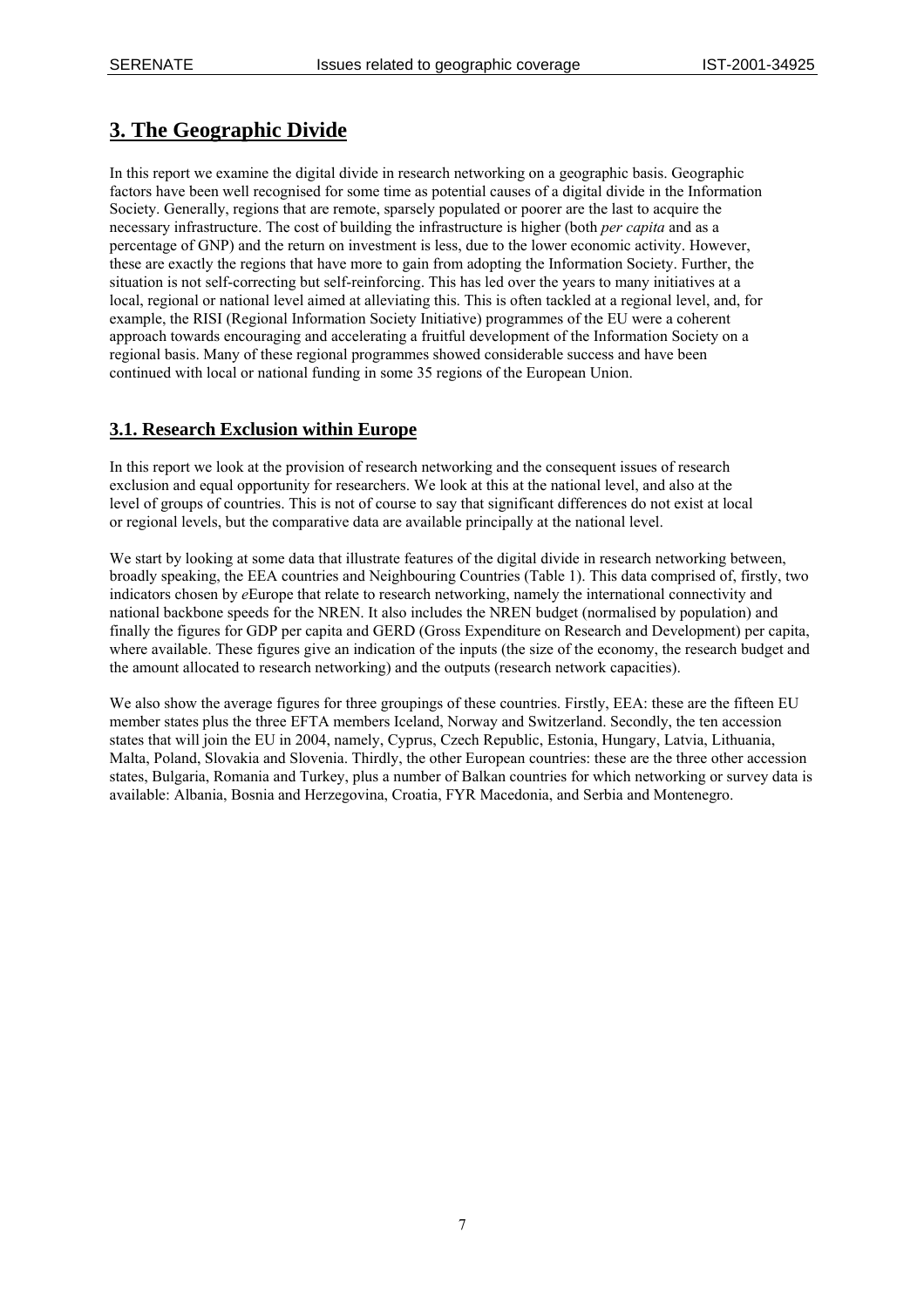# 3. The Geographic Divide

In this report we examine the digital divide in research networking on a geographic basis. Geographic factors have been well recognised for some time as potential causes of a digital divide in the Information Society. Generally, regions that are remote, sparsely populated or poorer are the last to acquire the necessary infrastructure. The cost of building the infrastructure is higher (both *per capita* and as a percentage of GNP) and the return on investment is less, due to the lower economic activity. However, these are exactly the regions that have more to gain from adopting the Information Society. Further, the situation is not self-correcting but self-reinforcing. This has led over the years to many initiatives at a local, regional or national level aimed at alleviating this. This is often tackled at a regional level, and, for example, the RISI (Regional Information Society Initiative) programmes of the EU were a coherent approach towards encouraging and accelerating a fruitful development of the Information Society on a regional basis. Many of these regional programmes showed considerable success and have been continued with local or national funding in some 35 regions of the European Union.

## 3.1. Research Exclusion within Europe

In this report we look at the provision of research networking and the consequent issues of research exclusion and equal opportunity for researchers. We look at this at the national level, and also at the level of groups of countries. This is not of course to say that significant differences do not exist at local or regional levels, but the comparative data are available principally at the national level.

We start by looking at some data that illustrate features of the digital divide in research networking between, broadly speaking, the EEA countries and Neighbouring Countries (Table 1). This data comprised of, firstly, two indicators chosen by *e*Europe that relate to research networking, namely the international connectivity and national backbone speeds for the NREN. It also includes the NREN budget (normalised by population) and finally the figures for GDP per capita and GERD (Gross Expenditure on Research and Development) per capita, where available. These figures give an indication of the inputs (the size of the economy, the research budget and the amount allocated to research networking) and the outputs (research network capacities).

We also show the average figures for three groupings of these countries. Firstly, EEA: these are the fifteen EU member states plus the three EFTA members Iceland, Norway and Switzerland. Secondly, the ten accession states that will join the EU in 2004, namely, Cyprus, Czech Republic, Estonia, Hungary, Latvia, Lithuania, Malta, Poland, Slovakia and Slovenia. Thirdly, the other European countries: these are the three other accession states, Bulgaria, Romania and Turkey, plus a number of Balkan countries for which networking or survey data is available: Albania, Bosnia and Herzegovina, Croatia, FYR Macedonia, and Serbia and Montenegro.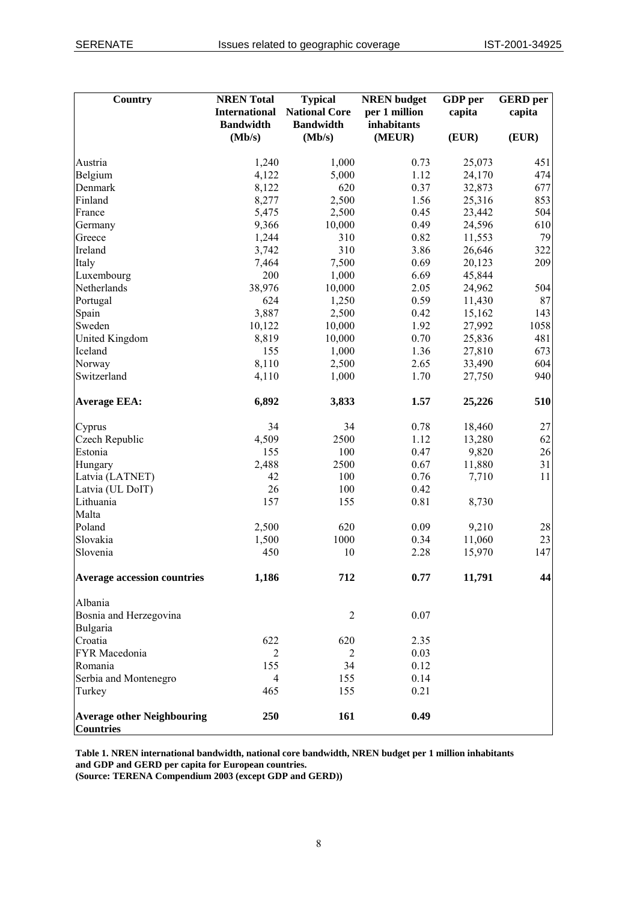| Country | NREN Total International Bandwidth (Mb/s) | Typical National Core Bandwidth (Mb/s) | NREN budget per 1 million inhabitants (MEUR) | GDP per capita (EUR) | GERD per capita (EUR) |
|---|---|---|---|---|---|
| Austria | 1,240 | 1,000 | 0.73 | 25,073 | 451 |
| Belgium | 4,122 | 5,000 | 1.12 | 24,170 | 474 |
| Denmark | 8,122 | 620 | 0.37 | 32,873 | 677 |
| Finland | 8,277 | 2,500 | 1.56 | 25,316 | 853 |
| France | 5,475 | 2,500 | 0.45 | 23,442 | 504 |
| Germany | 9,366 | 10,000 | 0.49 | 24,596 | 610 |
| Greece | 1,244 | 310 | 0.82 | 11,553 | 79 |
| Ireland | 3,742 | 310 | 3.86 | 26,646 | 322 |
| Italy | 7,464 | 7,500 | 0.69 | 20,123 | 209 |
| Luxembourg | 200 | 1,000 | 6.69 | 45,844 | |
| Netherlands | 38,976 | 10,000 | 2.05 | 24,962 | 504 |
| Portugal | 624 | 1,250 | 0.59 | 11,430 | 87 |
| Spain | 3,887 | 2,500 | 0.42 | 15,162 | 143 |
| Sweden | 10,122 | 10,000 | 1.92 | 27,992 | 1058 |
| United Kingdom | 8,819 | 10,000 | 0.70 | 25,836 | 481 |
| Iceland | 155 | 1,000 | 1.36 | 27,810 | 673 |
| Norway | 8,110 | 2,500 | 2.65 | 33,490 | 604 |
| Switzerland | 4,110 | 1,000 | 1.70 | 27,750 | 940 |
| **Average EEA:** | **6,892** | **3,833** | **1.57** | **25,226** | **510** |
| Cyprus | 34 | 34 | 0.78 | 18,460 | 27 |
| Czech Republic | 4,509 | 2500 | 1.12 | 13,280 | 62 |
| Estonia | 155 | 100 | 0.47 | 9,820 | 26 |
| Hungary | 2,488 | 2500 | 0.67 | 11,880 | 31 |
| Latvia (LATNET) | 42 | 100 | 0.76 | 7,710 | 11 |
| Latvia (UL DoIT) | 26 | 100 | 0.42 | | |
| Lithuania | 157 | 155 | 0.81 | 8,730 | |
| Malta | | | | | |
| Poland | 2,500 | 620 | 0.09 | 9,210 | 28 |
| Slovakia | 1,500 | 1000 | 0.34 | 11,060 | 23 |
| Slovenia | 450 | 10 | 2.28 | 15,970 | 147 |
| **Average accession countries** | **1,186** | **712** | **0.77** | **11,791** | **44** |
| Albania | | | | | |
| Bosnia and Herzegovina | | 2 | 0.07 | | |
| Bulgaria | | | | | |
| Croatia | 622 | 620 | 2.35 | | |
| FYR Macedonia | 2 | 2 | 0.03 | | |
| Romania | 155 | 34 | 0.12 | | |
| Serbia and Montenegro | 4 | 155 | 0.14 | | |
| Turkey | 465 | 155 | 0.21 | | |
| **Average other Neighbouring Countries** | **250** | **161** | **0.49** | | |

**Table 1. NREN international bandwidth, national core bandwidth, NREN budget per 1 million inhabitants and GDP and GERD per capita for European countries.**
**(Source: TERENA Compendium 2003 (except GDP and GERD))**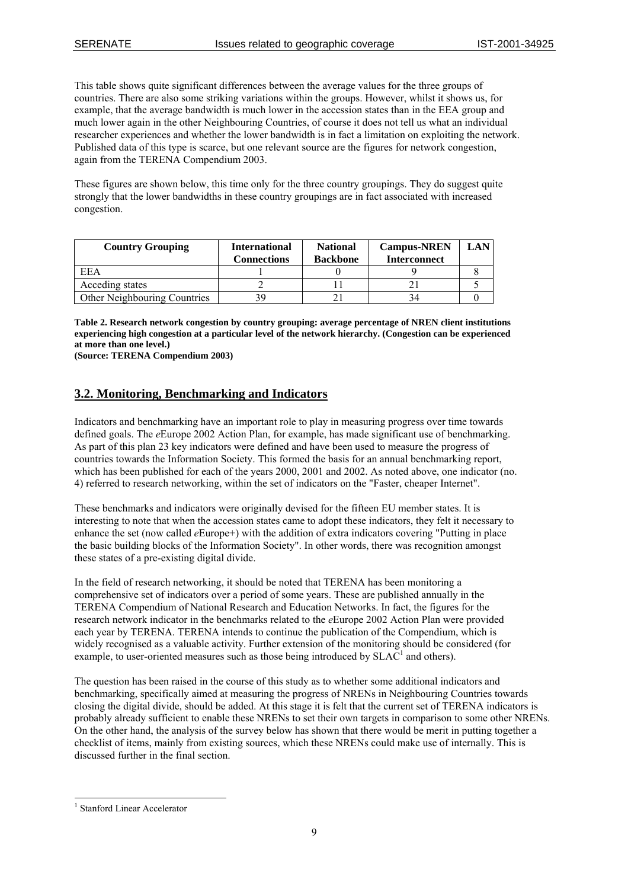This table shows quite significant differences between the average values for the three groups of countries. There are also some striking variations within the groups. However, whilst it shows us, for example, that the average bandwidth is much lower in the accession states than in the EEA group and much lower again in the other Neighbouring Countries, of course it does not tell us what an individual researcher experiences and whether the lower bandwidth is in fact a limitation on exploiting the network. Published data of this type is scarce, but one relevant source are the figures for network congestion, again from the TERENA Compendium 2003.

These figures are shown below, this time only for the three country groupings. They do suggest quite strongly that the lower bandwidths in these country groupings are in fact associated with increased congestion.

| Country Grouping | International Connections | National Backbone | Campus-NREN Interconnect | LAN |
|---|---|---|---|---|
| EEA | 1 | 0 | 9 | 8 |
| Acceding states | 2 | 11 | 21 | 5 |
| Other Neighbouring Countries | 39 | 21 | 34 | 0 |

**Table 2. Research network congestion by country grouping: average percentage of NREN client institutions experiencing high congestion at a particular level of the network hierarchy. (Congestion can be experienced at more than one level.)**
**(Source: TERENA Compendium 2003)**

## 3.2. Monitoring, Benchmarking and Indicators

Indicators and benchmarking have an important role to play in measuring progress over time towards defined goals. The *e*Europe 2002 Action Plan, for example, has made significant use of benchmarking. As part of this plan 23 key indicators were defined and have been used to measure the progress of countries towards the Information Society. This formed the basis for an annual benchmarking report, which has been published for each of the years 2000, 2001 and 2002. As noted above, one indicator (no. 4) referred to research networking, within the set of indicators on the "Faster, cheaper Internet".

These benchmarks and indicators were originally devised for the fifteen EU member states. It is interesting to note that when the accession states came to adopt these indicators, they felt it necessary to enhance the set (now called *e*Europe+) with the addition of extra indicators covering "Putting in place the basic building blocks of the Information Society". In other words, there was recognition amongst these states of a pre-existing digital divide.

In the field of research networking, it should be noted that TERENA has been monitoring a comprehensive set of indicators over a period of some years. These are published annually in the TERENA Compendium of National Research and Education Networks. In fact, the figures for the research network indicator in the benchmarks related to the *e*Europe 2002 Action Plan were provided each year by TERENA. TERENA intends to continue the publication of the Compendium, which is widely recognised as a valuable activity. Further extension of the monitoring should be considered (for example, to user-oriented measures such as those being introduced by SLAC[1] and others).

The question has been raised in the course of this study as to whether some additional indicators and benchmarking, specifically aimed at measuring the progress of NRENs in Neighbouring Countries towards closing the digital divide, should be added. At this stage it is felt that the current set of TERENA indicators is probably already sufficient to enable these NRENs to set their own targets in comparison to some other NRENs. On the other hand, the analysis of the survey below has shown that there would be merit in putting together a checklist of items, mainly from existing sources, which these NRENs could make use of internally. This is discussed further in the final section.

[1] Stanford Linear Accelerator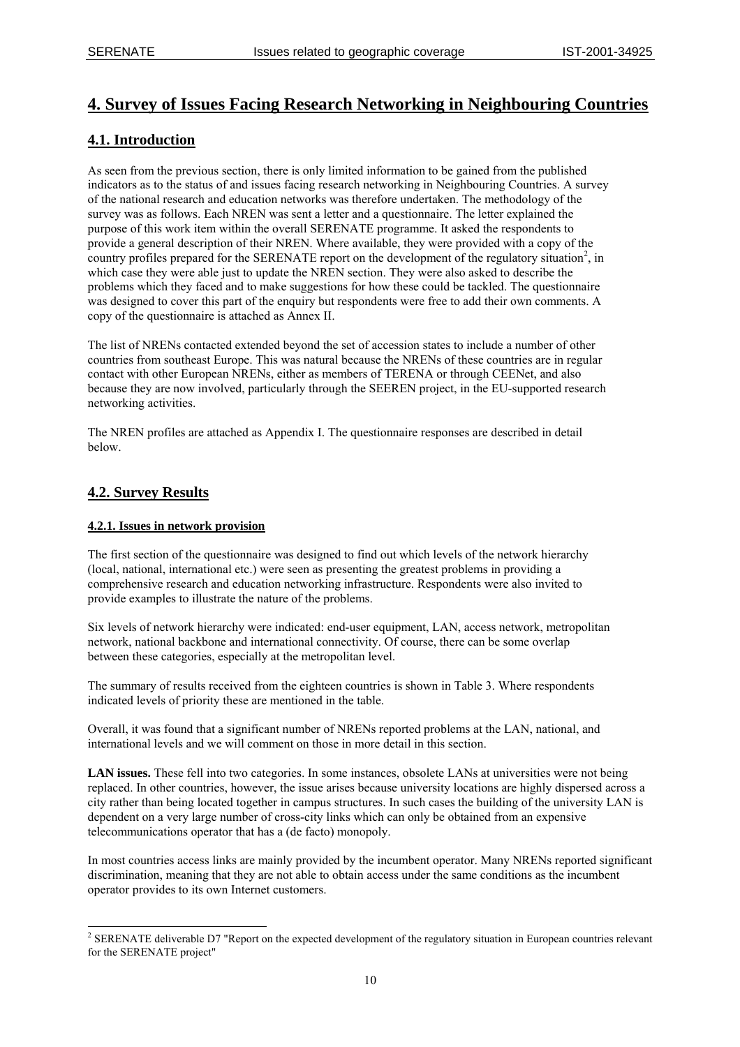# 4. Survey of Issues Facing Research Networking in Neighbouring Countries

## 4.1. Introduction

As seen from the previous section, there is only limited information to be gained from the published indicators as to the status of and issues facing research networking in Neighbouring Countries. A survey of the national research and education networks was therefore undertaken. The methodology of the survey was as follows. Each NREN was sent a letter and a questionnaire. The letter explained the purpose of this work item within the overall SERENATE programme. It asked the respondents to provide a general description of their NREN. Where available, they were provided with a copy of the country profiles prepared for the SERENATE report on the development of the regulatory situation[2], in which case they were able just to update the NREN section. They were also asked to describe the problems which they faced and to make suggestions for how these could be tackled. The questionnaire was designed to cover this part of the enquiry but respondents were free to add their own comments. A copy of the questionnaire is attached as Annex II.

The list of NRENs contacted extended beyond the set of accession states to include a number of other countries from southeast Europe. This was natural because the NRENs of these countries are in regular contact with other European NRENs, either as members of TERENA or through CEENet, and also because they are now involved, particularly through the SEEREN project, in the EU-supported research networking activities.

The NREN profiles are attached as Appendix I. The questionnaire responses are described in detail below.

## 4.2. Survey Results

### 4.2.1. Issues in network provision

The first section of the questionnaire was designed to find out which levels of the network hierarchy (local, national, international etc.) were seen as presenting the greatest problems in providing a comprehensive research and education networking infrastructure. Respondents were also invited to provide examples to illustrate the nature of the problems.

Six levels of network hierarchy were indicated: end-user equipment, LAN, access network, metropolitan network, national backbone and international connectivity. Of course, there can be some overlap between these categories, especially at the metropolitan level.

The summary of results received from the eighteen countries is shown in Table 3. Where respondents indicated levels of priority these are mentioned in the table.

Overall, it was found that a significant number of NRENs reported problems at the LAN, national, and international levels and we will comment on those in more detail in this section.

**LAN issues.** These fell into two categories. In some instances, obsolete LANs at universities were not being replaced. In other countries, however, the issue arises because university locations are highly dispersed across a city rather than being located together in campus structures. In such cases the building of the university LAN is dependent on a very large number of cross-city links which can only be obtained from an expensive telecommunications operator that has a (de facto) monopoly.

In most countries access links are mainly provided by the incumbent operator. Many NRENs reported significant discrimination, meaning that they are not able to obtain access under the same conditions as the incumbent operator provides to its own Internet customers.

[2] SERENATE deliverable D7 "Report on the expected development of the regulatory situation in European countries relevant for the SERENATE project"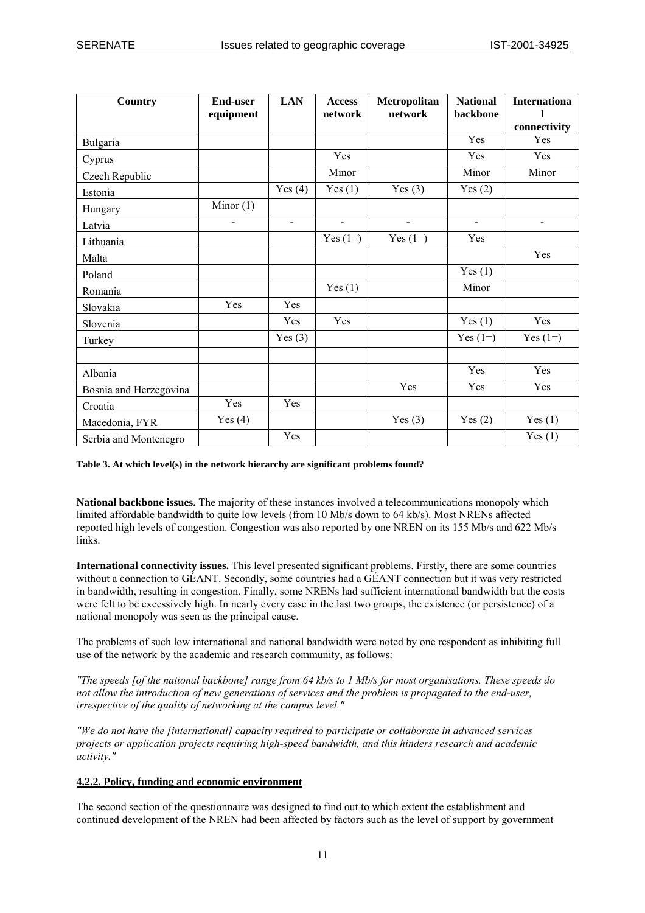| Country | End-user equipment | LAN | Access network | Metropolitan network | National backbone | International connectivity |
|---|---|---|---|---|---|---|
| Bulgaria | | | | | Yes | Yes |
| Cyprus | | | Yes | | Yes | Yes |
| Czech Republic | | | Minor | | Minor | Minor |
| Estonia | | Yes (4) | Yes (1) | Yes (3) | Yes (2) | |
| Hungary | Minor (1) | | | | | |
| Latvia | - | - | - | - | - | - |
| Lithuania | | | Yes (1=) | Yes (1=) | Yes | |
| Malta | | | | | | Yes |
| Poland | | | | | Yes (1) | |
| Romania | | | Yes (1) | | Minor | |
| Slovakia | Yes | Yes | | | | |
| Slovenia | | Yes | Yes | | Yes (1) | Yes |
| Turkey | | Yes (3) | | | Yes (1=) | Yes (1=) |
| | | | | | | |
| Albania | | | | | Yes | Yes |
| Bosnia and Herzegovina | | | | Yes | Yes | Yes |
| Croatia | Yes | Yes | | | | |
| Macedonia, FYR | Yes (4) | | | Yes (3) | Yes (2) | Yes (1) |
| Serbia and Montenegro | | Yes | | | | Yes (1) |

**Table 3. At which level(s) in the network hierarchy are significant problems found?**

**National backbone issues.** The majority of these instances involved a telecommunications monopoly which limited affordable bandwidth to quite low levels (from 10 Mb/s down to 64 kb/s). Most NRENs affected reported high levels of congestion. Congestion was also reported by one NREN on its 155 Mb/s and 622 Mb/s links.

**International connectivity issues.** This level presented significant problems. Firstly, there are some countries without a connection to GÉANT. Secondly, some countries had a GÉANT connection but it was very restricted in bandwidth, resulting in congestion. Finally, some NRENs had sufficient international bandwidth but the costs were felt to be excessively high. In nearly every case in the last two groups, the existence (or persistence) of a national monopoly was seen as the principal cause.

The problems of such low international and national bandwidth were noted by one respondent as inhibiting full use of the network by the academic and research community, as follows:

*"The speeds [of the national backbone] range from 64 kb/s to 1 Mb/s for most organisations. These speeds do not allow the introduction of new generations of services and the problem is propagated to the end-user, irrespective of the quality of networking at the campus level."*

*"We do not have the [international] capacity required to participate or collaborate in advanced services projects or application projects requiring high-speed bandwidth, and this hinders research and academic activity."*

### 4.2.2. Policy, funding and economic environment

The second section of the questionnaire was designed to find out to which extent the establishment and continued development of the NREN had been affected by factors such as the level of support by government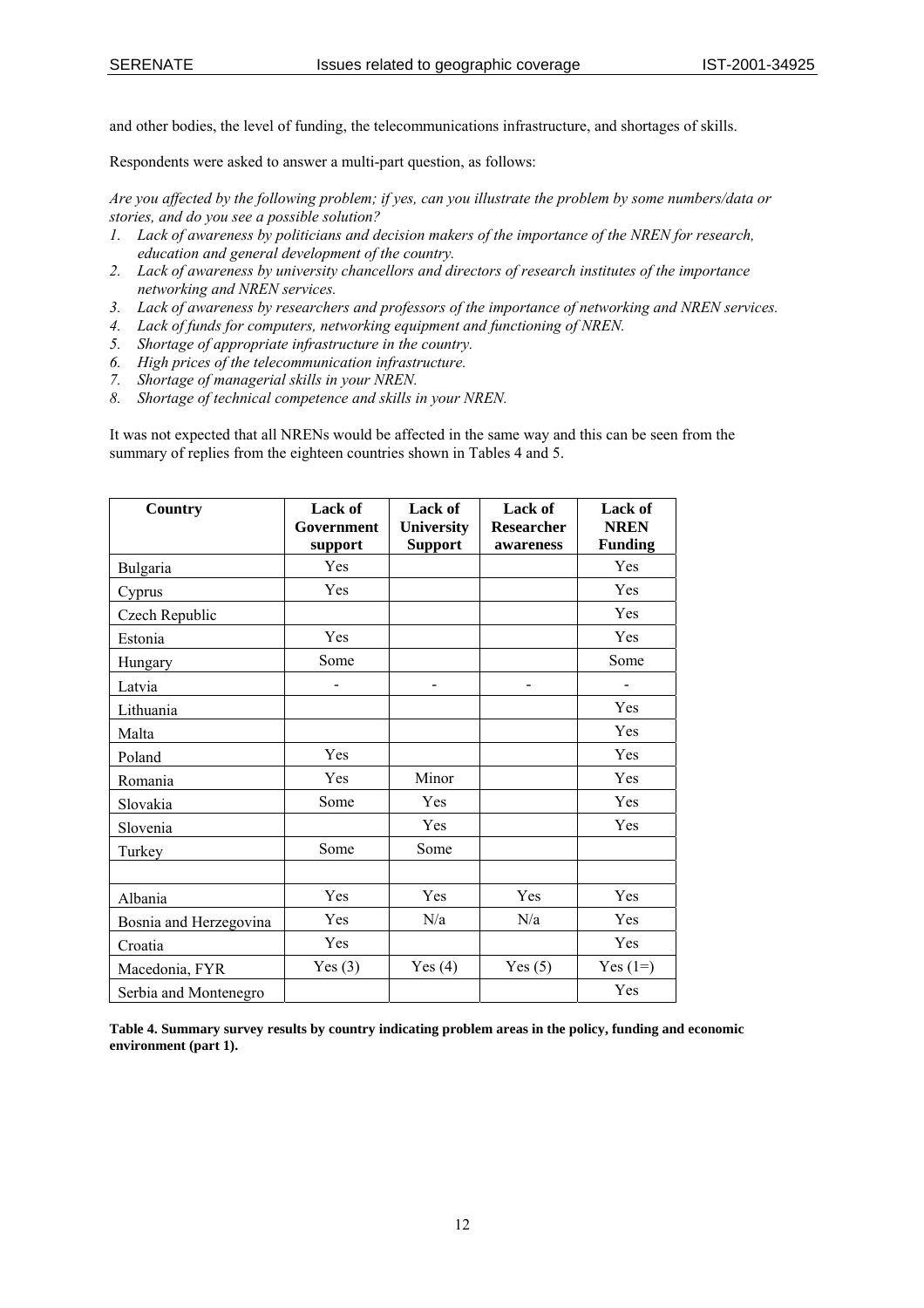and other bodies, the level of funding, the telecommunications infrastructure, and shortages of skills.

Respondents were asked to answer a multi-part question, as follows:

*Are you affected by the following problem; if yes, can you illustrate the problem by some numbers/data or stories, and do you see a possible solution?*

1. *Lack of awareness by politicians and decision makers of the importance of the NREN for research, education and general development of the country.*
2. *Lack of awareness by university chancellors and directors of research institutes of the importance networking and NREN services.*
3. *Lack of awareness by researchers and professors of the importance of networking and NREN services.*
4. *Lack of funds for computers, networking equipment and functioning of NREN.*
5. *Shortage of appropriate infrastructure in the country.*
6. *High prices of the telecommunication infrastructure.*
7. *Shortage of managerial skills in your NREN.*
8. *Shortage of technical competence and skills in your NREN.*

It was not expected that all NRENs would be affected in the same way and this can be seen from the summary of replies from the eighteen countries shown in Tables 4 and 5.

| Country | Lack of Government support | Lack of University Support | Lack of Researcher awareness | Lack of NREN Funding |
|---|---|---|---|---|
| Bulgaria | Yes | | | Yes |
| Cyprus | Yes | | | Yes |
| Czech Republic | | | | Yes |
| Estonia | Yes | | | Yes |
| Hungary | Some | | | Some |
| Latvia | - | - | - | - |
| Lithuania | | | | Yes |
| Malta | | | | Yes |
| Poland | Yes | | | Yes |
| Romania | Yes | Minor | | Yes |
| Slovakia | Some | Yes | | Yes |
| Slovenia | | Yes | | Yes |
| Turkey | Some | Some | | |
| | | | | |
| Albania | Yes | Yes | Yes | Yes |
| Bosnia and Herzegovina | Yes | N/a | N/a | Yes |
| Croatia | Yes | | | Yes |
| Macedonia, FYR | Yes (3) | Yes (4) | Yes (5) | Yes (1=) |
| Serbia and Montenegro | | | | Yes |

**Table 4. Summary survey results by country indicating problem areas in the policy, funding and economic environment (part 1).**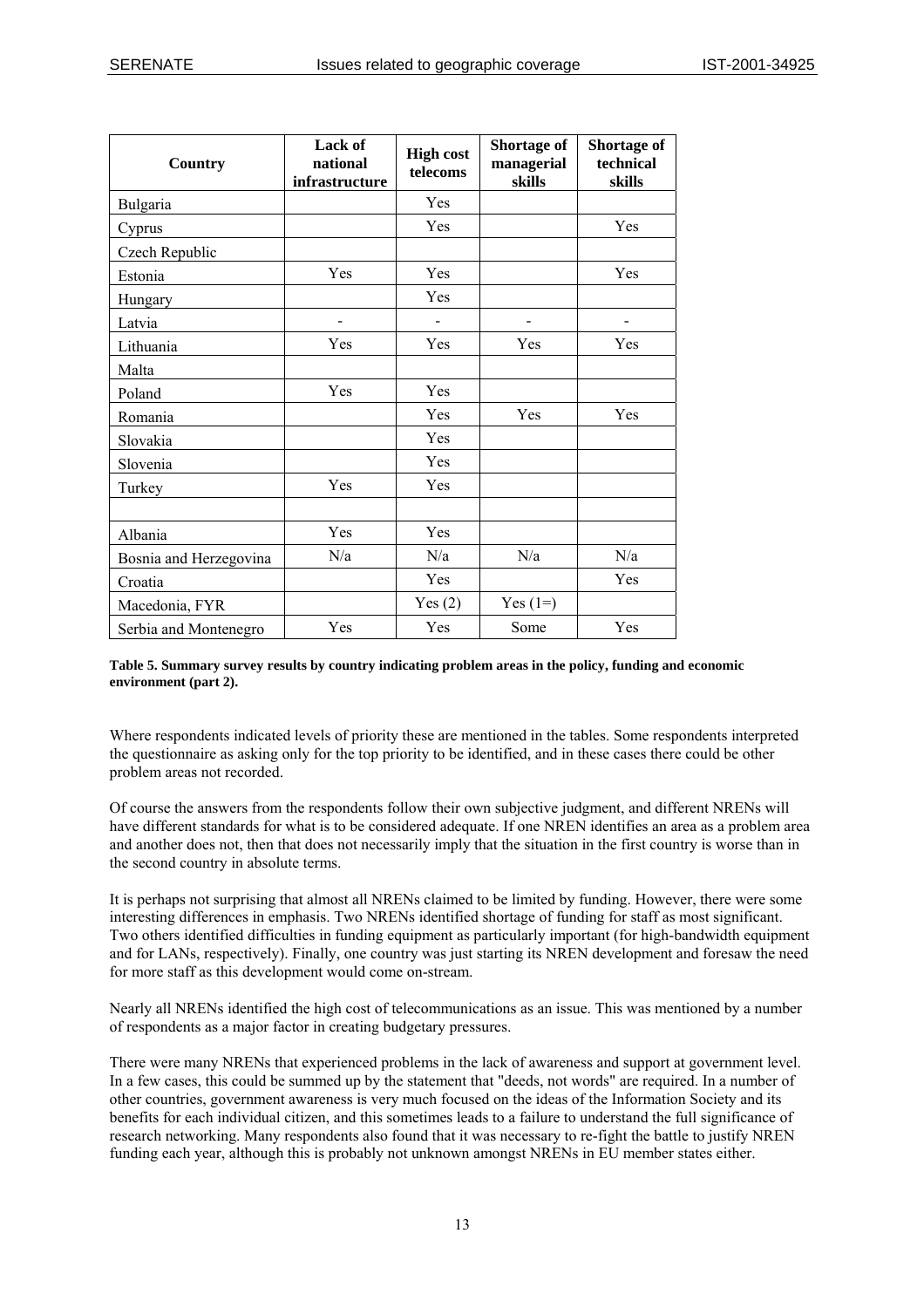| Country | Lack of national infrastructure | High cost telecoms | Shortage of managerial skills | Shortage of technical skills |
|---|---|---|---|---|
| Bulgaria | | Yes | | |
| Cyprus | | Yes | | Yes |
| Czech Republic | | | | |
| Estonia | Yes | Yes | | Yes |
| Hungary | | Yes | | |
| Latvia | - | - | - | - |
| Lithuania | Yes | Yes | Yes | Yes |
| Malta | | | | |
| Poland | Yes | Yes | | |
| Romania | | Yes | Yes | Yes |
| Slovakia | | Yes | | |
| Slovenia | | Yes | | |
| Turkey | Yes | Yes | | |
| | | | | |
| Albania | Yes | Yes | | |
| Bosnia and Herzegovina | N/a | N/a | N/a | N/a |
| Croatia | | Yes | | Yes |
| Macedonia, FYR | | Yes (2) | Yes (1=) | |
| Serbia and Montenegro | Yes | Yes | Some | Yes |

**Table 5. Summary survey results by country indicating problem areas in the policy, funding and economic environment (part 2).**

Where respondents indicated levels of priority these are mentioned in the tables. Some respondents interpreted the questionnaire as asking only for the top priority to be identified, and in these cases there could be other problem areas not recorded.

Of course the answers from the respondents follow their own subjective judgment, and different NRENs will have different standards for what is to be considered adequate. If one NREN identifies an area as a problem area and another does not, then that does not necessarily imply that the situation in the first country is worse than in the second country in absolute terms.

It is perhaps not surprising that almost all NRENs claimed to be limited by funding. However, there were some interesting differences in emphasis. Two NRENs identified shortage of funding for staff as most significant. Two others identified difficulties in funding equipment as particularly important (for high-bandwidth equipment and for LANs, respectively). Finally, one country was just starting its NREN development and foresaw the need for more staff as this development would come on-stream.

Nearly all NRENs identified the high cost of telecommunications as an issue. This was mentioned by a number of respondents as a major factor in creating budgetary pressures.

There were many NRENs that experienced problems in the lack of awareness and support at government level. In a few cases, this could be summed up by the statement that "deeds, not words" are required. In a number of other countries, government awareness is very much focused on the ideas of the Information Society and its benefits for each individual citizen, and this sometimes leads to a failure to understand the full significance of research networking. Many respondents also found that it was necessary to re-fight the battle to justify NREN funding each year, although this is probably not unknown amongst NRENs in EU member states either.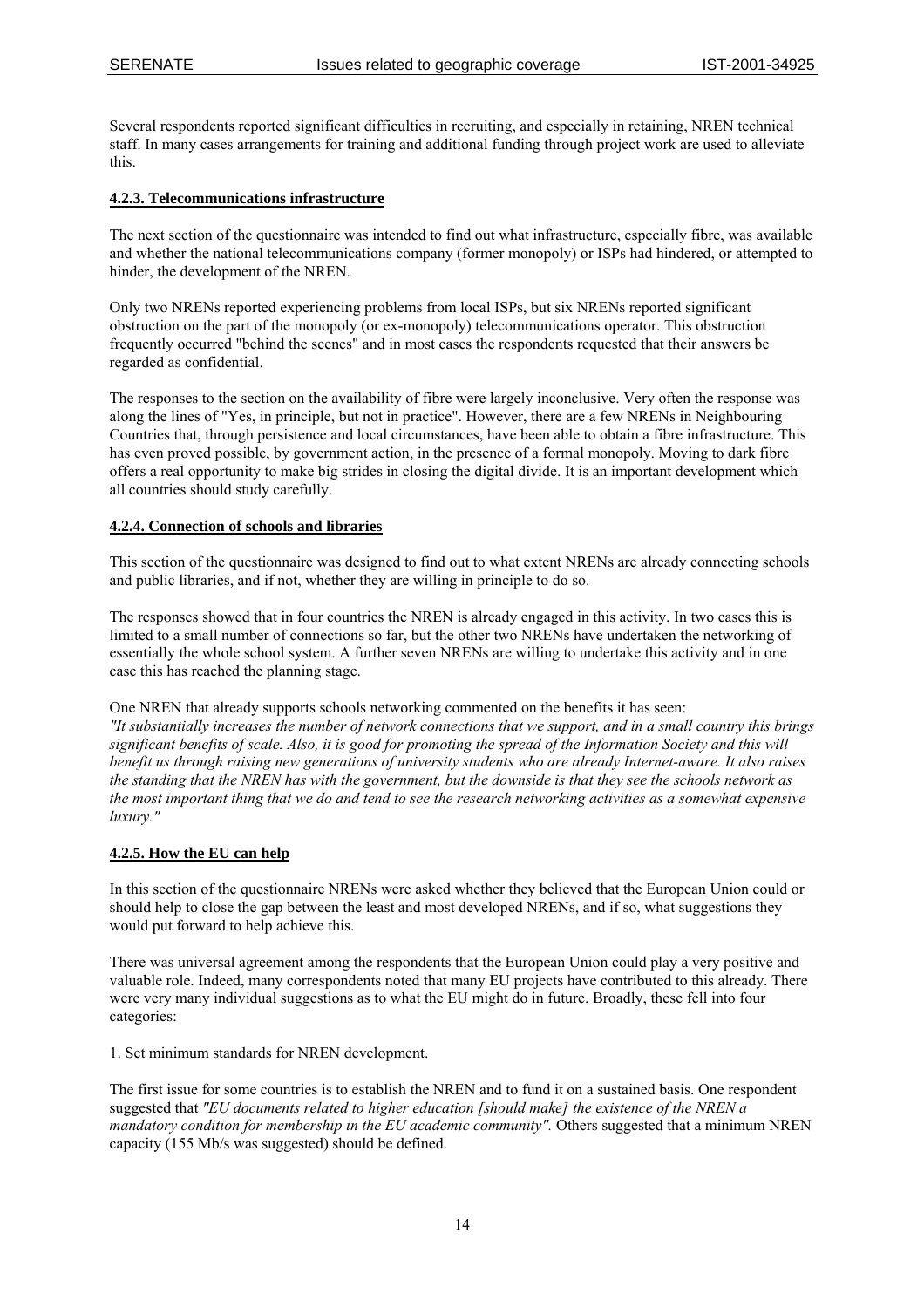Several respondents reported significant difficulties in recruiting, and especially in retaining, NREN technical staff. In many cases arrangements for training and additional funding through project work are used to alleviate this.

#### 4.2.3. Telecommunications infrastructure

The next section of the questionnaire was intended to find out what infrastructure, especially fibre, was available and whether the national telecommunications company (former monopoly) or ISPs had hindered, or attempted to hinder, the development of the NREN.

Only two NRENs reported experiencing problems from local ISPs, but six NRENs reported significant obstruction on the part of the monopoly (or ex-monopoly) telecommunications operator. This obstruction frequently occurred "behind the scenes" and in most cases the respondents requested that their answers be regarded as confidential.

The responses to the section on the availability of fibre were largely inconclusive. Very often the response was along the lines of "Yes, in principle, but not in practice". However, there are a few NRENs in Neighbouring Countries that, through persistence and local circumstances, have been able to obtain a fibre infrastructure. This has even proved possible, by government action, in the presence of a formal monopoly. Moving to dark fibre offers a real opportunity to make big strides in closing the digital divide. It is an important development which all countries should study carefully.

#### 4.2.4. Connection of schools and libraries

This section of the questionnaire was designed to find out to what extent NRENs are already connecting schools and public libraries, and if not, whether they are willing in principle to do so.

The responses showed that in four countries the NREN is already engaged in this activity. In two cases this is limited to a small number of connections so far, but the other two NRENs have undertaken the networking of essentially the whole school system. A further seven NRENs are willing to undertake this activity and in one case this has reached the planning stage.

One NREN that already supports schools networking commented on the benefits it has seen:
*"It substantially increases the number of network connections that we support, and in a small country this brings significant benefits of scale. Also, it is good for promoting the spread of the Information Society and this will benefit us through raising new generations of university students who are already Internet-aware. It also raises the standing that the NREN has with the government, but the downside is that they see the schools network as the most important thing that we do and tend to see the research networking activities as a somewhat expensive luxury."*

#### 4.2.5. How the EU can help

In this section of the questionnaire NRENs were asked whether they believed that the European Union could or should help to close the gap between the least and most developed NRENs, and if so, what suggestions they would put forward to help achieve this.

There was universal agreement among the respondents that the European Union could play a very positive and valuable role. Indeed, many correspondents noted that many EU projects have contributed to this already. There were very many individual suggestions as to what the EU might do in future. Broadly, these fell into four categories:

1. Set minimum standards for NREN development.

The first issue for some countries is to establish the NREN and to fund it on a sustained basis. One respondent suggested that *"EU documents related to higher education [should make] the existence of the NREN a mandatory condition for membership in the EU academic community".* Others suggested that a minimum NREN capacity (155 Mb/s was suggested) should be defined.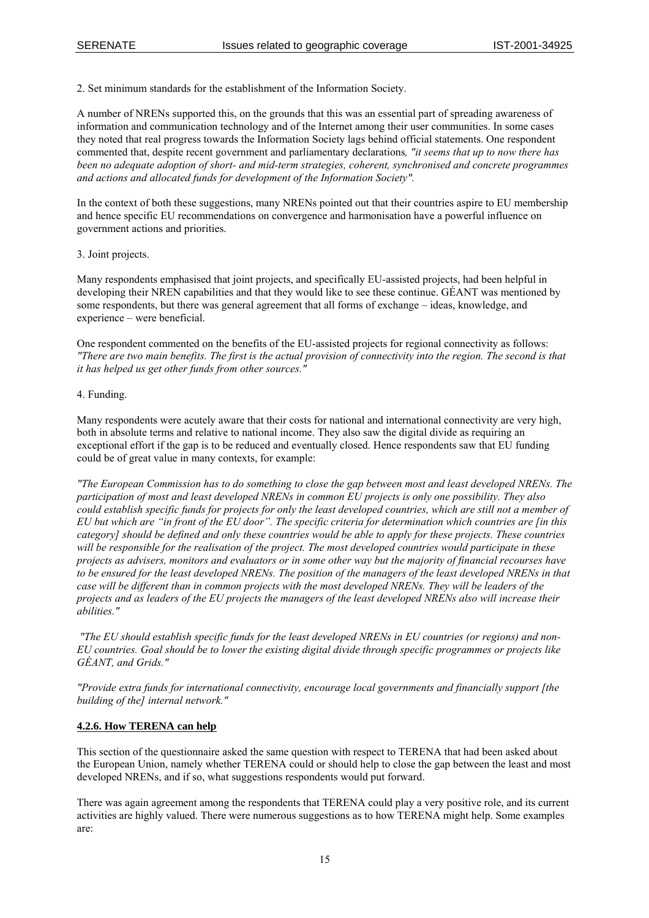2. Set minimum standards for the establishment of the Information Society.

A number of NRENs supported this, on the grounds that this was an essential part of spreading awareness of information and communication technology and of the Internet among their user communities. In some cases they noted that real progress towards the Information Society lags behind official statements. One respondent commented that, despite recent government and parliamentary declarations*, "it seems that up to now there has been no adequate adoption of short- and mid-term strategies, coherent, synchronised and concrete programmes and actions and allocated funds for development of the Information Society".*

In the context of both these suggestions, many NRENs pointed out that their countries aspire to EU membership and hence specific EU recommendations on convergence and harmonisation have a powerful influence on government actions and priorities.

3. Joint projects.

Many respondents emphasised that joint projects, and specifically EU-assisted projects, had been helpful in developing their NREN capabilities and that they would like to see these continue. GÉANT was mentioned by some respondents, but there was general agreement that all forms of exchange – ideas, knowledge, and experience – were beneficial.

One respondent commented on the benefits of the EU-assisted projects for regional connectivity as follows: *"There are two main benefits. The first is the actual provision of connectivity into the region. The second is that it has helped us get other funds from other sources."*

4. Funding.

Many respondents were acutely aware that their costs for national and international connectivity are very high, both in absolute terms and relative to national income. They also saw the digital divide as requiring an exceptional effort if the gap is to be reduced and eventually closed. Hence respondents saw that EU funding could be of great value in many contexts, for example:

*"The European Commission has to do something to close the gap between most and least developed NRENs. The participation of most and least developed NRENs in common EU projects is only one possibility. They also could establish specific funds for projects for only the least developed countries, which are still not a member of EU but which are "in front of the EU door". The specific criteria for determination which countries are [in this category] should be defined and only these countries would be able to apply for these projects. These countries will be responsible for the realisation of the project. The most developed countries would participate in these projects as advisers, monitors and evaluators or in some other way but the majority of financial recourses have to be ensured for the least developed NRENs. The position of the managers of the least developed NRENs in that case will be different than in common projects with the most developed NRENs. They will be leaders of the projects and as leaders of the EU projects the managers of the least developed NRENs also will increase their abilities."*

*"The EU should establish specific funds for the least developed NRENs in EU countries (or regions) and non-EU countries. Goal should be to lower the existing digital divide through specific programmes or projects like GÉANT, and Grids."*

*"Provide extra funds for international connectivity, encourage local governments and financially support [the building of the] internal network."*

#### 4.2.6. How TERENA can help

This section of the questionnaire asked the same question with respect to TERENA that had been asked about the European Union, namely whether TERENA could or should help to close the gap between the least and most developed NRENs, and if so, what suggestions respondents would put forward.

There was again agreement among the respondents that TERENA could play a very positive role, and its current activities are highly valued. There were numerous suggestions as to how TERENA might help. Some examples are: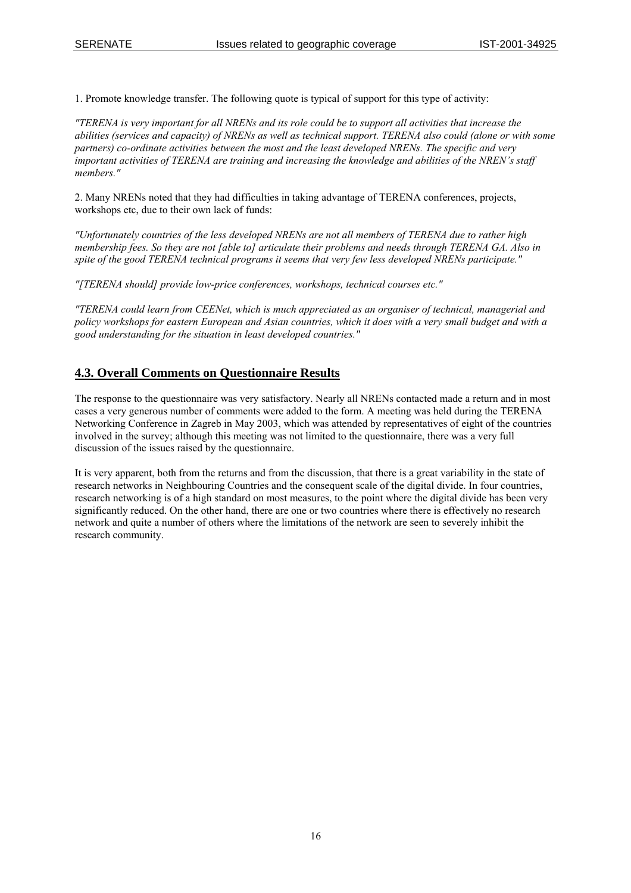1. Promote knowledge transfer. The following quote is typical of support for this type of activity:

*"TERENA is very important for all NRENs and its role could be to support all activities that increase the abilities (services and capacity) of NRENs as well as technical support. TERENA also could (alone or with some partners) co-ordinate activities between the most and the least developed NRENs. The specific and very important activities of TERENA are training and increasing the knowledge and abilities of the NREN's staff members."*

2. Many NRENs noted that they had difficulties in taking advantage of TERENA conferences, projects, workshops etc, due to their own lack of funds:

*"Unfortunately countries of the less developed NRENs are not all members of TERENA due to rather high membership fees. So they are not [able to] articulate their problems and needs through TERENA GA. Also in spite of the good TERENA technical programs it seems that very few less developed NRENs participate."*

*"[TERENA should] provide low-price conferences, workshops, technical courses etc."*

*"TERENA could learn from CEENet, which is much appreciated as an organiser of technical, managerial and policy workshops for eastern European and Asian countries, which it does with a very small budget and with a good understanding for the situation in least developed countries."*

## 4.3. Overall Comments on Questionnaire Results

The response to the questionnaire was very satisfactory. Nearly all NRENs contacted made a return and in most cases a very generous number of comments were added to the form. A meeting was held during the TERENA Networking Conference in Zagreb in May 2003, which was attended by representatives of eight of the countries involved in the survey; although this meeting was not limited to the questionnaire, there was a very full discussion of the issues raised by the questionnaire.

It is very apparent, both from the returns and from the discussion, that there is a great variability in the state of research networks in Neighbouring Countries and the consequent scale of the digital divide. In four countries, research networking is of a high standard on most measures, to the point where the digital divide has been very significantly reduced. On the other hand, there are one or two countries where there is effectively no research network and quite a number of others where the limitations of the network are seen to severely inhibit the research community.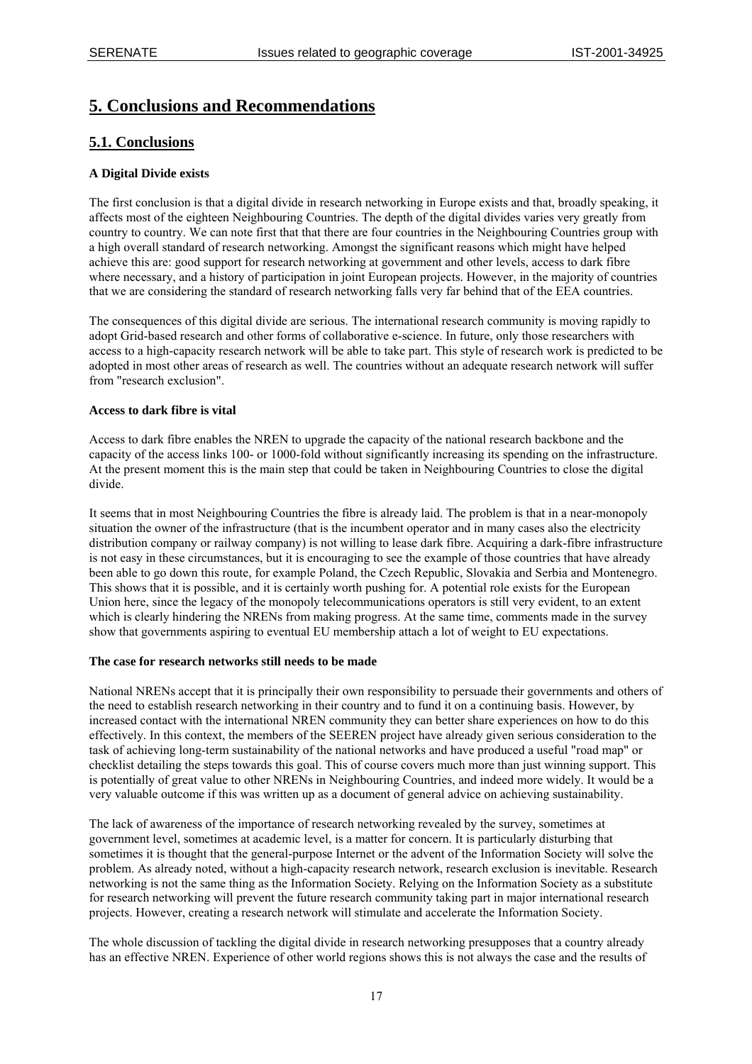# 5. Conclusions and Recommendations

## 5.1. Conclusions

**A Digital Divide exists**

The first conclusion is that a digital divide in research networking in Europe exists and that, broadly speaking, it affects most of the eighteen Neighbouring Countries. The depth of the digital divides varies very greatly from country to country. We can note first that that there are four countries in the Neighbouring Countries group with a high overall standard of research networking. Amongst the significant reasons which might have helped achieve this are: good support for research networking at government and other levels, access to dark fibre where necessary, and a history of participation in joint European projects. However, in the majority of countries that we are considering the standard of research networking falls very far behind that of the EEA countries.

The consequences of this digital divide are serious. The international research community is moving rapidly to adopt Grid-based research and other forms of collaborative e-science. In future, only those researchers with access to a high-capacity research network will be able to take part. This style of research work is predicted to be adopted in most other areas of research as well. The countries without an adequate research network will suffer from "research exclusion".

**Access to dark fibre is vital**

Access to dark fibre enables the NREN to upgrade the capacity of the national research backbone and the capacity of the access links 100- or 1000-fold without significantly increasing its spending on the infrastructure. At the present moment this is the main step that could be taken in Neighbouring Countries to close the digital divide.

It seems that in most Neighbouring Countries the fibre is already laid. The problem is that in a near-monopoly situation the owner of the infrastructure (that is the incumbent operator and in many cases also the electricity distribution company or railway company) is not willing to lease dark fibre. Acquiring a dark-fibre infrastructure is not easy in these circumstances, but it is encouraging to see the example of those countries that have already been able to go down this route, for example Poland, the Czech Republic, Slovakia and Serbia and Montenegro. This shows that it is possible, and it is certainly worth pushing for. A potential role exists for the European Union here, since the legacy of the monopoly telecommunications operators is still very evident, to an extent which is clearly hindering the NRENs from making progress. At the same time, comments made in the survey show that governments aspiring to eventual EU membership attach a lot of weight to EU expectations.

**The case for research networks still needs to be made**

National NRENs accept that it is principally their own responsibility to persuade their governments and others of the need to establish research networking in their country and to fund it on a continuing basis. However, by increased contact with the international NREN community they can better share experiences on how to do this effectively. In this context, the members of the SEEREN project have already given serious consideration to the task of achieving long-term sustainability of the national networks and have produced a useful "road map" or checklist detailing the steps towards this goal. This of course covers much more than just winning support. This is potentially of great value to other NRENs in Neighbouring Countries, and indeed more widely. It would be a very valuable outcome if this was written up as a document of general advice on achieving sustainability.

The lack of awareness of the importance of research networking revealed by the survey, sometimes at government level, sometimes at academic level, is a matter for concern. It is particularly disturbing that sometimes it is thought that the general-purpose Internet or the advent of the Information Society will solve the problem. As already noted, without a high-capacity research network, research exclusion is inevitable. Research networking is not the same thing as the Information Society. Relying on the Information Society as a substitute for research networking will prevent the future research community taking part in major international research projects. However, creating a research network will stimulate and accelerate the Information Society.

The whole discussion of tackling the digital divide in research networking presupposes that a country already has an effective NREN. Experience of other world regions shows this is not always the case and the results of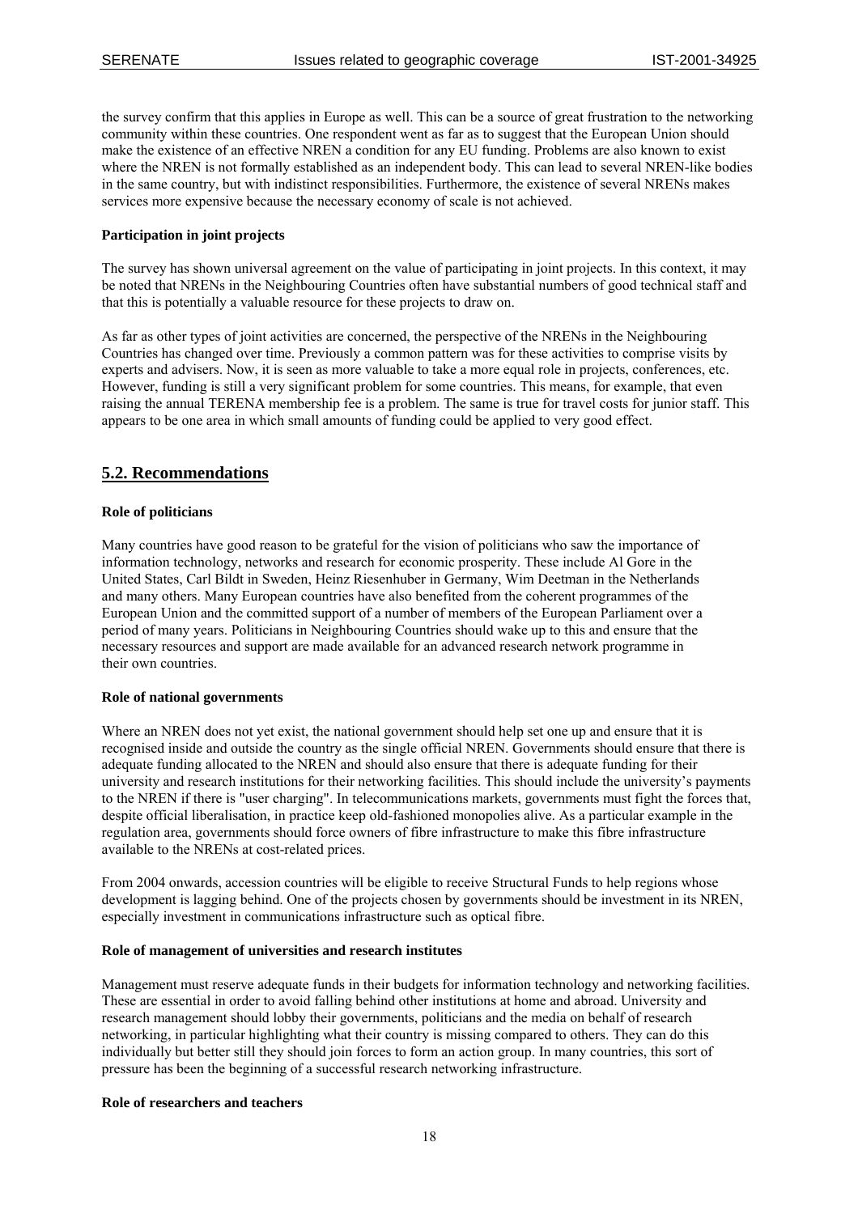the survey confirm that this applies in Europe as well. This can be a source of great frustration to the networking community within these countries. One respondent went as far as to suggest that the European Union should make the existence of an effective NREN a condition for any EU funding. Problems are also known to exist where the NREN is not formally established as an independent body. This can lead to several NREN-like bodies in the same country, but with indistinct responsibilities. Furthermore, the existence of several NRENs makes services more expensive because the necessary economy of scale is not achieved.

**Participation in joint projects**

The survey has shown universal agreement on the value of participating in joint projects. In this context, it may be noted that NRENs in the Neighbouring Countries often have substantial numbers of good technical staff and that this is potentially a valuable resource for these projects to draw on.

As far as other types of joint activities are concerned, the perspective of the NRENs in the Neighbouring Countries has changed over time. Previously a common pattern was for these activities to comprise visits by experts and advisers. Now, it is seen as more valuable to take a more equal role in projects, conferences, etc. However, funding is still a very significant problem for some countries. This means, for example, that even raising the annual TERENA membership fee is a problem. The same is true for travel costs for junior staff. This appears to be one area in which small amounts of funding could be applied to very good effect.

## 5.2. Recommendations

**Role of politicians**

Many countries have good reason to be grateful for the vision of politicians who saw the importance of information technology, networks and research for economic prosperity. These include Al Gore in the United States, Carl Bildt in Sweden, Heinz Riesenhuber in Germany, Wim Deetman in the Netherlands and many others. Many European countries have also benefited from the coherent programmes of the European Union and the committed support of a number of members of the European Parliament over a period of many years. Politicians in Neighbouring Countries should wake up to this and ensure that the necessary resources and support are made available for an advanced research network programme in their own countries.

**Role of national governments**

Where an NREN does not yet exist, the national government should help set one up and ensure that it is recognised inside and outside the country as the single official NREN. Governments should ensure that there is adequate funding allocated to the NREN and should also ensure that there is adequate funding for their university and research institutions for their networking facilities. This should include the university's payments to the NREN if there is "user charging". In telecommunications markets, governments must fight the forces that, despite official liberalisation, in practice keep old-fashioned monopolies alive. As a particular example in the regulation area, governments should force owners of fibre infrastructure to make this fibre infrastructure available to the NRENs at cost-related prices.

From 2004 onwards, accession countries will be eligible to receive Structural Funds to help regions whose development is lagging behind. One of the projects chosen by governments should be investment in its NREN, especially investment in communications infrastructure such as optical fibre.

**Role of management of universities and research institutes**

Management must reserve adequate funds in their budgets for information technology and networking facilities. These are essential in order to avoid falling behind other institutions at home and abroad. University and research management should lobby their governments, politicians and the media on behalf of research networking, in particular highlighting what their country is missing compared to others. They can do this individually but better still they should join forces to form an action group. In many countries, this sort of pressure has been the beginning of a successful research networking infrastructure.

**Role of researchers and teachers**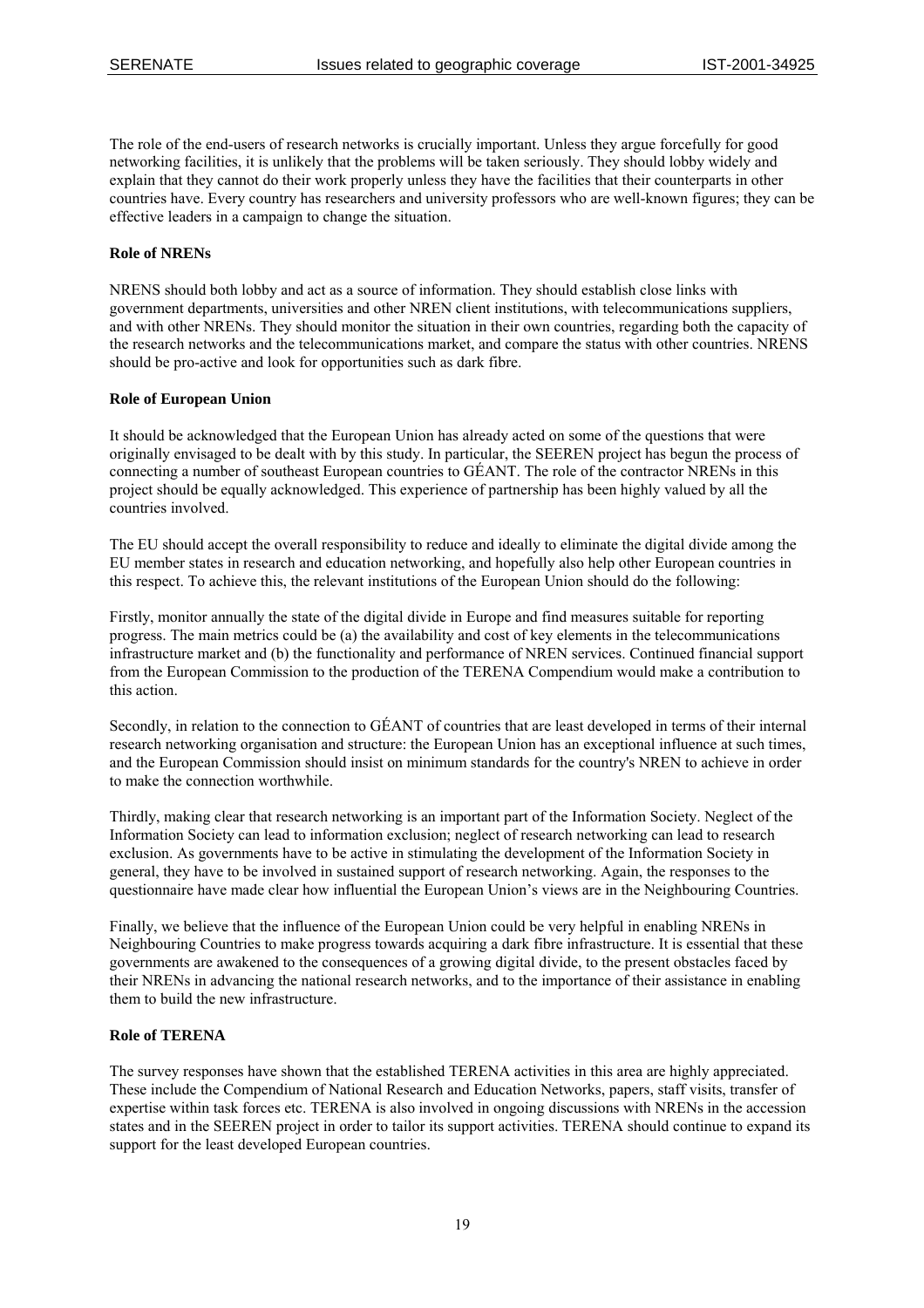The role of the end-users of research networks is crucially important. Unless they argue forcefully for good networking facilities, it is unlikely that the problems will be taken seriously. They should lobby widely and explain that they cannot do their work properly unless they have the facilities that their counterparts in other countries have. Every country has researchers and university professors who are well-known figures; they can be effective leaders in a campaign to change the situation.

**Role of NRENs**

NRENS should both lobby and act as a source of information. They should establish close links with government departments, universities and other NREN client institutions, with telecommunications suppliers, and with other NRENs. They should monitor the situation in their own countries, regarding both the capacity of the research networks and the telecommunications market, and compare the status with other countries. NRENS should be pro-active and look for opportunities such as dark fibre.

**Role of European Union**

It should be acknowledged that the European Union has already acted on some of the questions that were originally envisaged to be dealt with by this study. In particular, the SEEREN project has begun the process of connecting a number of southeast European countries to GÉANT. The role of the contractor NRENs in this project should be equally acknowledged. This experience of partnership has been highly valued by all the countries involved.

The EU should accept the overall responsibility to reduce and ideally to eliminate the digital divide among the EU member states in research and education networking, and hopefully also help other European countries in this respect. To achieve this, the relevant institutions of the European Union should do the following:

Firstly, monitor annually the state of the digital divide in Europe and find measures suitable for reporting progress. The main metrics could be (a) the availability and cost of key elements in the telecommunications infrastructure market and (b) the functionality and performance of NREN services. Continued financial support from the European Commission to the production of the TERENA Compendium would make a contribution to this action.

Secondly, in relation to the connection to GÉANT of countries that are least developed in terms of their internal research networking organisation and structure: the European Union has an exceptional influence at such times, and the European Commission should insist on minimum standards for the country's NREN to achieve in order to make the connection worthwhile.

Thirdly, making clear that research networking is an important part of the Information Society. Neglect of the Information Society can lead to information exclusion; neglect of research networking can lead to research exclusion. As governments have to be active in stimulating the development of the Information Society in general, they have to be involved in sustained support of research networking. Again, the responses to the questionnaire have made clear how influential the European Union's views are in the Neighbouring Countries.

Finally, we believe that the influence of the European Union could be very helpful in enabling NRENs in Neighbouring Countries to make progress towards acquiring a dark fibre infrastructure. It is essential that these governments are awakened to the consequences of a growing digital divide, to the present obstacles faced by their NRENs in advancing the national research networks, and to the importance of their assistance in enabling them to build the new infrastructure.

**Role of TERENA**

The survey responses have shown that the established TERENA activities in this area are highly appreciated. These include the Compendium of National Research and Education Networks, papers, staff visits, transfer of expertise within task forces etc. TERENA is also involved in ongoing discussions with NRENs in the accession states and in the SEEREN project in order to tailor its support activities. TERENA should continue to expand its support for the least developed European countries.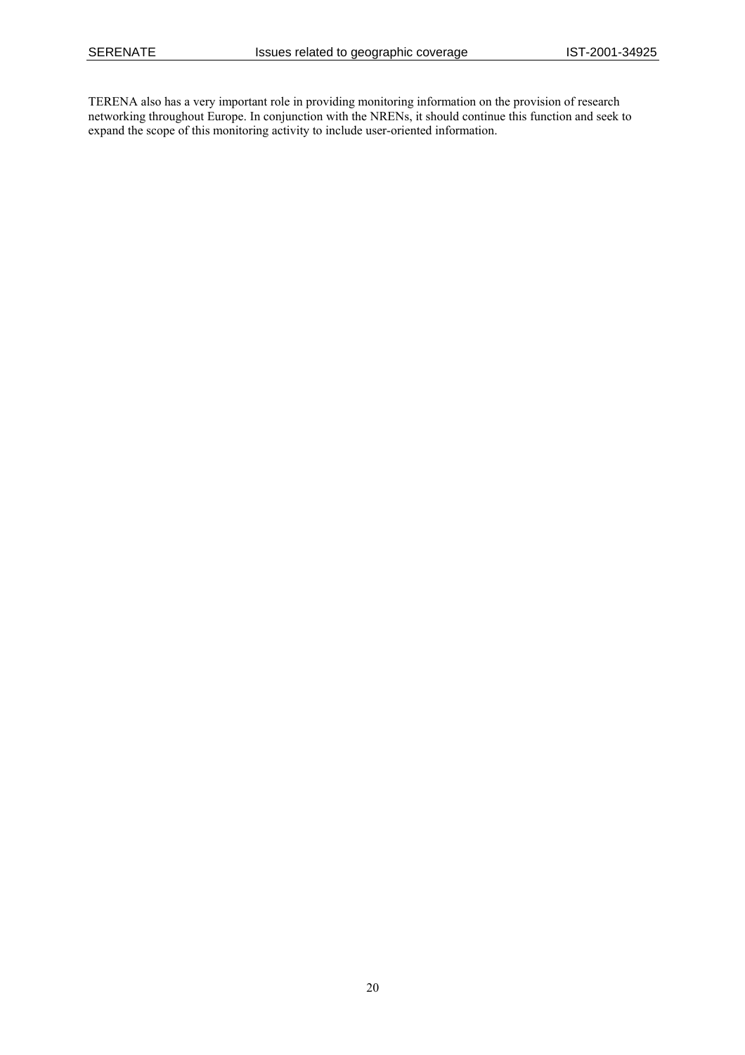TERENA also has a very important role in providing monitoring information on the provision of research networking throughout Europe. In conjunction with the NRENs, it should continue this function and seek to expand the scope of this monitoring activity to include user-oriented information.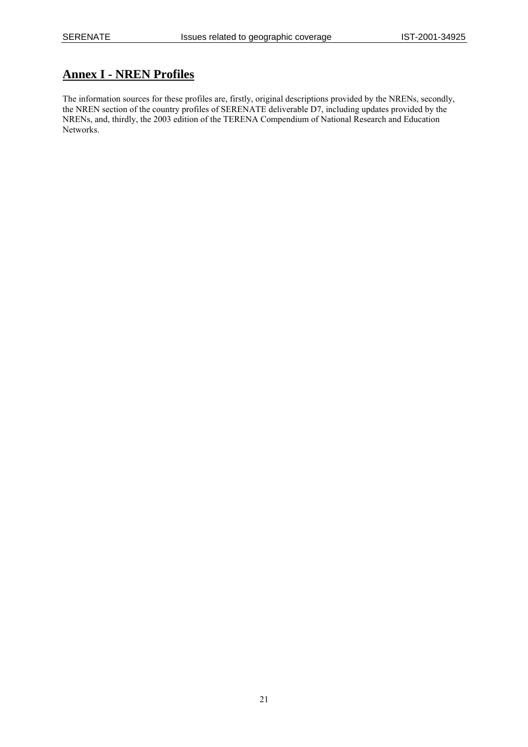# Annex I - NREN Profiles

The information sources for these profiles are, firstly, original descriptions provided by the NRENs, secondly, the NREN section of the country profiles of SERENATE deliverable D7, including updates provided by the NRENs, and, thirdly, the 2003 edition of the TERENA Compendium of National Research and Education Networks.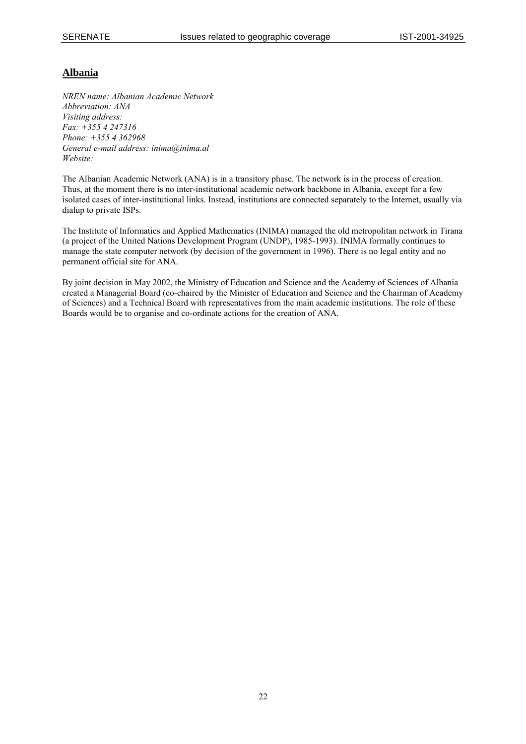## Albania

*NREN name: Albanian Academic Network*
*Abbreviation: ANA*
*Visiting address:*
*Fax: +355 4 247316*
*Phone: +355 4 362968*
*General e-mail address: inima@inima.al*
*Website:*

The Albanian Academic Network (ANA) is in a transitory phase. The network is in the process of creation. Thus, at the moment there is no inter-institutional academic network backbone in Albania, except for a few isolated cases of inter-institutional links. Instead, institutions are connected separately to the Internet, usually via dialup to private ISPs.

The Institute of Informatics and Applied Mathematics (INIMA) managed the old metropolitan network in Tirana (a project of the United Nations Development Program (UNDP), 1985-1993). INIMA formally continues to manage the state computer network (by decision of the government in 1996). There is no legal entity and no permanent official site for ANA.

By joint decision in May 2002, the Ministry of Education and Science and the Academy of Sciences of Albania created a Managerial Board (co-chaired by the Minister of Education and Science and the Chairman of Academy of Sciences) and a Technical Board with representatives from the main academic institutions. The role of these Boards would be to organise and co-ordinate actions for the creation of ANA.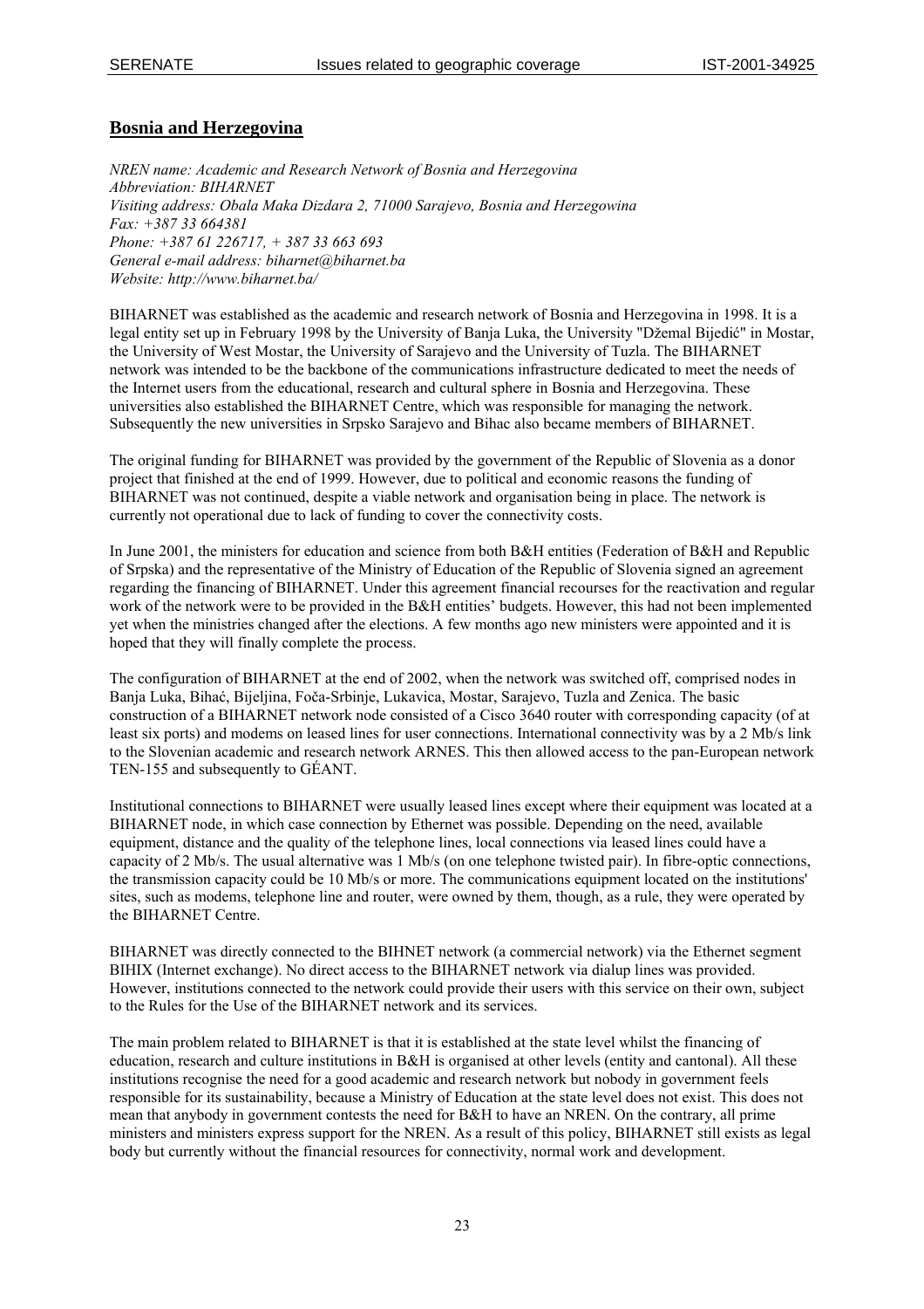## Bosnia and Herzegovina

*NREN name: Academic and Research Network of Bosnia and Herzegovina*
*Abbreviation: BIHARNET*
*Visiting address: Obala Maka Dizdara 2, 71000 Sarajevo, Bosnia and Herzegowina*
*Fax: +387 33 664381*
*Phone: +387 61 226717, + 387 33 663 693*
*General e-mail address: biharnet@biharnet.ba*
*Website: http://www.biharnet.ba/*

BIHARNET was established as the academic and research network of Bosnia and Herzegovina in 1998. It is a legal entity set up in February 1998 by the University of Banja Luka, the University "Džemal Bijedić" in Mostar, the University of West Mostar, the University of Sarajevo and the University of Tuzla. The BIHARNET network was intended to be the backbone of the communications infrastructure dedicated to meet the needs of the Internet users from the educational, research and cultural sphere in Bosnia and Herzegovina. These universities also established the BIHARNET Centre, which was responsible for managing the network. Subsequently the new universities in Srpsko Sarajevo and Bihac also became members of BIHARNET.

The original funding for BIHARNET was provided by the government of the Republic of Slovenia as a donor project that finished at the end of 1999. However, due to political and economic reasons the funding of BIHARNET was not continued, despite a viable network and organisation being in place. The network is currently not operational due to lack of funding to cover the connectivity costs.

In June 2001, the ministers for education and science from both B&H entities (Federation of B&H and Republic of Srpska) and the representative of the Ministry of Education of the Republic of Slovenia signed an agreement regarding the financing of BIHARNET. Under this agreement financial recourses for the reactivation and regular work of the network were to be provided in the B&H entities' budgets. However, this had not been implemented yet when the ministries changed after the elections. A few months ago new ministers were appointed and it is hoped that they will finally complete the process.

The configuration of BIHARNET at the end of 2002, when the network was switched off, comprised nodes in Banja Luka, Bihać, Bijeljina, Foča-Srbinje, Lukavica, Mostar, Sarajevo, Tuzla and Zenica. The basic construction of a BIHARNET network node consisted of a Cisco 3640 router with corresponding capacity (of at least six ports) and modems on leased lines for user connections. International connectivity was by a 2 Mb/s link to the Slovenian academic and research network ARNES. This then allowed access to the pan-European network TEN-155 and subsequently to GÉANT.

Institutional connections to BIHARNET were usually leased lines except where their equipment was located at a BIHARNET node, in which case connection by Ethernet was possible. Depending on the need, available equipment, distance and the quality of the telephone lines, local connections via leased lines could have a capacity of 2 Mb/s. The usual alternative was 1 Mb/s (on one telephone twisted pair). In fibre-optic connections, the transmission capacity could be 10 Mb/s or more. The communications equipment located on the institutions' sites, such as modems, telephone line and router, were owned by them, though, as a rule, they were operated by the BIHARNET Centre.

BIHARNET was directly connected to the BIHNET network (a commercial network) via the Ethernet segment BIHIX (Internet exchange). No direct access to the BIHARNET network via dialup lines was provided. However, institutions connected to the network could provide their users with this service on their own, subject to the Rules for the Use of the BIHARNET network and its services.

The main problem related to BIHARNET is that it is established at the state level whilst the financing of education, research and culture institutions in B&H is organised at other levels (entity and cantonal). All these institutions recognise the need for a good academic and research network but nobody in government feels responsible for its sustainability, because a Ministry of Education at the state level does not exist. This does not mean that anybody in government contests the need for B&H to have an NREN. On the contrary, all prime ministers and ministers express support for the NREN. As a result of this policy, BIHARNET still exists as legal body but currently without the financial resources for connectivity, normal work and development.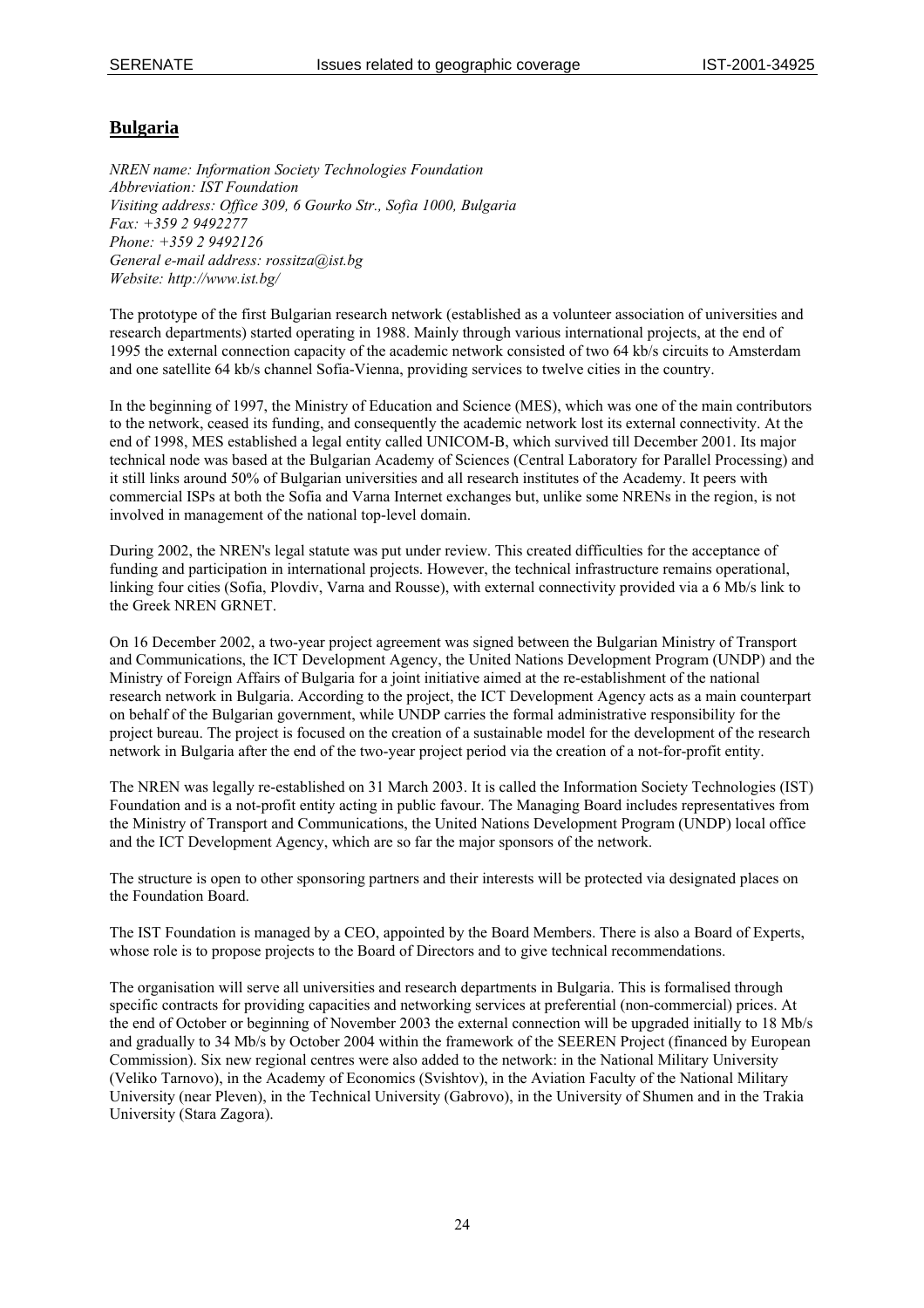## Bulgaria

*NREN name: Information Society Technologies Foundation*
*Abbreviation: IST Foundation*
*Visiting address: Office 309, 6 Gourko Str., Sofia 1000, Bulgaria*
*Fax: +359 2 9492277*
*Phone: +359 2 9492126*
*General e-mail address: rossitza@ist.bg*
*Website: http://www.ist.bg/*

The prototype of the first Bulgarian research network (established as a volunteer association of universities and research departments) started operating in 1988. Mainly through various international projects, at the end of 1995 the external connection capacity of the academic network consisted of two 64 kb/s circuits to Amsterdam and one satellite 64 kb/s channel Sofia-Vienna, providing services to twelve cities in the country.

In the beginning of 1997, the Ministry of Education and Science (MES), which was one of the main contributors to the network, ceased its funding, and consequently the academic network lost its external connectivity. At the end of 1998, MES established a legal entity called UNICOM-B, which survived till December 2001. Its major technical node was based at the Bulgarian Academy of Sciences (Central Laboratory for Parallel Processing) and it still links around 50% of Bulgarian universities and all research institutes of the Academy. It peers with commercial ISPs at both the Sofia and Varna Internet exchanges but, unlike some NRENs in the region, is not involved in management of the national top-level domain.

During 2002, the NREN's legal statute was put under review. This created difficulties for the acceptance of funding and participation in international projects. However, the technical infrastructure remains operational, linking four cities (Sofia, Plovdiv, Varna and Rousse), with external connectivity provided via a 6 Mb/s link to the Greek NREN GRNET.

On 16 December 2002, a two-year project agreement was signed between the Bulgarian Ministry of Transport and Communications, the ICT Development Agency, the United Nations Development Program (UNDP) and the Ministry of Foreign Affairs of Bulgaria for a joint initiative aimed at the re-establishment of the national research network in Bulgaria. According to the project, the ICT Development Agency acts as a main counterpart on behalf of the Bulgarian government, while UNDP carries the formal administrative responsibility for the project bureau. The project is focused on the creation of a sustainable model for the development of the research network in Bulgaria after the end of the two-year project period via the creation of a not-for-profit entity.

The NREN was legally re-established on 31 March 2003. It is called the Information Society Technologies (IST) Foundation and is a not-profit entity acting in public favour. The Managing Board includes representatives from the Ministry of Transport and Communications, the United Nations Development Program (UNDP) local office and the ICT Development Agency, which are so far the major sponsors of the network.

The structure is open to other sponsoring partners and their interests will be protected via designated places on the Foundation Board.

The IST Foundation is managed by a CEO, appointed by the Board Members. There is also a Board of Experts, whose role is to propose projects to the Board of Directors and to give technical recommendations.

The organisation will serve all universities and research departments in Bulgaria. This is formalised through specific contracts for providing capacities and networking services at preferential (non-commercial) prices. At the end of October or beginning of November 2003 the external connection will be upgraded initially to 18 Mb/s and gradually to 34 Mb/s by October 2004 within the framework of the SEEREN Project (financed by European Commission). Six new regional centres were also added to the network: in the National Military University (Veliko Tarnovo), in the Academy of Economics (Svishtov), in the Aviation Faculty of the National Military University (near Pleven), in the Technical University (Gabrovo), in the University of Shumen and in the Trakia University (Stara Zagora).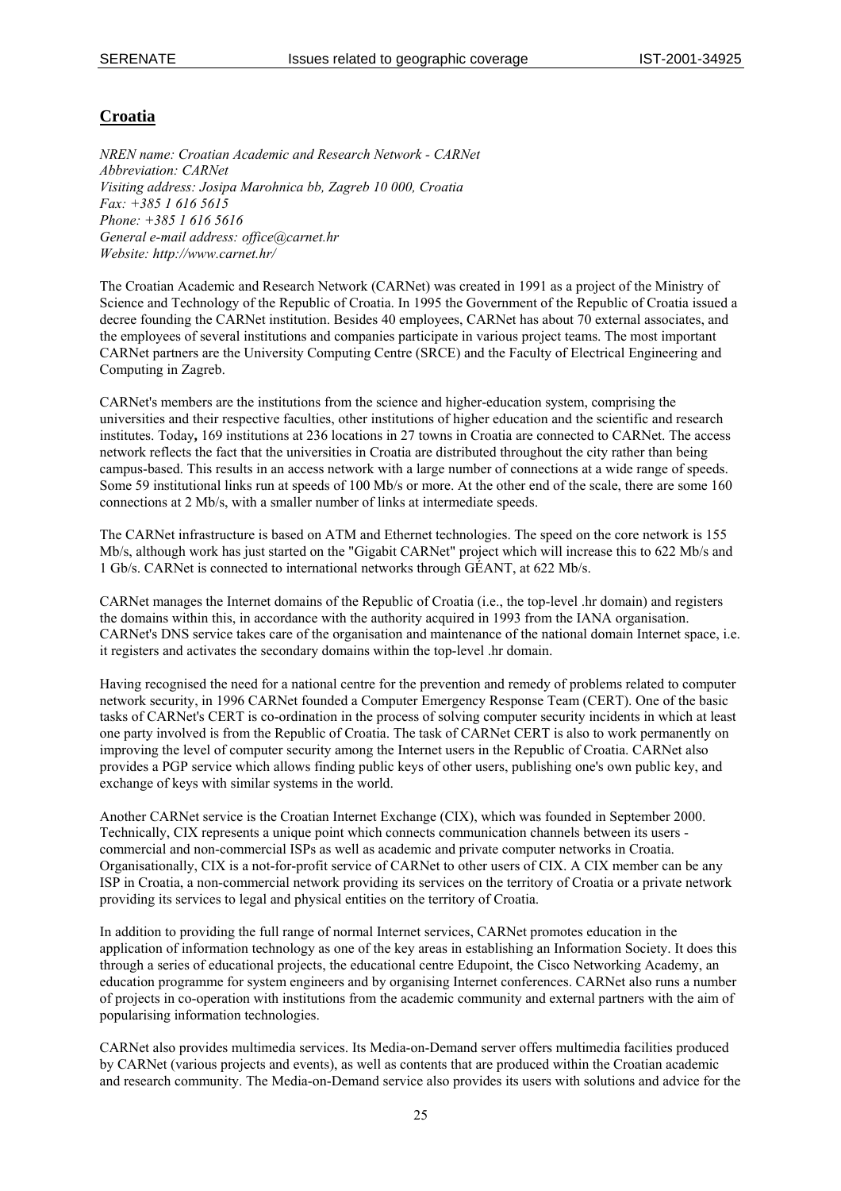## **Croatia**

*NREN name: Croatian Academic and Research Network - CARNet*
*Abbreviation: CARNet*
*Visiting address: Josipa Marohnica bb, Zagreb 10 000, Croatia*
*Fax: +385 1 616 5615*
*Phone: +385 1 616 5616*
*General e-mail address: office@carnet.hr*
*Website: http://www.carnet.hr/*

The Croatian Academic and Research Network (CARNet) was created in 1991 as a project of the Ministry of Science and Technology of the Republic of Croatia. In 1995 the Government of the Republic of Croatia issued a decree founding the CARNet institution. Besides 40 employees, CARNet has about 70 external associates, and the employees of several institutions and companies participate in various project teams. The most important CARNet partners are the University Computing Centre (SRCE) and the Faculty of Electrical Engineering and Computing in Zagreb.

CARNet's members are the institutions from the science and higher-education system, comprising the universities and their respective faculties, other institutions of higher education and the scientific and research institutes. Today**,** 169 institutions at 236 locations in 27 towns in Croatia are connected to CARNet. The access network reflects the fact that the universities in Croatia are distributed throughout the city rather than being campus-based. This results in an access network with a large number of connections at a wide range of speeds. Some 59 institutional links run at speeds of 100 Mb/s or more. At the other end of the scale, there are some 160 connections at 2 Mb/s, with a smaller number of links at intermediate speeds.

The CARNet infrastructure is based on ATM and Ethernet technologies. The speed on the core network is 155 Mb/s, although work has just started on the "Gigabit CARNet" project which will increase this to 622 Mb/s and 1 Gb/s. CARNet is connected to international networks through GÉANT, at 622 Mb/s.

CARNet manages the Internet domains of the Republic of Croatia (i.e., the top-level .hr domain) and registers the domains within this, in accordance with the authority acquired in 1993 from the IANA organisation. CARNet's DNS service takes care of the organisation and maintenance of the national domain Internet space, i.e. it registers and activates the secondary domains within the top-level .hr domain.

Having recognised the need for a national centre for the prevention and remedy of problems related to computer network security, in 1996 CARNet founded a Computer Emergency Response Team (CERT). One of the basic tasks of CARNet's CERT is co-ordination in the process of solving computer security incidents in which at least one party involved is from the Republic of Croatia. The task of CARNet CERT is also to work permanently on improving the level of computer security among the Internet users in the Republic of Croatia. CARNet also provides a PGP service which allows finding public keys of other users, publishing one's own public key, and exchange of keys with similar systems in the world.

Another CARNet service is the Croatian Internet Exchange (CIX), which was founded in September 2000. Technically, CIX represents a unique point which connects communication channels between its users - commercial and non-commercial ISPs as well as academic and private computer networks in Croatia. Organisationally, CIX is a not-for-profit service of CARNet to other users of CIX. A CIX member can be any ISP in Croatia, a non-commercial network providing its services on the territory of Croatia or a private network providing its services to legal and physical entities on the territory of Croatia.

In addition to providing the full range of normal Internet services, CARNet promotes education in the application of information technology as one of the key areas in establishing an Information Society. It does this through a series of educational projects, the educational centre Edupoint, the Cisco Networking Academy, an education programme for system engineers and by organising Internet conferences. CARNet also runs a number of projects in co-operation with institutions from the academic community and external partners with the aim of popularising information technologies.

CARNet also provides multimedia services. Its Media-on-Demand server offers multimedia facilities produced by CARNet (various projects and events), as well as contents that are produced within the Croatian academic and research community. The Media-on-Demand service also provides its users with solutions and advice for the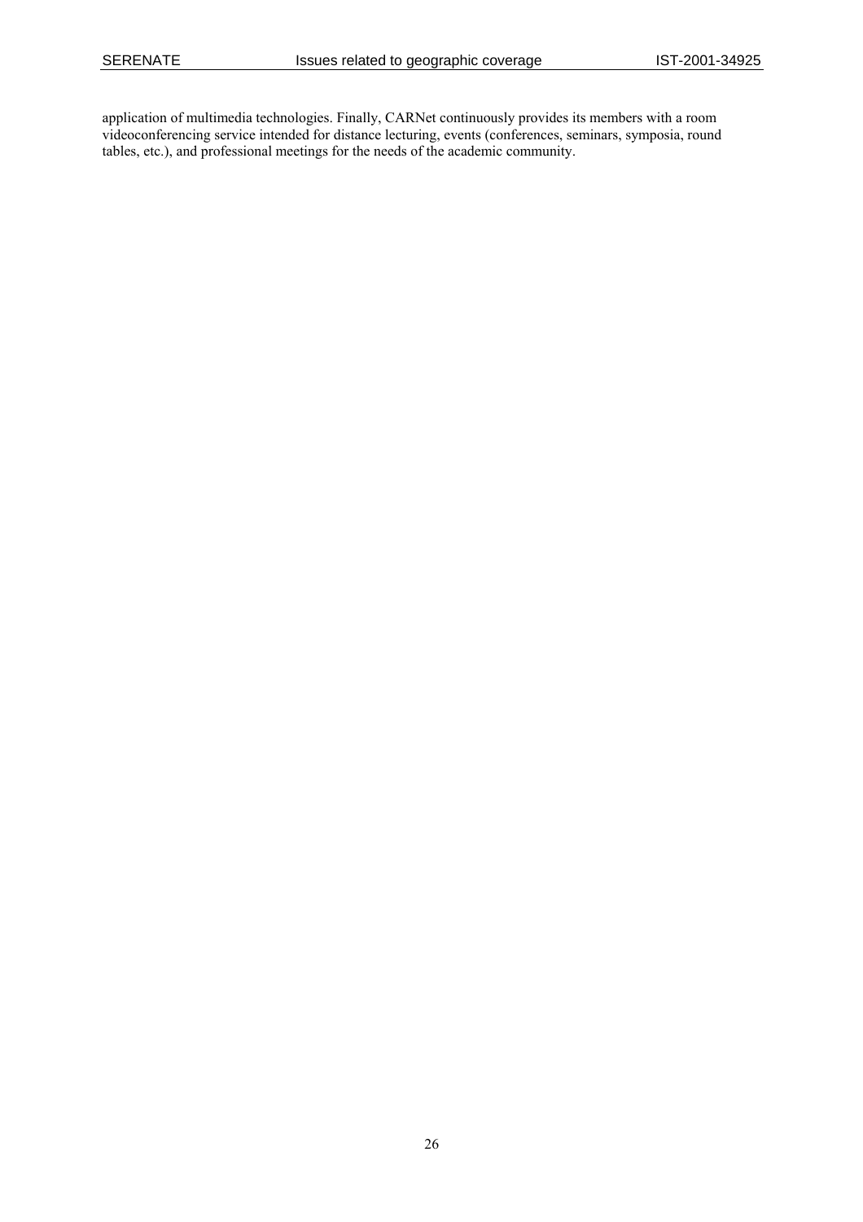application of multimedia technologies. Finally, CARNet continuously provides its members with a room videoconferencing service intended for distance lecturing, events (conferences, seminars, symposia, round tables, etc.), and professional meetings for the needs of the academic community.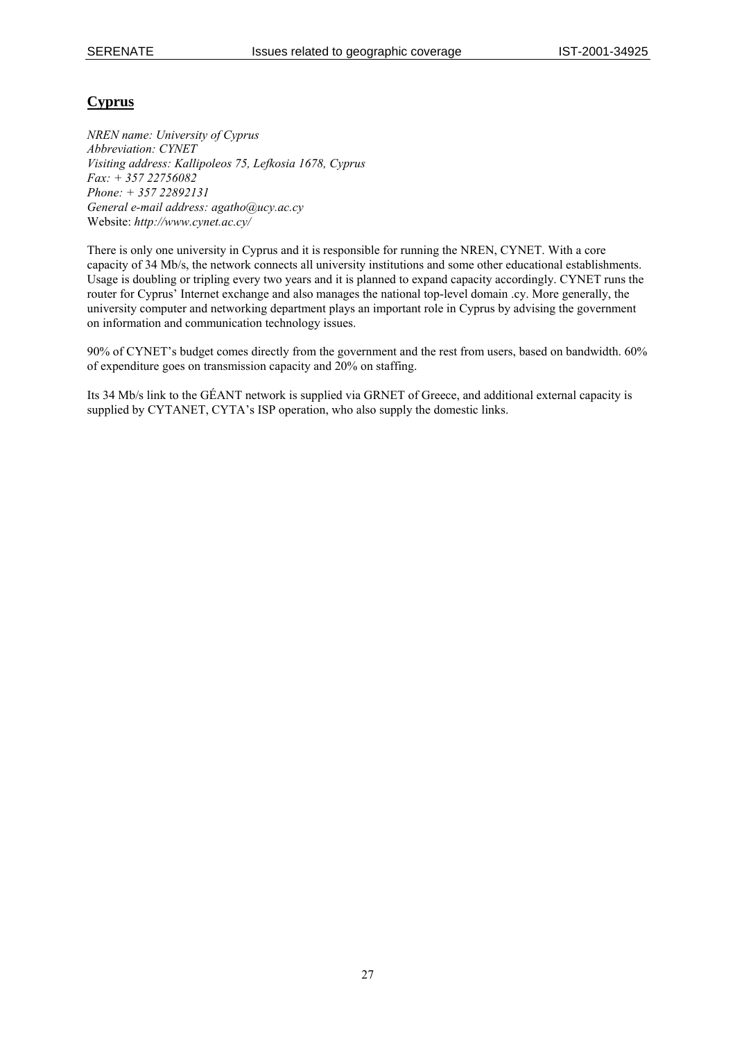## Cyprus

*NREN name: University of Cyprus*
*Abbreviation: CYNET*
*Visiting address: Kallipoleos 75, Lefkosia 1678, Cyprus*
*Fax: + 357 22756082*
*Phone: + 357 22892131*
*General e-mail address: agatho@ucy.ac.cy*
Website: *http://www.cynet.ac.cy/*

There is only one university in Cyprus and it is responsible for running the NREN, CYNET. With a core capacity of 34 Mb/s, the network connects all university institutions and some other educational establishments. Usage is doubling or tripling every two years and it is planned to expand capacity accordingly. CYNET runs the router for Cyprus' Internet exchange and also manages the national top-level domain .cy. More generally, the university computer and networking department plays an important role in Cyprus by advising the government on information and communication technology issues.

90% of CYNET's budget comes directly from the government and the rest from users, based on bandwidth. 60% of expenditure goes on transmission capacity and 20% on staffing.

Its 34 Mb/s link to the GÉANT network is supplied via GRNET of Greece, and additional external capacity is supplied by CYTANET, CYTA's ISP operation, who also supply the domestic links.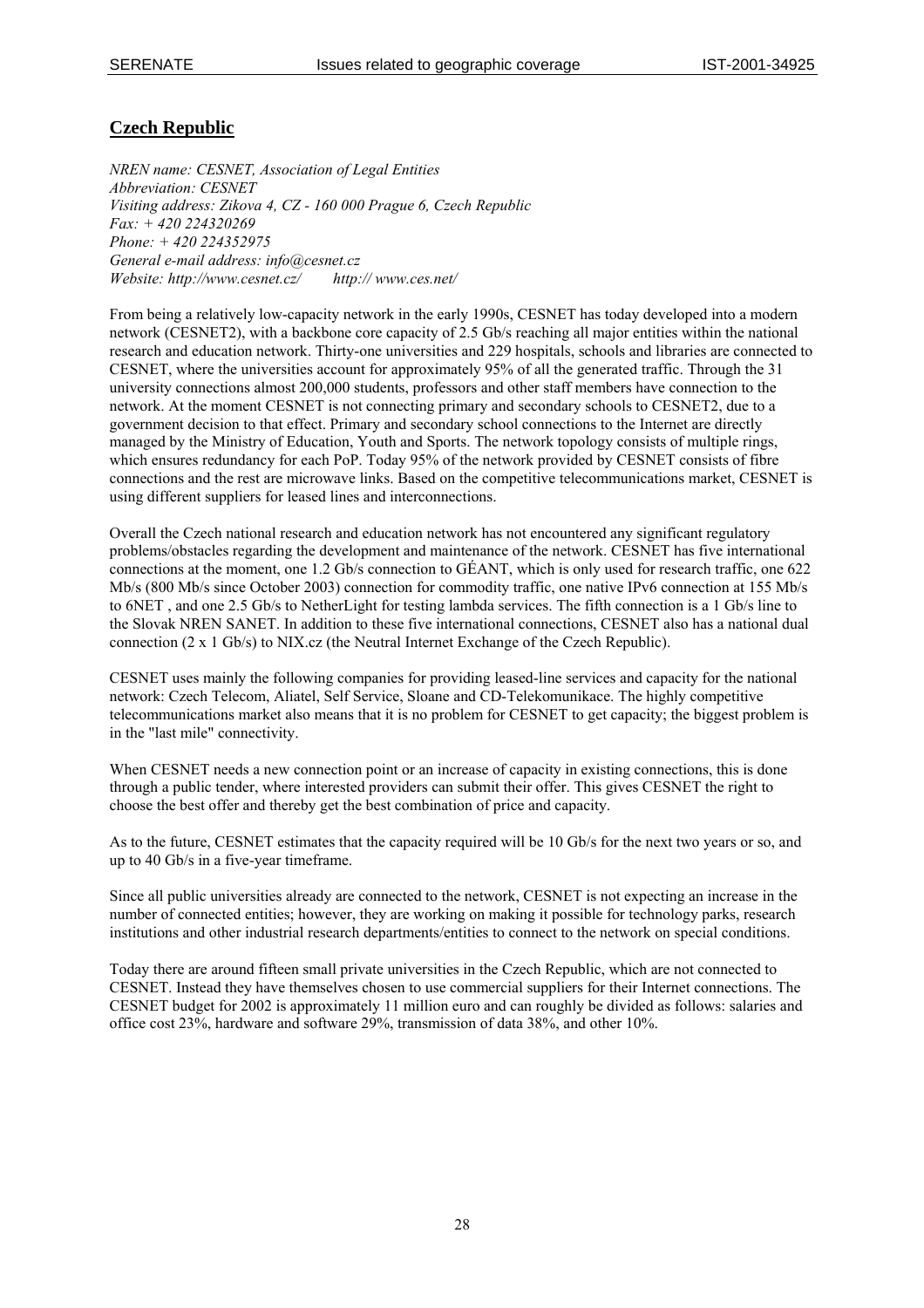## Czech Republic

*NREN name: CESNET, Association of Legal Entities*
*Abbreviation: CESNET*
*Visiting address: Zikova 4, CZ - 160 000 Prague 6, Czech Republic*
*Fax: + 420 224320269*
*Phone: + 420 224352975*
*General e-mail address: info@cesnet.cz*
*Website: http://www.cesnet.cz/ http:// www.ces.net/*

From being a relatively low-capacity network in the early 1990s, CESNET has today developed into a modern network (CESNET2), with a backbone core capacity of 2.5 Gb/s reaching all major entities within the national research and education network. Thirty-one universities and 229 hospitals, schools and libraries are connected to CESNET, where the universities account for approximately 95% of all the generated traffic. Through the 31 university connections almost 200,000 students, professors and other staff members have connection to the network. At the moment CESNET is not connecting primary and secondary schools to CESNET2, due to a government decision to that effect. Primary and secondary school connections to the Internet are directly managed by the Ministry of Education, Youth and Sports. The network topology consists of multiple rings, which ensures redundancy for each PoP. Today 95% of the network provided by CESNET consists of fibre connections and the rest are microwave links. Based on the competitive telecommunications market, CESNET is using different suppliers for leased lines and interconnections.

Overall the Czech national research and education network has not encountered any significant regulatory problems/obstacles regarding the development and maintenance of the network. CESNET has five international connections at the moment, one 1.2 Gb/s connection to GÉANT, which is only used for research traffic, one 622 Mb/s (800 Mb/s since October 2003) connection for commodity traffic, one native IPv6 connection at 155 Mb/s to 6NET , and one 2.5 Gb/s to NetherLight for testing lambda services. The fifth connection is a 1 Gb/s line to the Slovak NREN SANET. In addition to these five international connections, CESNET also has a national dual connection (2 x 1 Gb/s) to NIX.cz (the Neutral Internet Exchange of the Czech Republic).

CESNET uses mainly the following companies for providing leased-line services and capacity for the national network: Czech Telecom, Aliatel, Self Service, Sloane and CD-Telekomunikace. The highly competitive telecommunications market also means that it is no problem for CESNET to get capacity; the biggest problem is in the "last mile" connectivity.

When CESNET needs a new connection point or an increase of capacity in existing connections, this is done through a public tender, where interested providers can submit their offer. This gives CESNET the right to choose the best offer and thereby get the best combination of price and capacity.

As to the future, CESNET estimates that the capacity required will be 10 Gb/s for the next two years or so, and up to 40 Gb/s in a five-year timeframe.

Since all public universities already are connected to the network, CESNET is not expecting an increase in the number of connected entities; however, they are working on making it possible for technology parks, research institutions and other industrial research departments/entities to connect to the network on special conditions.

Today there are around fifteen small private universities in the Czech Republic, which are not connected to CESNET. Instead they have themselves chosen to use commercial suppliers for their Internet connections. The CESNET budget for 2002 is approximately 11 million euro and can roughly be divided as follows: salaries and office cost 23%, hardware and software 29%, transmission of data 38%, and other 10%.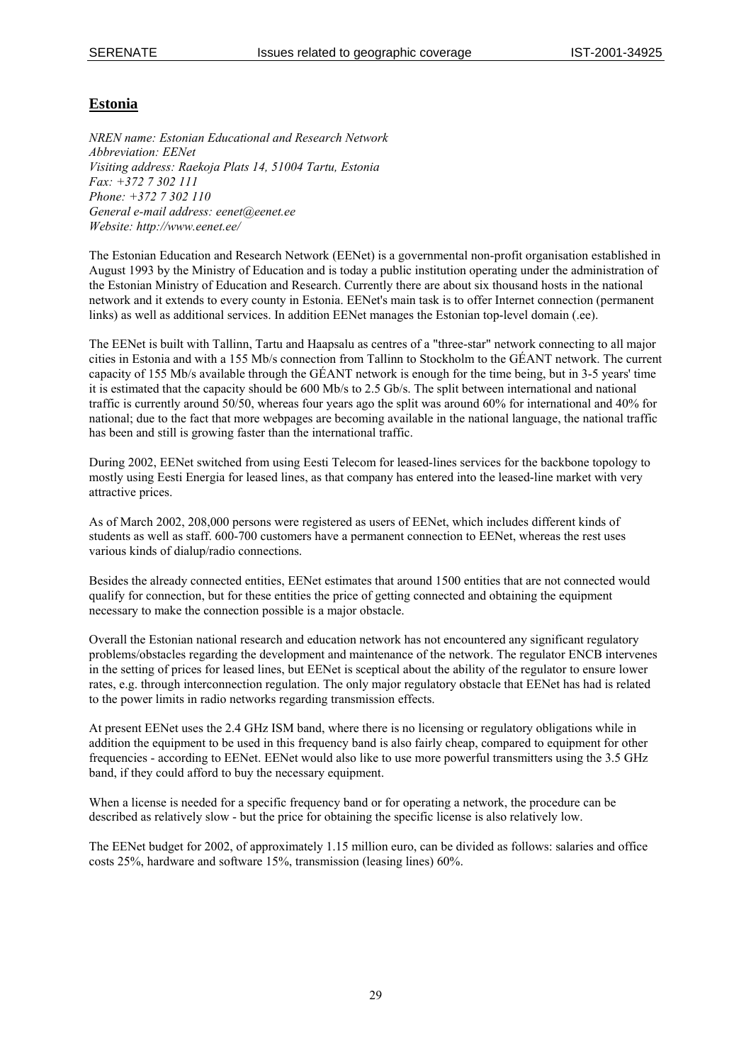## Estonia

*NREN name: Estonian Educational and Research Network*
*Abbreviation: EENet*
*Visiting address: Raekoja Plats 14, 51004 Tartu, Estonia*
*Fax: +372 7 302 111*
*Phone: +372 7 302 110*
*General e-mail address: eenet@eenet.ee*
*Website: http://www.eenet.ee/*

The Estonian Education and Research Network (EENet) is a governmental non-profit organisation established in August 1993 by the Ministry of Education and is today a public institution operating under the administration of the Estonian Ministry of Education and Research. Currently there are about six thousand hosts in the national network and it extends to every county in Estonia. EENet's main task is to offer Internet connection (permanent links) as well as additional services. In addition EENet manages the Estonian top-level domain (.ee).

The EENet is built with Tallinn, Tartu and Haapsalu as centres of a "three-star" network connecting to all major cities in Estonia and with a 155 Mb/s connection from Tallinn to Stockholm to the GÉANT network. The current capacity of 155 Mb/s available through the GÉANT network is enough for the time being, but in 3-5 years' time it is estimated that the capacity should be 600 Mb/s to 2.5 Gb/s. The split between international and national traffic is currently around 50/50, whereas four years ago the split was around 60% for international and 40% for national; due to the fact that more webpages are becoming available in the national language, the national traffic has been and still is growing faster than the international traffic.

During 2002, EENet switched from using Eesti Telecom for leased-lines services for the backbone topology to mostly using Eesti Energia for leased lines, as that company has entered into the leased-line market with very attractive prices.

As of March 2002, 208,000 persons were registered as users of EENet, which includes different kinds of students as well as staff. 600-700 customers have a permanent connection to EENet, whereas the rest uses various kinds of dialup/radio connections.

Besides the already connected entities, EENet estimates that around 1500 entities that are not connected would qualify for connection, but for these entities the price of getting connected and obtaining the equipment necessary to make the connection possible is a major obstacle.

Overall the Estonian national research and education network has not encountered any significant regulatory problems/obstacles regarding the development and maintenance of the network. The regulator ENCB intervenes in the setting of prices for leased lines, but EENet is sceptical about the ability of the regulator to ensure lower rates, e.g. through interconnection regulation. The only major regulatory obstacle that EENet has had is related to the power limits in radio networks regarding transmission effects.

At present EENet uses the 2.4 GHz ISM band, where there is no licensing or regulatory obligations while in addition the equipment to be used in this frequency band is also fairly cheap, compared to equipment for other frequencies - according to EENet. EENet would also like to use more powerful transmitters using the 3.5 GHz band, if they could afford to buy the necessary equipment.

When a license is needed for a specific frequency band or for operating a network, the procedure can be described as relatively slow - but the price for obtaining the specific license is also relatively low.

The EENet budget for 2002, of approximately 1.15 million euro, can be divided as follows: salaries and office costs 25%, hardware and software 15%, transmission (leasing lines) 60%.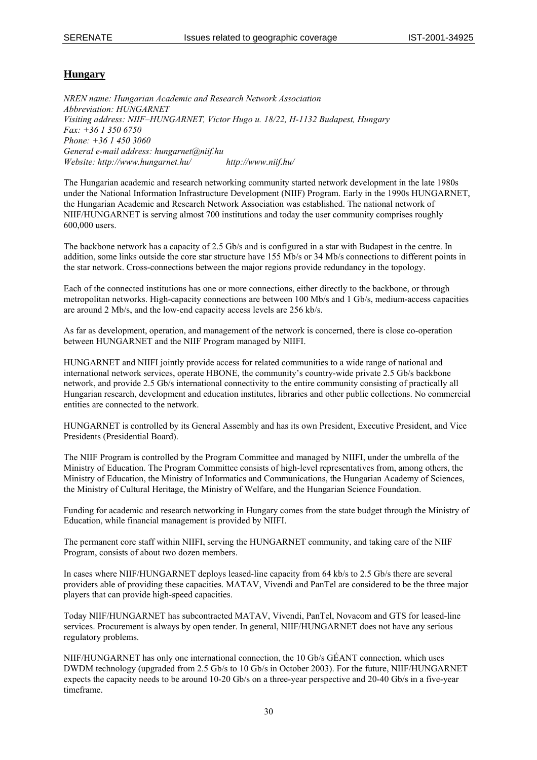## Hungary

*NREN name: Hungarian Academic and Research Network Association*
*Abbreviation: HUNGARNET*
*Visiting address: NIIF–HUNGARNET, Victor Hugo u. 18/22, H-1132 Budapest, Hungary*
*Fax: +36 1 350 6750*
*Phone: +36 1 450 3060*
*General e-mail address: hungarnet@niif.hu*
*Website: http://www.hungarnet.hu/ http://www.niif.hu/*

The Hungarian academic and research networking community started network development in the late 1980s under the National Information Infrastructure Development (NIIF) Program. Early in the 1990s HUNGARNET, the Hungarian Academic and Research Network Association was established. The national network of NIIF/HUNGARNET is serving almost 700 institutions and today the user community comprises roughly 600,000 users.

The backbone network has a capacity of 2.5 Gb/s and is configured in a star with Budapest in the centre. In addition, some links outside the core star structure have 155 Mb/s or 34 Mb/s connections to different points in the star network. Cross-connections between the major regions provide redundancy in the topology.

Each of the connected institutions has one or more connections, either directly to the backbone, or through metropolitan networks. High-capacity connections are between 100 Mb/s and 1 Gb/s, medium-access capacities are around 2 Mb/s, and the low-end capacity access levels are 256 kb/s.

As far as development, operation, and management of the network is concerned, there is close co-operation between HUNGARNET and the NIIF Program managed by NIIFI.

HUNGARNET and NIIFI jointly provide access for related communities to a wide range of national and international network services, operate HBONE, the community's country-wide private 2.5 Gb/s backbone network, and provide 2.5 Gb/s international connectivity to the entire community consisting of practically all Hungarian research, development and education institutes, libraries and other public collections. No commercial entities are connected to the network.

HUNGARNET is controlled by its General Assembly and has its own President, Executive President, and Vice Presidents (Presidential Board).

The NIIF Program is controlled by the Program Committee and managed by NIIFI, under the umbrella of the Ministry of Education. The Program Committee consists of high-level representatives from, among others, the Ministry of Education, the Ministry of Informatics and Communications, the Hungarian Academy of Sciences, the Ministry of Cultural Heritage, the Ministry of Welfare, and the Hungarian Science Foundation.

Funding for academic and research networking in Hungary comes from the state budget through the Ministry of Education, while financial management is provided by NIIFI.

The permanent core staff within NIIFI, serving the HUNGARNET community, and taking care of the NIIF Program, consists of about two dozen members.

In cases where NIIF/HUNGARNET deploys leased-line capacity from 64 kb/s to 2.5 Gb/s there are several providers able of providing these capacities. MATAV, Vivendi and PanTel are considered to be the three major players that can provide high-speed capacities.

Today NIIF/HUNGARNET has subcontracted MATAV, Vivendi, PanTel, Novacom and GTS for leased-line services. Procurement is always by open tender. In general, NIIF/HUNGARNET does not have any serious regulatory problems.

NIIF/HUNGARNET has only one international connection, the 10 Gb/s GÉANT connection, which uses DWDM technology (upgraded from 2.5 Gb/s to 10 Gb/s in October 2003). For the future, NIIF/HUNGARNET expects the capacity needs to be around 10-20 Gb/s on a three-year perspective and 20-40 Gb/s in a five-year timeframe.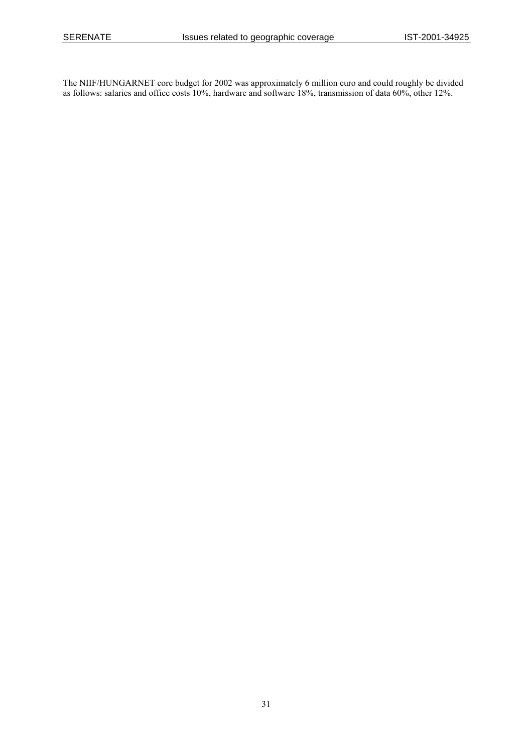The NIIF/HUNGARNET core budget for 2002 was approximately 6 million euro and could roughly be divided as follows: salaries and office costs 10%, hardware and software 18%, transmission of data 60%, other 12%.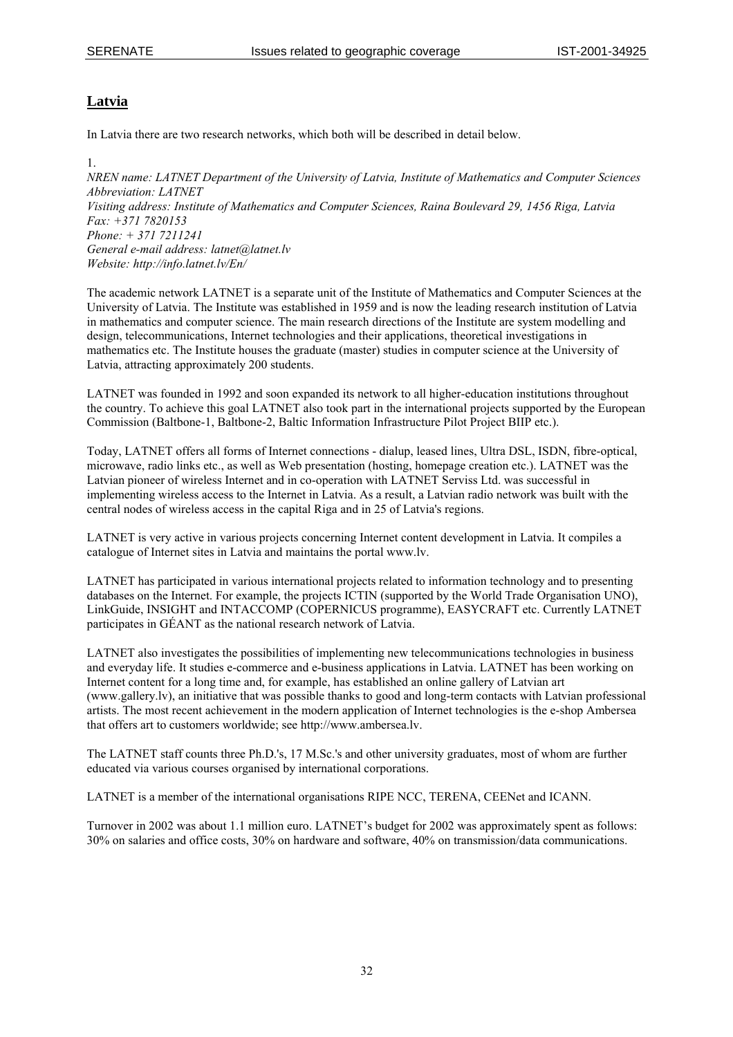## Latvia

In Latvia there are two research networks, which both will be described in detail below.

1.

*NREN name: LATNET Department of the University of Latvia, Institute of Mathematics and Computer Sciences*
*Abbreviation: LATNET*
*Visiting address: Institute of Mathematics and Computer Sciences, Raina Boulevard 29, 1456 Riga, Latvia*
*Fax: +371 7820153*
*Phone: + 371 7211241*
*General e-mail address: latnet@latnet.lv*
*Website: http://info.latnet.lv/En/*

The academic network LATNET is a separate unit of the Institute of Mathematics and Computer Sciences at the University of Latvia. The Institute was established in 1959 and is now the leading research institution of Latvia in mathematics and computer science. The main research directions of the Institute are system modelling and design, telecommunications, Internet technologies and their applications, theoretical investigations in mathematics etc. The Institute houses the graduate (master) studies in computer science at the University of Latvia, attracting approximately 200 students.

LATNET was founded in 1992 and soon expanded its network to all higher-education institutions throughout the country. To achieve this goal LATNET also took part in the international projects supported by the European Commission (Baltbone-1, Baltbone-2, Baltic Information Infrastructure Pilot Project BIIP etc.).

Today, LATNET offers all forms of Internet connections - dialup, leased lines, Ultra DSL, ISDN, fibre-optical, microwave, radio links etc., as well as Web presentation (hosting, homepage creation etc.). LATNET was the Latvian pioneer of wireless Internet and in co-operation with LATNET Serviss Ltd. was successful in implementing wireless access to the Internet in Latvia. As a result, a Latvian radio network was built with the central nodes of wireless access in the capital Riga and in 25 of Latvia's regions.

LATNET is very active in various projects concerning Internet content development in Latvia. It compiles a catalogue of Internet sites in Latvia and maintains the portal www.lv.

LATNET has participated in various international projects related to information technology and to presenting databases on the Internet. For example, the projects ICTIN (supported by the World Trade Organisation UNO), LinkGuide, INSIGHT and INTACCOMP (COPERNICUS programme), EASYCRAFT etc. Currently LATNET participates in GÉANT as the national research network of Latvia.

LATNET also investigates the possibilities of implementing new telecommunications technologies in business and everyday life. It studies e-commerce and e-business applications in Latvia. LATNET has been working on Internet content for a long time and, for example, has established an online gallery of Latvian art (www.gallery.lv), an initiative that was possible thanks to good and long-term contacts with Latvian professional artists. The most recent achievement in the modern application of Internet technologies is the e-shop Ambersea that offers art to customers worldwide; see http://www.ambersea.lv.

The LATNET staff counts three Ph.D.'s, 17 M.Sc.'s and other university graduates, most of whom are further educated via various courses organised by international corporations.

LATNET is a member of the international organisations RIPE NCC, TERENA, CEENet and ICANN.

Turnover in 2002 was about 1.1 million euro. LATNET's budget for 2002 was approximately spent as follows: 30% on salaries and office costs, 30% on hardware and software, 40% on transmission/data communications.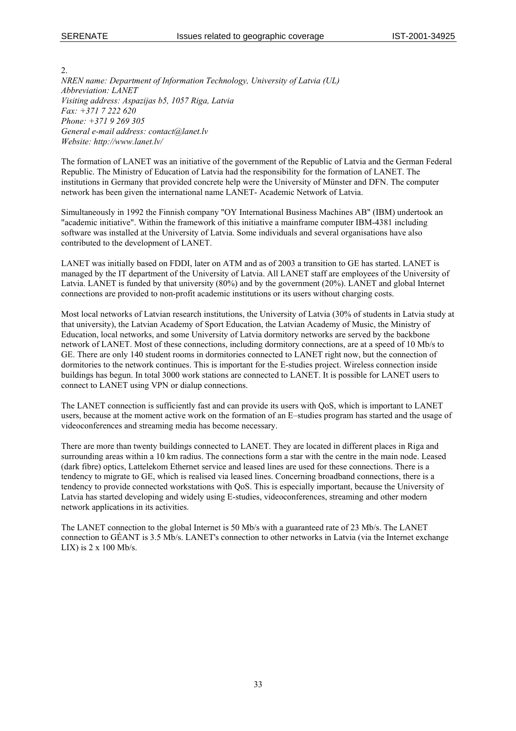2.

*NREN name: Department of Information Technology, University of Latvia (UL)*
*Abbreviation: LANET*
*Visiting address: Aspazijas b5, 1057 Riga, Latvia*
*Fax: +371 7 222 620*
*Phone: +371 9 269 305*
*General e-mail address: contact@lanet.lv*
*Website: http://www.lanet.lv/*

The formation of LANET was an initiative of the government of the Republic of Latvia and the German Federal Republic. The Ministry of Education of Latvia had the responsibility for the formation of LANET. The institutions in Germany that provided concrete help were the University of Münster and DFN. The computer network has been given the international name LANET- Academic Network of Latvia.

Simultaneously in 1992 the Finnish company "OY International Business Machines AB" (IBM) undertook an "academic initiative". Within the framework of this initiative a mainframe computer IBM-4381 including software was installed at the University of Latvia. Some individuals and several organisations have also contributed to the development of LANET.

LANET was initially based on FDDI, later on ATM and as of 2003 a transition to GE has started. LANET is managed by the IT department of the University of Latvia. All LANET staff are employees of the University of Latvia. LANET is funded by that university (80%) and by the government (20%). LANET and global Internet connections are provided to non-profit academic institutions or its users without charging costs.

Most local networks of Latvian research institutions, the University of Latvia (30% of students in Latvia study at that university), the Latvian Academy of Sport Education, the Latvian Academy of Music, the Ministry of Education, local networks, and some University of Latvia dormitory networks are served by the backbone network of LANET. Most of these connections, including dormitory connections, are at a speed of 10 Mb/s to GE. There are only 140 student rooms in dormitories connected to LANET right now, but the connection of dormitories to the network continues. This is important for the E-studies project. Wireless connection inside buildings has begun. In total 3000 work stations are connected to LANET. It is possible for LANET users to connect to LANET using VPN or dialup connections.

The LANET connection is sufficiently fast and can provide its users with QoS, which is important to LANET users, because at the moment active work on the formation of an E–studies program has started and the usage of videoconferences and streaming media has become necessary.

There are more than twenty buildings connected to LANET. They are located in different places in Riga and surrounding areas within a 10 km radius. The connections form a star with the centre in the main node. Leased (dark fibre) optics, Lattelekom Ethernet service and leased lines are used for these connections. There is a tendency to migrate to GE, which is realised via leased lines. Concerning broadband connections, there is a tendency to provide connected workstations with QoS. This is especially important, because the University of Latvia has started developing and widely using E-studies, videoconferences, streaming and other modern network applications in its activities.

The LANET connection to the global Internet is 50 Mb/s with a guaranteed rate of 23 Mb/s. The LANET connection to GÉANT is 3.5 Mb/s. LANET's connection to other networks in Latvia (via the Internet exchange LIX) is 2 x 100 Mb/s.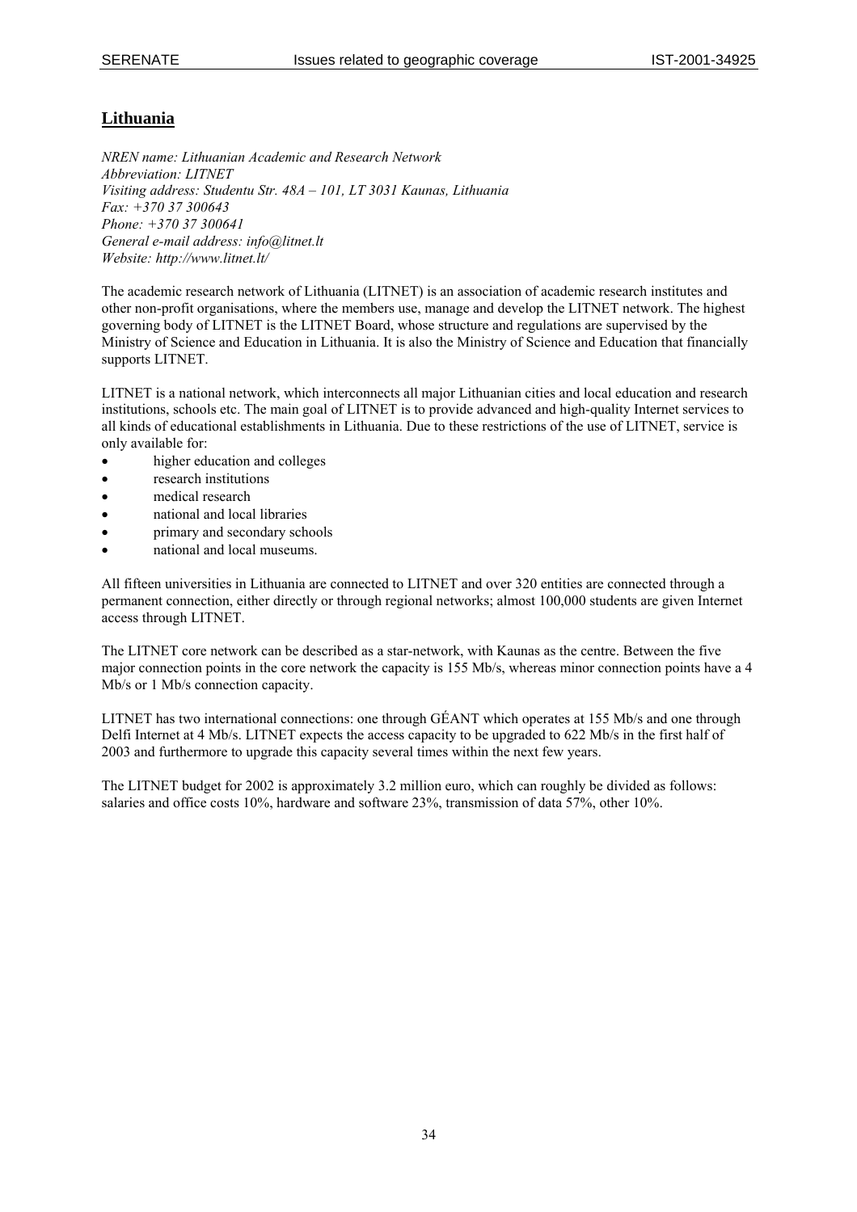## Lithuania

*NREN name: Lithuanian Academic and Research Network*
*Abbreviation: LITNET*
*Visiting address: Studentu Str. 48A – 101, LT 3031 Kaunas, Lithuania*
*Fax: +370 37 300643*
*Phone: +370 37 300641*
*General e-mail address: info@litnet.lt*
*Website: http://www.litnet.lt/*

The academic research network of Lithuania (LITNET) is an association of academic research institutes and other non-profit organisations, where the members use, manage and develop the LITNET network. The highest governing body of LITNET is the LITNET Board, whose structure and regulations are supervised by the Ministry of Science and Education in Lithuania. It is also the Ministry of Science and Education that financially supports LITNET.

LITNET is a national network, which interconnects all major Lithuanian cities and local education and research institutions, schools etc. The main goal of LITNET is to provide advanced and high-quality Internet services to all kinds of educational establishments in Lithuania. Due to these restrictions of the use of LITNET, service is only available for:

- higher education and colleges
- research institutions
- medical research
- national and local libraries
- primary and secondary schools
- national and local museums.

All fifteen universities in Lithuania are connected to LITNET and over 320 entities are connected through a permanent connection, either directly or through regional networks; almost 100,000 students are given Internet access through LITNET.

The LITNET core network can be described as a star-network, with Kaunas as the centre. Between the five major connection points in the core network the capacity is 155 Mb/s, whereas minor connection points have a 4 Mb/s or 1 Mb/s connection capacity.

LITNET has two international connections: one through GÉANT which operates at 155 Mb/s and one through Delfi Internet at 4 Mb/s. LITNET expects the access capacity to be upgraded to 622 Mb/s in the first half of 2003 and furthermore to upgrade this capacity several times within the next few years.

The LITNET budget for 2002 is approximately 3.2 million euro, which can roughly be divided as follows: salaries and office costs 10%, hardware and software 23%, transmission of data 57%, other 10%.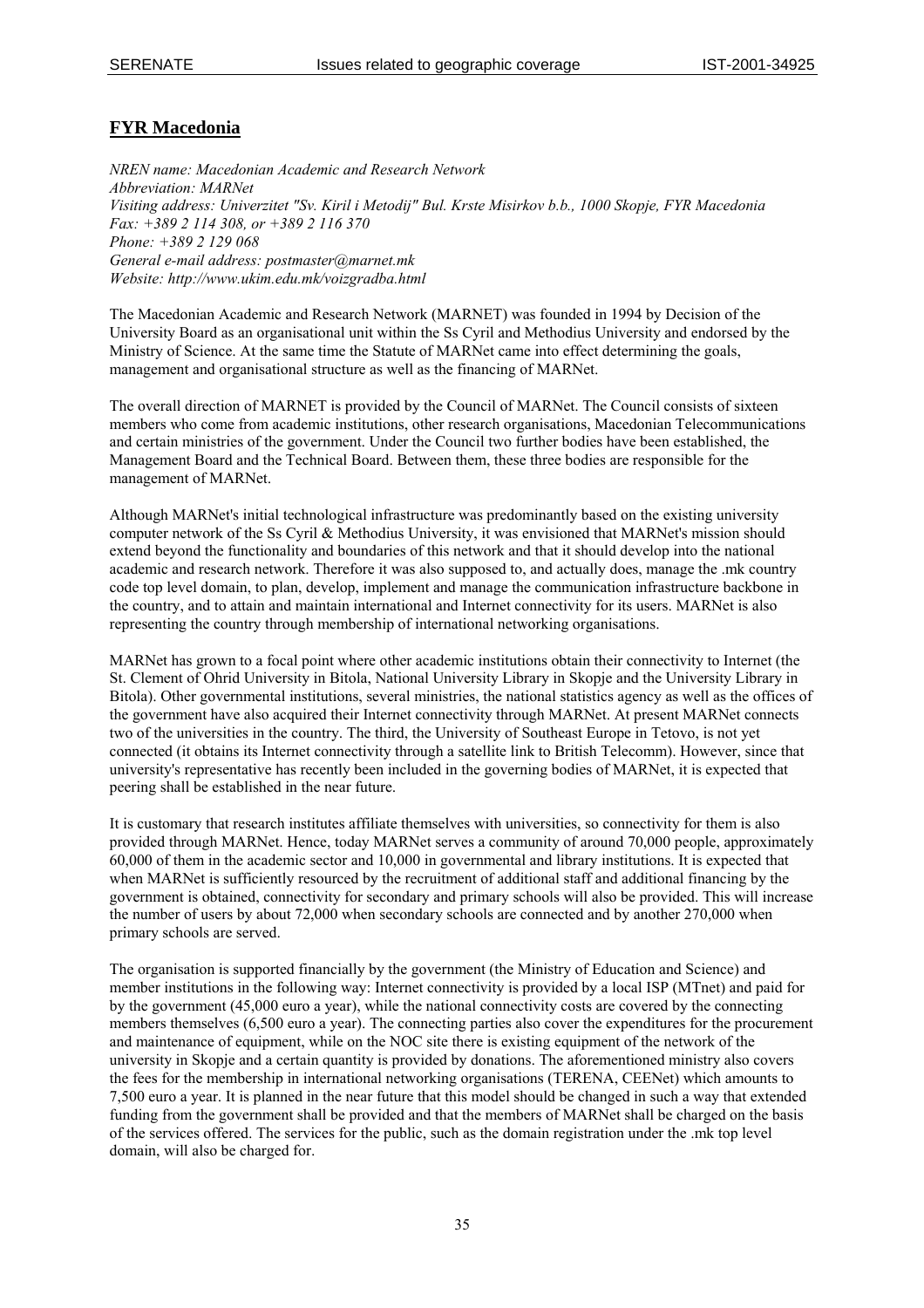## **FYR Macedonia**

*NREN name: Macedonian Academic and Research Network*
*Abbreviation: MARNet*
*Visiting address: Univerzitet "Sv. Kiril i Metodij" Bul. Krste Misirkov b.b., 1000 Skopje, FYR Macedonia*
*Fax: +389 2 114 308, or +389 2 116 370*
*Phone: +389 2 129 068*
*General e-mail address: postmaster@marnet.mk*
*Website: http://www.ukim.edu.mk/voizgradba.html*

The Macedonian Academic and Research Network (MARNET) was founded in 1994 by Decision of the University Board as an organisational unit within the Ss Cyril and Methodius University and endorsed by the Ministry of Science. At the same time the Statute of MARNet came into effect determining the goals, management and organisational structure as well as the financing of MARNet.

The overall direction of MARNET is provided by the Council of MARNet. The Council consists of sixteen members who come from academic institutions, other research organisations, Macedonian Telecommunications and certain ministries of the government. Under the Council two further bodies have been established, the Management Board and the Technical Board. Between them, these three bodies are responsible for the management of MARNet.

Although MARNet's initial technological infrastructure was predominantly based on the existing university computer network of the Ss Cyril & Methodius University, it was envisioned that MARNet's mission should extend beyond the functionality and boundaries of this network and that it should develop into the national academic and research network. Therefore it was also supposed to, and actually does, manage the .mk country code top level domain, to plan, develop, implement and manage the communication infrastructure backbone in the country, and to attain and maintain international and Internet connectivity for its users. MARNet is also representing the country through membership of international networking organisations.

MARNet has grown to a focal point where other academic institutions obtain their connectivity to Internet (the St. Clement of Ohrid University in Bitola, National University Library in Skopje and the University Library in Bitola). Other governmental institutions, several ministries, the national statistics agency as well as the offices of the government have also acquired their Internet connectivity through MARNet. At present MARNet connects two of the universities in the country. The third, the University of Southeast Europe in Tetovo, is not yet connected (it obtains its Internet connectivity through a satellite link to British Telecomm). However, since that university's representative has recently been included in the governing bodies of MARNet, it is expected that peering shall be established in the near future.

It is customary that research institutes affiliate themselves with universities, so connectivity for them is also provided through MARNet. Hence, today MARNet serves a community of around 70,000 people, approximately 60,000 of them in the academic sector and 10,000 in governmental and library institutions. It is expected that when MARNet is sufficiently resourced by the recruitment of additional staff and additional financing by the government is obtained, connectivity for secondary and primary schools will also be provided. This will increase the number of users by about 72,000 when secondary schools are connected and by another 270,000 when primary schools are served.

The organisation is supported financially by the government (the Ministry of Education and Science) and member institutions in the following way: Internet connectivity is provided by a local ISP (MTnet) and paid for by the government (45,000 euro a year), while the national connectivity costs are covered by the connecting members themselves (6,500 euro a year). The connecting parties also cover the expenditures for the procurement and maintenance of equipment, while on the NOC site there is existing equipment of the network of the university in Skopje and a certain quantity is provided by donations. The aforementioned ministry also covers the fees for the membership in international networking organisations (TERENA, CEENet) which amounts to 7,500 euro a year. It is planned in the near future that this model should be changed in such a way that extended funding from the government shall be provided and that the members of MARNet shall be charged on the basis of the services offered. The services for the public, such as the domain registration under the .mk top level domain, will also be charged for.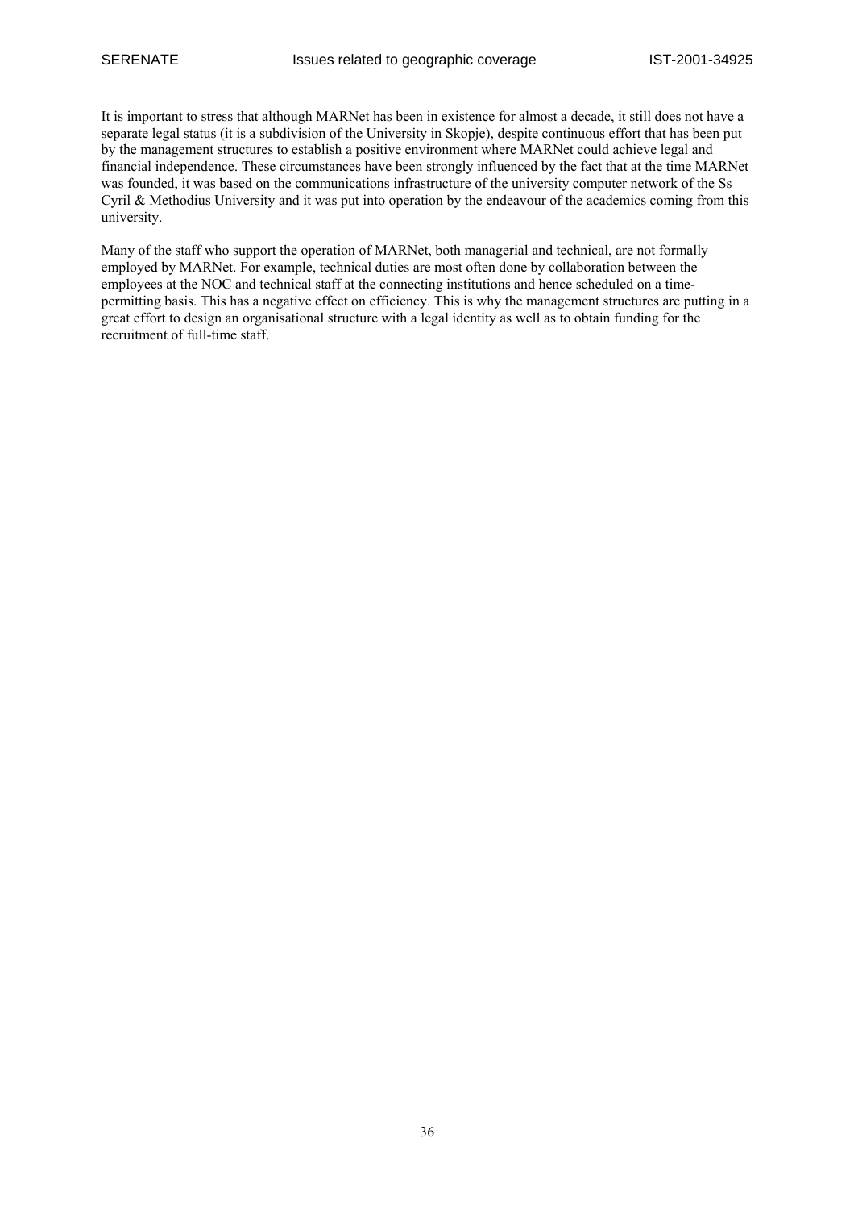It is important to stress that although MARNet has been in existence for almost a decade, it still does not have a separate legal status (it is a subdivision of the University in Skopje), despite continuous effort that has been put by the management structures to establish a positive environment where MARNet could achieve legal and financial independence. These circumstances have been strongly influenced by the fact that at the time MARNet was founded, it was based on the communications infrastructure of the university computer network of the Ss Cyril & Methodius University and it was put into operation by the endeavour of the academics coming from this university.

Many of the staff who support the operation of MARNet, both managerial and technical, are not formally employed by MARNet. For example, technical duties are most often done by collaboration between the employees at the NOC and technical staff at the connecting institutions and hence scheduled on a time-permitting basis. This has a negative effect on efficiency. This is why the management structures are putting in a great effort to design an organisational structure with a legal identity as well as to obtain funding for the recruitment of full-time staff.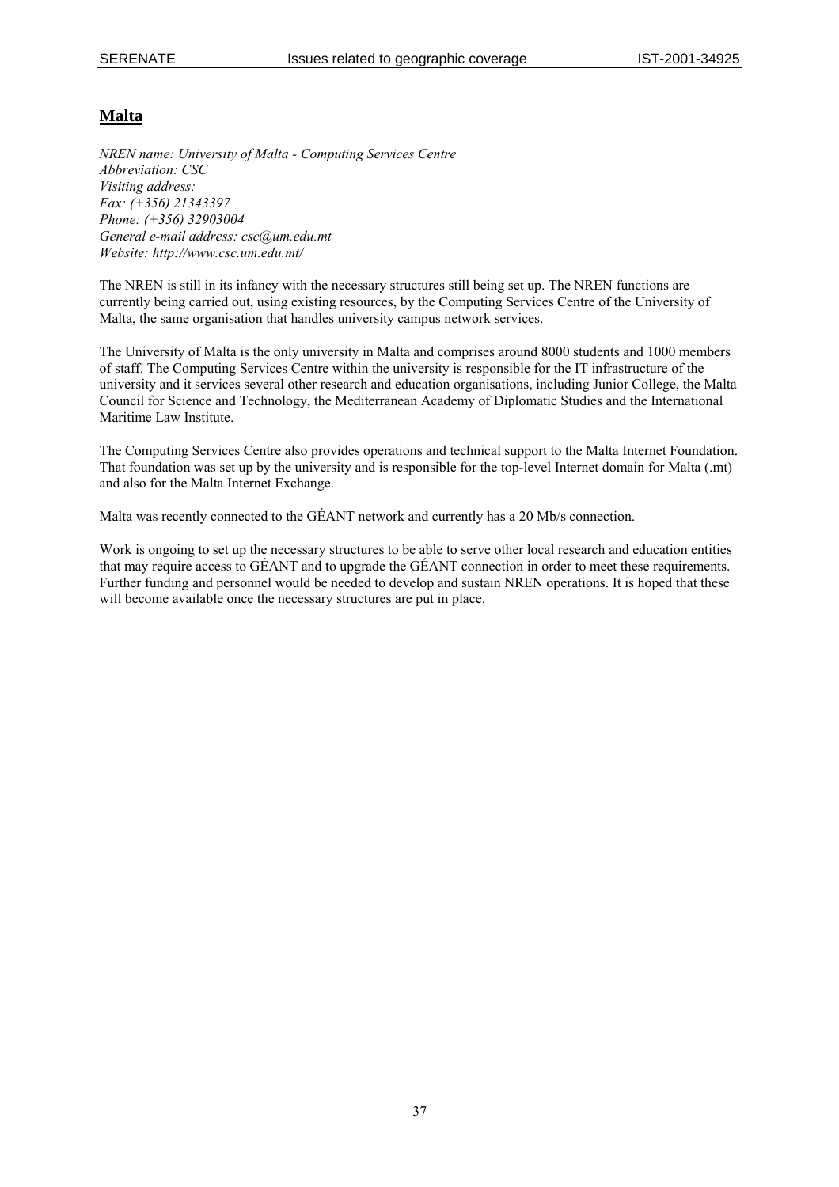## Malta

*NREN name: University of Malta - Computing Services Centre*
*Abbreviation: CSC*
*Visiting address:*
*Fax: (+356) 21343397*
*Phone: (+356) 32903004*
*General e-mail address: csc@um.edu.mt*
*Website: http://www.csc.um.edu.mt/*

The NREN is still in its infancy with the necessary structures still being set up. The NREN functions are currently being carried out, using existing resources, by the Computing Services Centre of the University of Malta, the same organisation that handles university campus network services.

The University of Malta is the only university in Malta and comprises around 8000 students and 1000 members of staff. The Computing Services Centre within the university is responsible for the IT infrastructure of the university and it services several other research and education organisations, including Junior College, the Malta Council for Science and Technology, the Mediterranean Academy of Diplomatic Studies and the International Maritime Law Institute.

The Computing Services Centre also provides operations and technical support to the Malta Internet Foundation. That foundation was set up by the university and is responsible for the top-level Internet domain for Malta (.mt) and also for the Malta Internet Exchange.

Malta was recently connected to the GÉANT network and currently has a 20 Mb/s connection.

Work is ongoing to set up the necessary structures to be able to serve other local research and education entities that may require access to GÉANT and to upgrade the GÉANT connection in order to meet these requirements. Further funding and personnel would be needed to develop and sustain NREN operations. It is hoped that these will become available once the necessary structures are put in place.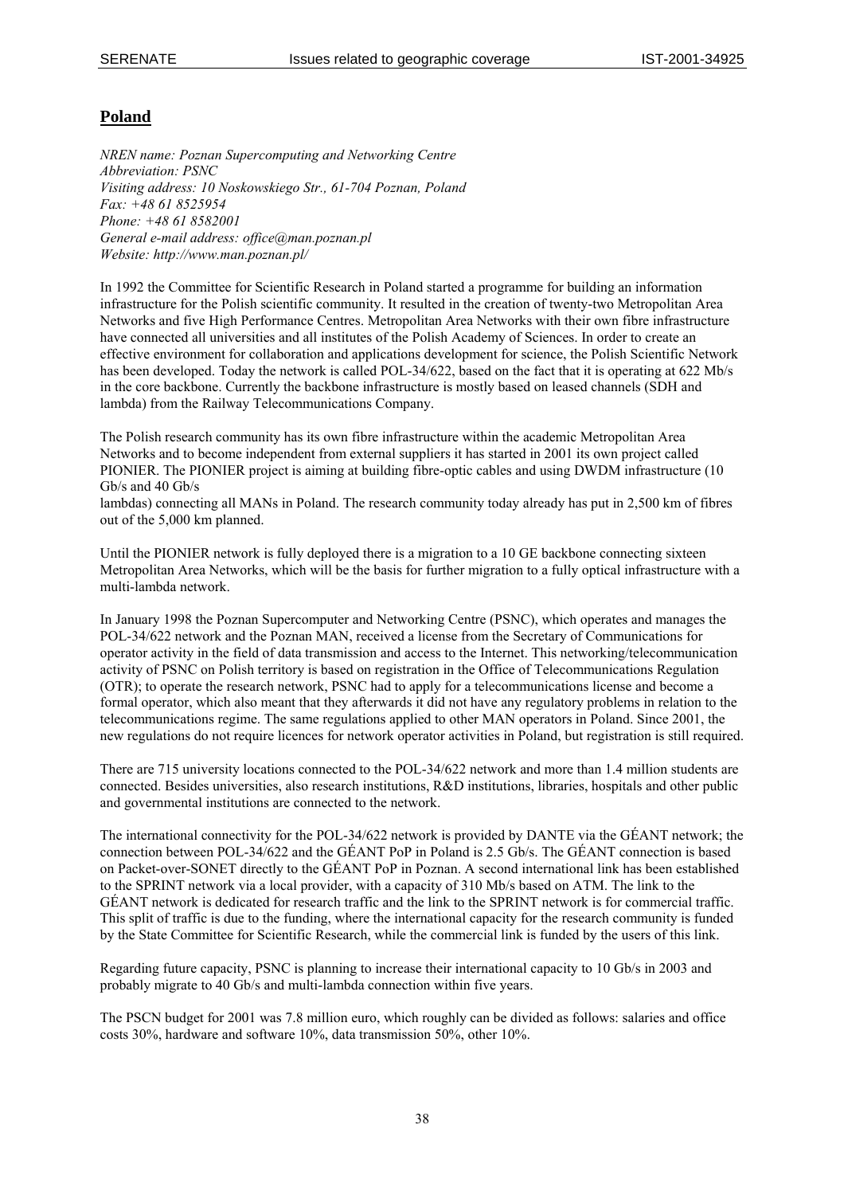## **Poland**

*NREN name: Poznan Supercomputing and Networking Centre*
*Abbreviation: PSNC*
*Visiting address: 10 Noskowskiego Str., 61-704 Poznan, Poland*
*Fax: +48 61 8525954*
*Phone: +48 61 8582001*
*General e-mail address: office@man.poznan.pl*
*Website: http://www.man.poznan.pl/*

In 1992 the Committee for Scientific Research in Poland started a programme for building an information infrastructure for the Polish scientific community. It resulted in the creation of twenty-two Metropolitan Area Networks and five High Performance Centres. Metropolitan Area Networks with their own fibre infrastructure have connected all universities and all institutes of the Polish Academy of Sciences. In order to create an effective environment for collaboration and applications development for science, the Polish Scientific Network has been developed. Today the network is called POL-34/622, based on the fact that it is operating at 622 Mb/s in the core backbone. Currently the backbone infrastructure is mostly based on leased channels (SDH and lambda) from the Railway Telecommunications Company.

The Polish research community has its own fibre infrastructure within the academic Metropolitan Area Networks and to become independent from external suppliers it has started in 2001 its own project called PIONIER. The PIONIER project is aiming at building fibre-optic cables and using DWDM infrastructure (10 Gb/s and 40 Gb/s
lambdas) connecting all MANs in Poland. The research community today already has put in 2,500 km of fibres out of the 5,000 km planned.

Until the PIONIER network is fully deployed there is a migration to a 10 GE backbone connecting sixteen Metropolitan Area Networks, which will be the basis for further migration to a fully optical infrastructure with a multi-lambda network.

In January 1998 the Poznan Supercomputer and Networking Centre (PSNC), which operates and manages the POL-34/622 network and the Poznan MAN, received a license from the Secretary of Communications for operator activity in the field of data transmission and access to the Internet. This networking/telecommunication activity of PSNC on Polish territory is based on registration in the Office of Telecommunications Regulation (OTR); to operate the research network, PSNC had to apply for a telecommunications license and become a formal operator, which also meant that they afterwards it did not have any regulatory problems in relation to the telecommunications regime. The same regulations applied to other MAN operators in Poland. Since 2001, the new regulations do not require licences for network operator activities in Poland, but registration is still required.

There are 715 university locations connected to the POL-34/622 network and more than 1.4 million students are connected. Besides universities, also research institutions, R&D institutions, libraries, hospitals and other public and governmental institutions are connected to the network.

The international connectivity for the POL-34/622 network is provided by DANTE via the GÉANT network; the connection between POL-34/622 and the GÉANT PoP in Poland is 2.5 Gb/s. The GÉANT connection is based on Packet-over-SONET directly to the GÉANT PoP in Poznan. A second international link has been established to the SPRINT network via a local provider, with a capacity of 310 Mb/s based on ATM. The link to the GÉANT network is dedicated for research traffic and the link to the SPRINT network is for commercial traffic. This split of traffic is due to the funding, where the international capacity for the research community is funded by the State Committee for Scientific Research, while the commercial link is funded by the users of this link.

Regarding future capacity, PSNC is planning to increase their international capacity to 10 Gb/s in 2003 and probably migrate to 40 Gb/s and multi-lambda connection within five years.

The PSCN budget for 2001 was 7.8 million euro, which roughly can be divided as follows: salaries and office costs 30%, hardware and software 10%, data transmission 50%, other 10%.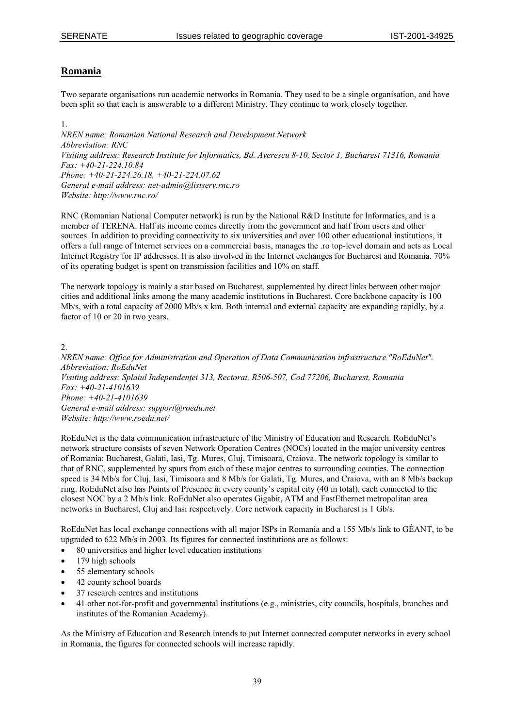## Romania

Two separate organisations run academic networks in Romania. They used to be a single organisation, and have been split so that each is answerable to a different Ministry. They continue to work closely together.

1.
*NREN name: Romanian National Research and Development Network*
*Abbreviation: RNC*
*Visiting address: Research Institute for Informatics, Bd. Averescu 8-10, Sector 1, Bucharest 71316, Romania*
*Fax: +40-21-224.10.84*
*Phone: +40-21-224.26.18, +40-21-224.07.62*
*General e-mail address: net-admin@listserv.rnc.ro*
*Website: http://www.rnc.ro/*

RNC (Romanian National Computer network) is run by the National R&D Institute for Informatics, and is a member of TERENA. Half its income comes directly from the government and half from users and other sources. In addition to providing connectivity to six universities and over 100 other educational institutions, it offers a full range of Internet services on a commercial basis, manages the .ro top-level domain and acts as Local Internet Registry for IP addresses. It is also involved in the Internet exchanges for Bucharest and Romania. 70% of its operating budget is spent on transmission facilities and 10% on staff.

The network topology is mainly a star based on Bucharest, supplemented by direct links between other major cities and additional links among the many academic institutions in Bucharest. Core backbone capacity is 100 Mb/s, with a total capacity of 2000 Mb/s x km. Both internal and external capacity are expanding rapidly, by a factor of 10 or 20 in two years.

2.
*NREN name: Office for Administration and Operation of Data Communication infrastructure "RoEduNet".*
*Abbreviation: RoEduNet*
*Visiting address: Splaiul Independenței 313, Rectorat, R506-507, Cod 77206, Bucharest, Romania*
*Fax: +40-21-4101639*
*Phone: +40-21-4101639*
*General e-mail address: support@roedu.net*
*Website: http://www.roedu.net/*

RoEduNet is the data communication infrastructure of the Ministry of Education and Research. RoEduNet's network structure consists of seven Network Operation Centres (NOCs) located in the major university centres of Romania: Bucharest, Galati, Iasi, Tg. Mures, Cluj, Timisoara, Craiova. The network topology is similar to that of RNC, supplemented by spurs from each of these major centres to surrounding counties. The connection speed is 34 Mb/s for Cluj, Iasi, Timisoara and 8 Mb/s for Galati, Tg. Mures, and Craiova, with an 8 Mb/s backup ring. RoEduNet also has Points of Presence in every county's capital city (40 in total), each connected to the closest NOC by a 2 Mb/s link. RoEduNet also operates Gigabit, ATM and FastEthernet metropolitan area networks in Bucharest, Cluj and Iasi respectively. Core network capacity in Bucharest is 1 Gb/s.

RoEduNet has local exchange connections with all major ISPs in Romania and a 155 Mb/s link to GÉANT, to be upgraded to 622 Mb/s in 2003. Its figures for connected institutions are as follows:

- 80 universities and higher level education institutions
- 179 high schools
- 55 elementary schools
- 42 county school boards
- 37 research centres and institutions
- 41 other not-for-profit and governmental institutions (e.g., ministries, city councils, hospitals, branches and institutes of the Romanian Academy).

As the Ministry of Education and Research intends to put Internet connected computer networks in every school in Romania, the figures for connected schools will increase rapidly.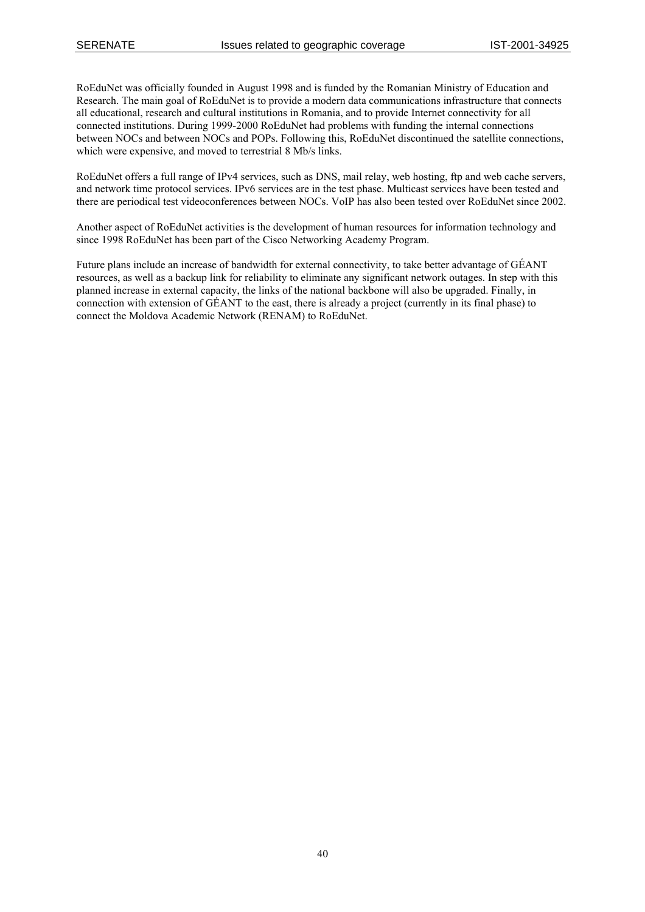RoEduNet was officially founded in August 1998 and is funded by the Romanian Ministry of Education and Research. The main goal of RoEduNet is to provide a modern data communications infrastructure that connects all educational, research and cultural institutions in Romania, and to provide Internet connectivity for all connected institutions. During 1999-2000 RoEduNet had problems with funding the internal connections between NOCs and between NOCs and POPs. Following this, RoEduNet discontinued the satellite connections, which were expensive, and moved to terrestrial 8 Mb/s links.

RoEduNet offers a full range of IPv4 services, such as DNS, mail relay, web hosting, ftp and web cache servers, and network time protocol services. IPv6 services are in the test phase. Multicast services have been tested and there are periodical test videoconferences between NOCs. VoIP has also been tested over RoEduNet since 2002.

Another aspect of RoEduNet activities is the development of human resources for information technology and since 1998 RoEduNet has been part of the Cisco Networking Academy Program.

Future plans include an increase of bandwidth for external connectivity, to take better advantage of GÉANT resources, as well as a backup link for reliability to eliminate any significant network outages. In step with this planned increase in external capacity, the links of the national backbone will also be upgraded. Finally, in connection with extension of GÉANT to the east, there is already a project (currently in its final phase) to connect the Moldova Academic Network (RENAM) to RoEduNet.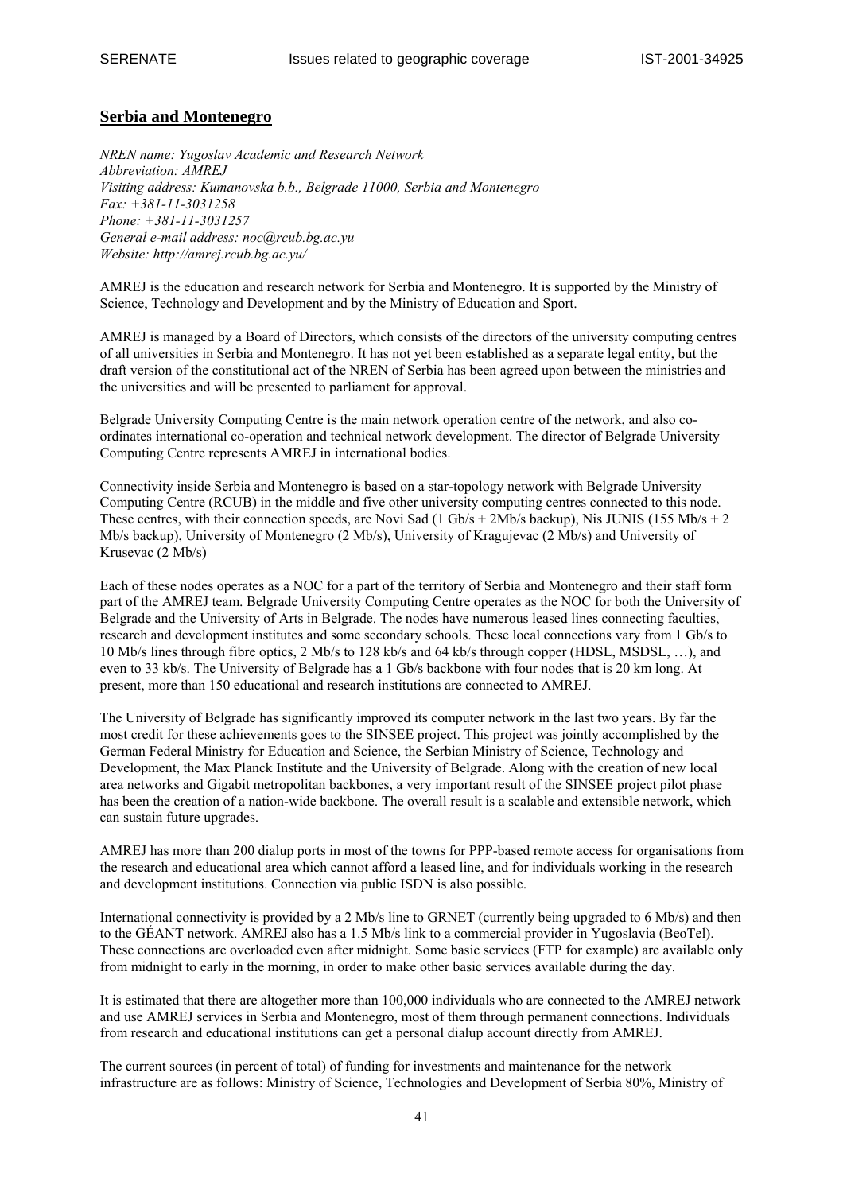## Serbia and Montenegro

*NREN name: Yugoslav Academic and Research Network*
*Abbreviation: AMREJ*
*Visiting address: Kumanovska b.b., Belgrade 11000, Serbia and Montenegro*
*Fax: +381-11-3031258*
*Phone: +381-11-3031257*
*General e-mail address: noc@rcub.bg.ac.yu*
*Website: http://amrej.rcub.bg.ac.yu/*

AMREJ is the education and research network for Serbia and Montenegro. It is supported by the Ministry of Science, Technology and Development and by the Ministry of Education and Sport.

AMREJ is managed by a Board of Directors, which consists of the directors of the university computing centres of all universities in Serbia and Montenegro. It has not yet been established as a separate legal entity, but the draft version of the constitutional act of the NREN of Serbia has been agreed upon between the ministries and the universities and will be presented to parliament for approval.

Belgrade University Computing Centre is the main network operation centre of the network, and also co-ordinates international co-operation and technical network development. The director of Belgrade University Computing Centre represents AMREJ in international bodies.

Connectivity inside Serbia and Montenegro is based on a star-topology network with Belgrade University Computing Centre (RCUB) in the middle and five other university computing centres connected to this node. These centres, with their connection speeds, are Novi Sad (1 Gb/s + 2Mb/s backup), Nis JUNIS (155 Mb/s + 2 Mb/s backup), University of Montenegro (2 Mb/s), University of Kragujevac (2 Mb/s) and University of Krusevac (2 Mb/s)

Each of these nodes operates as a NOC for a part of the territory of Serbia and Montenegro and their staff form part of the AMREJ team. Belgrade University Computing Centre operates as the NOC for both the University of Belgrade and the University of Arts in Belgrade. The nodes have numerous leased lines connecting faculties, research and development institutes and some secondary schools. These local connections vary from 1 Gb/s to 10 Mb/s lines through fibre optics, 2 Mb/s to 128 kb/s and 64 kb/s through copper (HDSL, MSDSL, …), and even to 33 kb/s. The University of Belgrade has a 1 Gb/s backbone with four nodes that is 20 km long. At present, more than 150 educational and research institutions are connected to AMREJ.

The University of Belgrade has significantly improved its computer network in the last two years. By far the most credit for these achievements goes to the SINSEE project. This project was jointly accomplished by the German Federal Ministry for Education and Science, the Serbian Ministry of Science, Technology and Development, the Max Planck Institute and the University of Belgrade. Along with the creation of new local area networks and Gigabit metropolitan backbones, a very important result of the SINSEE project pilot phase has been the creation of a nation-wide backbone. The overall result is a scalable and extensible network, which can sustain future upgrades.

AMREJ has more than 200 dialup ports in most of the towns for PPP-based remote access for organisations from the research and educational area which cannot afford a leased line, and for individuals working in the research and development institutions. Connection via public ISDN is also possible.

International connectivity is provided by a 2 Mb/s line to GRNET (currently being upgraded to 6 Mb/s) and then to the GÉANT network. AMREJ also has a 1.5 Mb/s link to a commercial provider in Yugoslavia (BeoTel). These connections are overloaded even after midnight. Some basic services (FTP for example) are available only from midnight to early in the morning, in order to make other basic services available during the day.

It is estimated that there are altogether more than 100,000 individuals who are connected to the AMREJ network and use AMREJ services in Serbia and Montenegro, most of them through permanent connections. Individuals from research and educational institutions can get a personal dialup account directly from AMREJ.

The current sources (in percent of total) of funding for investments and maintenance for the network infrastructure are as follows: Ministry of Science, Technologies and Development of Serbia 80%, Ministry of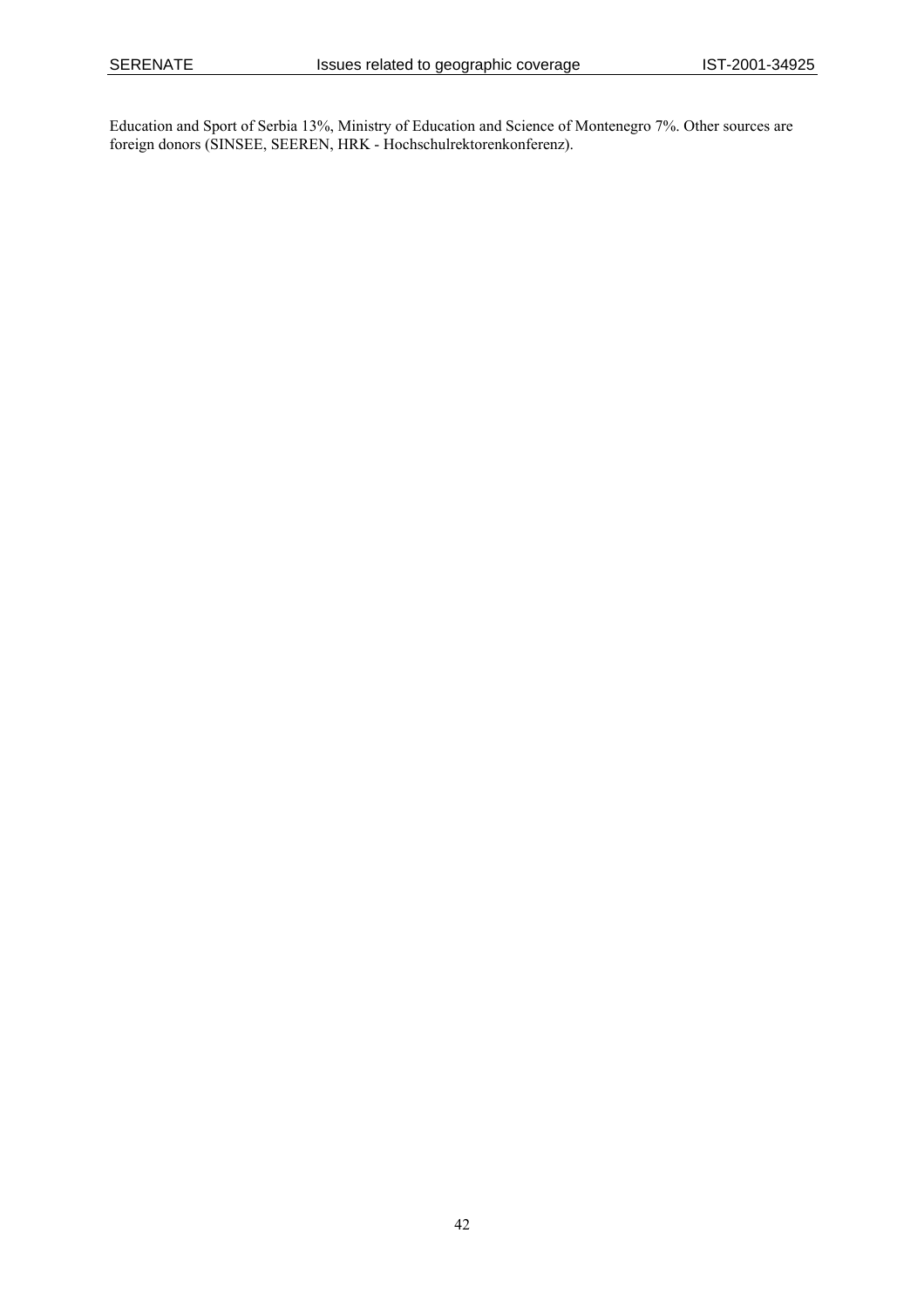Education and Sport of Serbia 13%, Ministry of Education and Science of Montenegro 7%. Other sources are foreign donors (SINSEE, SEEREN, HRK - Hochschulrektorenkonferenz).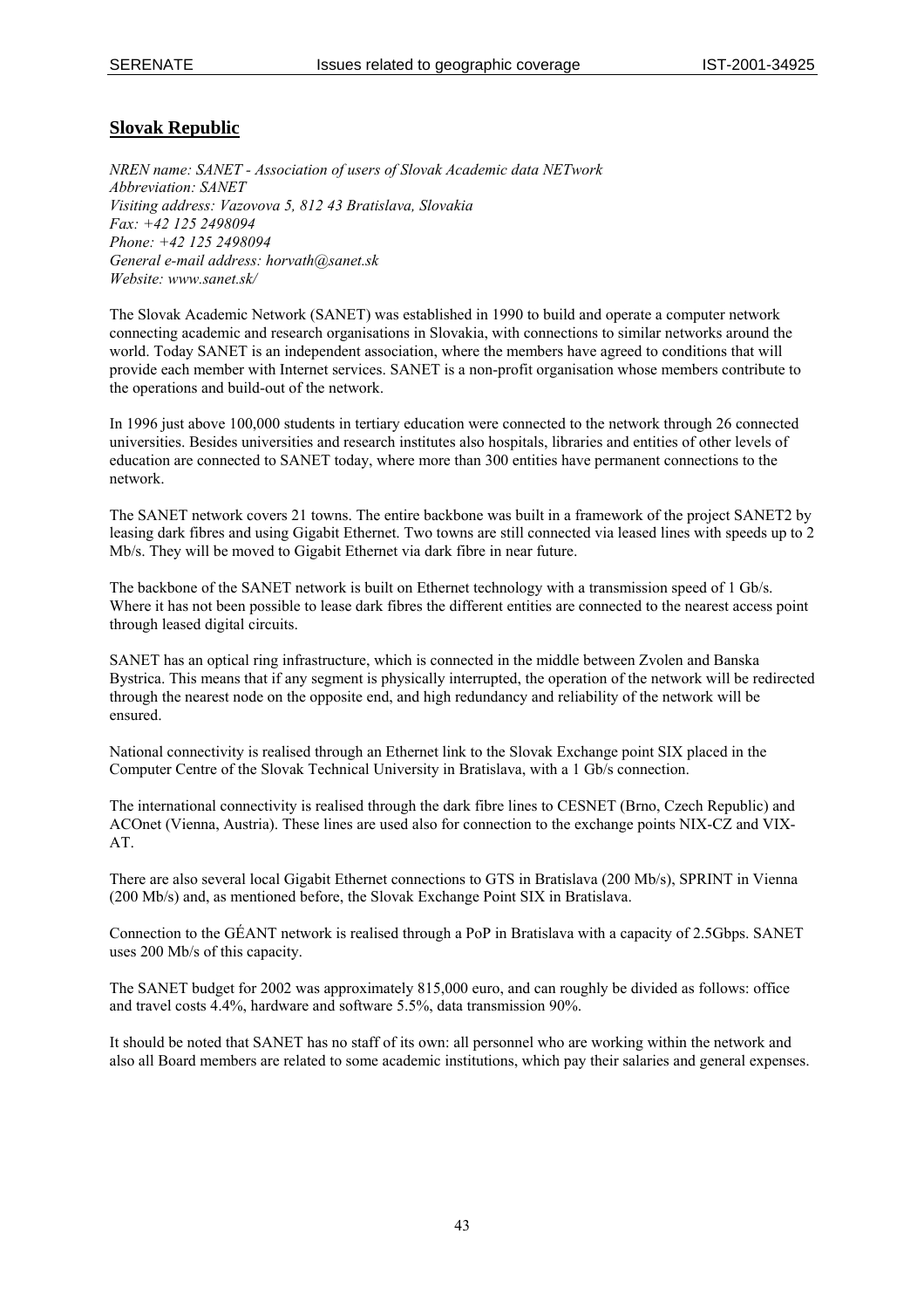## Slovak Republic

*NREN name: SANET - Association of users of Slovak Academic data NETwork*
*Abbreviation: SANET*
*Visiting address: Vazovova 5, 812 43 Bratislava, Slovakia*
*Fax: +42 125 2498094*
*Phone: +42 125 2498094*
*General e-mail address: horvath@sanet.sk*
*Website: www.sanet.sk/*

The Slovak Academic Network (SANET) was established in 1990 to build and operate a computer network connecting academic and research organisations in Slovakia, with connections to similar networks around the world. Today SANET is an independent association, where the members have agreed to conditions that will provide each member with Internet services. SANET is a non-profit organisation whose members contribute to the operations and build-out of the network.

In 1996 just above 100,000 students in tertiary education were connected to the network through 26 connected universities. Besides universities and research institutes also hospitals, libraries and entities of other levels of education are connected to SANET today, where more than 300 entities have permanent connections to the network.

The SANET network covers 21 towns. The entire backbone was built in a framework of the project SANET2 by leasing dark fibres and using Gigabit Ethernet. Two towns are still connected via leased lines with speeds up to 2 Mb/s. They will be moved to Gigabit Ethernet via dark fibre in near future.

The backbone of the SANET network is built on Ethernet technology with a transmission speed of 1 Gb/s. Where it has not been possible to lease dark fibres the different entities are connected to the nearest access point through leased digital circuits.

SANET has an optical ring infrastructure, which is connected in the middle between Zvolen and Banska Bystrica. This means that if any segment is physically interrupted, the operation of the network will be redirected through the nearest node on the opposite end, and high redundancy and reliability of the network will be ensured.

National connectivity is realised through an Ethernet link to the Slovak Exchange point SIX placed in the Computer Centre of the Slovak Technical University in Bratislava, with a 1 Gb/s connection.

The international connectivity is realised through the dark fibre lines to CESNET (Brno, Czech Republic) and ACOnet (Vienna, Austria). These lines are used also for connection to the exchange points NIX-CZ and VIX-AT.

There are also several local Gigabit Ethernet connections to GTS in Bratislava (200 Mb/s), SPRINT in Vienna (200 Mb/s) and, as mentioned before, the Slovak Exchange Point SIX in Bratislava.

Connection to the GÉANT network is realised through a PoP in Bratislava with a capacity of 2.5Gbps. SANET uses 200 Mb/s of this capacity.

The SANET budget for 2002 was approximately 815,000 euro, and can roughly be divided as follows: office and travel costs 4.4%, hardware and software 5.5%, data transmission 90%.

It should be noted that SANET has no staff of its own: all personnel who are working within the network and also all Board members are related to some academic institutions, which pay their salaries and general expenses.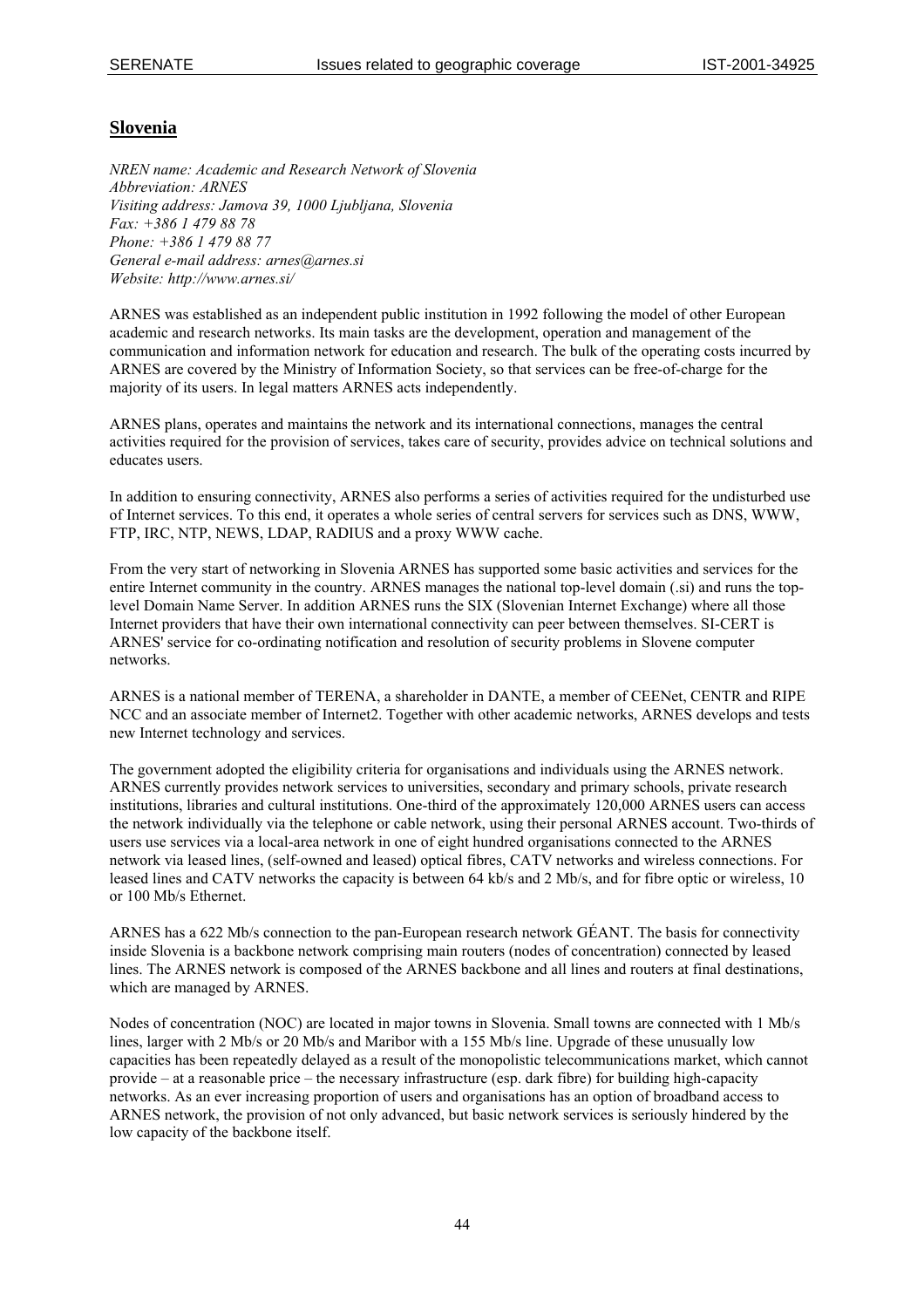## Slovenia

*NREN name: Academic and Research Network of Slovenia*
*Abbreviation: ARNES*
*Visiting address: Jamova 39, 1000 Ljubljana, Slovenia*
*Fax: +386 1 479 88 78*
*Phone: +386 1 479 88 77*
*General e-mail address: arnes@arnes.si*
*Website: http://www.arnes.si/*

ARNES was established as an independent public institution in 1992 following the model of other European academic and research networks. Its main tasks are the development, operation and management of the communication and information network for education and research. The bulk of the operating costs incurred by ARNES are covered by the Ministry of Information Society, so that services can be free-of-charge for the majority of its users. In legal matters ARNES acts independently.

ARNES plans, operates and maintains the network and its international connections, manages the central activities required for the provision of services, takes care of security, provides advice on technical solutions and educates users.

In addition to ensuring connectivity, ARNES also performs a series of activities required for the undisturbed use of Internet services. To this end, it operates a whole series of central servers for services such as DNS, WWW, FTP, IRC, NTP, NEWS, LDAP, RADIUS and a proxy WWW cache.

From the very start of networking in Slovenia ARNES has supported some basic activities and services for the entire Internet community in the country. ARNES manages the national top-level domain (.si) and runs the top-level Domain Name Server. In addition ARNES runs the SIX (Slovenian Internet Exchange) where all those Internet providers that have their own international connectivity can peer between themselves. SI-CERT is ARNES' service for co-ordinating notification and resolution of security problems in Slovene computer networks.

ARNES is a national member of TERENA, a shareholder in DANTE, a member of CEENet, CENTR and RIPE NCC and an associate member of Internet2. Together with other academic networks, ARNES develops and tests new Internet technology and services.

The government adopted the eligibility criteria for organisations and individuals using the ARNES network. ARNES currently provides network services to universities, secondary and primary schools, private research institutions, libraries and cultural institutions. One-third of the approximately 120,000 ARNES users can access the network individually via the telephone or cable network, using their personal ARNES account. Two-thirds of users use services via a local-area network in one of eight hundred organisations connected to the ARNES network via leased lines, (self-owned and leased) optical fibres, CATV networks and wireless connections. For leased lines and CATV networks the capacity is between 64 kb/s and 2 Mb/s, and for fibre optic or wireless, 10 or 100 Mb/s Ethernet.

ARNES has a 622 Mb/s connection to the pan-European research network GÉANT. The basis for connectivity inside Slovenia is a backbone network comprising main routers (nodes of concentration) connected by leased lines. The ARNES network is composed of the ARNES backbone and all lines and routers at final destinations, which are managed by ARNES.

Nodes of concentration (NOC) are located in major towns in Slovenia. Small towns are connected with 1 Mb/s lines, larger with 2 Mb/s or 20 Mb/s and Maribor with a 155 Mb/s line. Upgrade of these unusually low capacities has been repeatedly delayed as a result of the monopolistic telecommunications market, which cannot provide – at a reasonable price – the necessary infrastructure (esp. dark fibre) for building high-capacity networks. As an ever increasing proportion of users and organisations has an option of broadband access to ARNES network, the provision of not only advanced, but basic network services is seriously hindered by the low capacity of the backbone itself.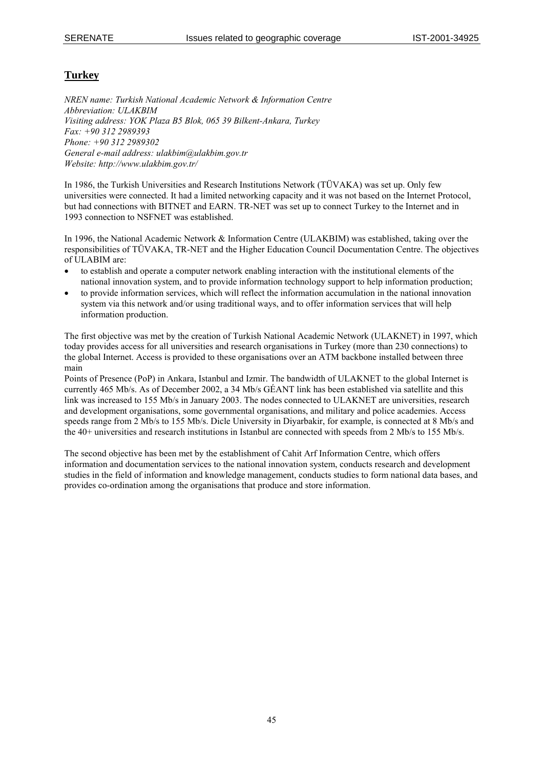## Turkey

*NREN name: Turkish National Academic Network & Information Centre*
*Abbreviation: ULAKBIM*
*Visiting address: YOK Plaza B5 Blok, 065 39 Bilkent-Ankara, Turkey*
*Fax: +90 312 2989393*
*Phone: +90 312 2989302*
*General e-mail address: ulakbim@ulakbim.gov.tr*
*Website: http://www.ulakbim.gov.tr/*

In 1986, the Turkish Universities and Research Institutions Network (TÜVAKA) was set up. Only few universities were connected. It had a limited networking capacity and it was not based on the Internet Protocol, but had connections with BITNET and EARN. TR-NET was set up to connect Turkey to the Internet and in 1993 connection to NSFNET was established.

In 1996, the National Academic Network & Information Centre (ULAKBIM) was established, taking over the responsibilities of TÜVAKA, TR-NET and the Higher Education Council Documentation Centre. The objectives of ULABIM are:

- to establish and operate a computer network enabling interaction with the institutional elements of the national innovation system, and to provide information technology support to help information production;
- to provide information services, which will reflect the information accumulation in the national innovation system via this network and/or using traditional ways, and to offer information services that will help information production.

The first objective was met by the creation of Turkish National Academic Network (ULAKNET) in 1997, which today provides access for all universities and research organisations in Turkey (more than 230 connections) to the global Internet. Access is provided to these organisations over an ATM backbone installed between three main
Points of Presence (PoP) in Ankara, Istanbul and Izmir. The bandwidth of ULAKNET to the global Internet is currently 465 Mb/s. As of December 2002, a 34 Mb/s GÉANT link has been established via satellite and this link was increased to 155 Mb/s in January 2003. The nodes connected to ULAKNET are universities, research and development organisations, some governmental organisations, and military and police academies. Access speeds range from 2 Mb/s to 155 Mb/s. Dicle University in Diyarbakir, for example, is connected at 8 Mb/s and the 40+ universities and research institutions in Istanbul are connected with speeds from 2 Mb/s to 155 Mb/s.

The second objective has been met by the establishment of Cahit Arf Information Centre, which offers information and documentation services to the national innovation system, conducts research and development studies in the field of information and knowledge management, conducts studies to form national data bases, and provides co-ordination among the organisations that produce and store information.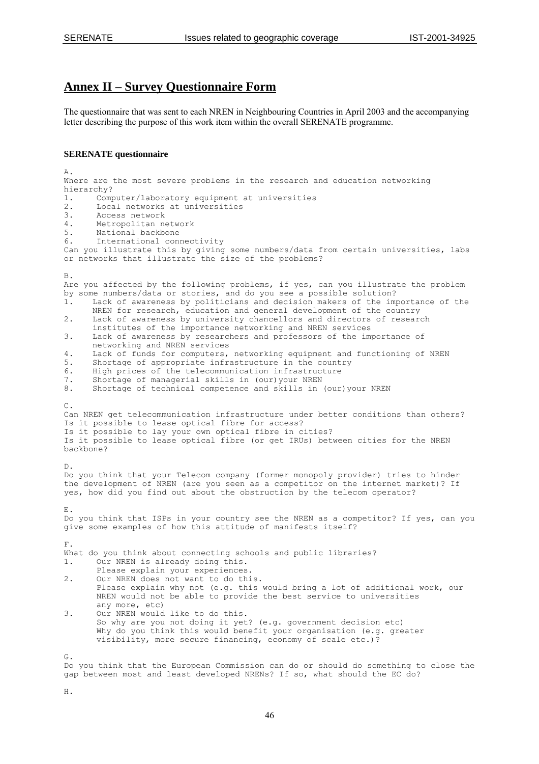## Annex II – Survey Questionnaire Form

The questionnaire that was sent to each NREN in Neighbouring Countries in April 2003 and the accompanying letter describing the purpose of this work item within the overall SERENATE programme.

**SERENATE questionnaire**

A.
Where are the most severe problems in the research and education networking hierarchy?

1. Computer/laboratory equipment at universities
2. Local networks at universities
3. Access network
4. Metropolitan network
5. National backbone
6. International connectivity

Can you illustrate this by giving some numbers/data from certain universities, labs or networks that illustrate the size of the problems?

B.
Are you affected by the following problems, if yes, can you illustrate the problem by some numbers/data or stories, and do you see a possible solution?

1. Lack of awareness by politicians and decision makers of the importance of the NREN for research, education and general development of the country
2. Lack of awareness by university chancellors and directors of research institutes of the importance networking and NREN services
3. Lack of awareness by researchers and professors of the importance of networking and NREN services
4. Lack of funds for computers, networking equipment and functioning of NREN
5. Shortage of appropriate infrastructure in the country
6. High prices of the telecommunication infrastructure
7. Shortage of managerial skills in (our)your NREN
8. Shortage of technical competence and skills in (our)your NREN

C.
Can NREN get telecommunication infrastructure under better conditions than others?
Is it possible to lease optical fibre for access?
Is it possible to lay your own optical fibre in cities?
Is it possible to lease optical fibre (or get IRUs) between cities for the NREN backbone?

D.
Do you think that your Telecom company (former monopoly provider) tries to hinder the development of NREN (are you seen as a competitor on the internet market)? If yes, how did you find out about the obstruction by the telecom operator?

E.
Do you think that ISPs in your country see the NREN as a competitor? If yes, can you give some examples of how this attitude of manifests itself?

F.
What do you think about connecting schools and public libraries?

1. Our NREN is already doing this.
   Please explain your experiences.
2. Our NREN does not want to do this.
   Please explain why not (e.g. this would bring a lot of additional work, our NREN would not be able to provide the best service to universities any more, etc)
3. Our NREN would like to do this.
   So why are you not doing it yet? (e.g. government decision etc)
   Why do you think this would benefit your organisation (e.g. greater visibility, more secure financing, economy of scale etc.)?

G.
Do you think that the European Commission can do or should do something to close the gap between most and least developed NRENs? If so, what should the EC do?

H.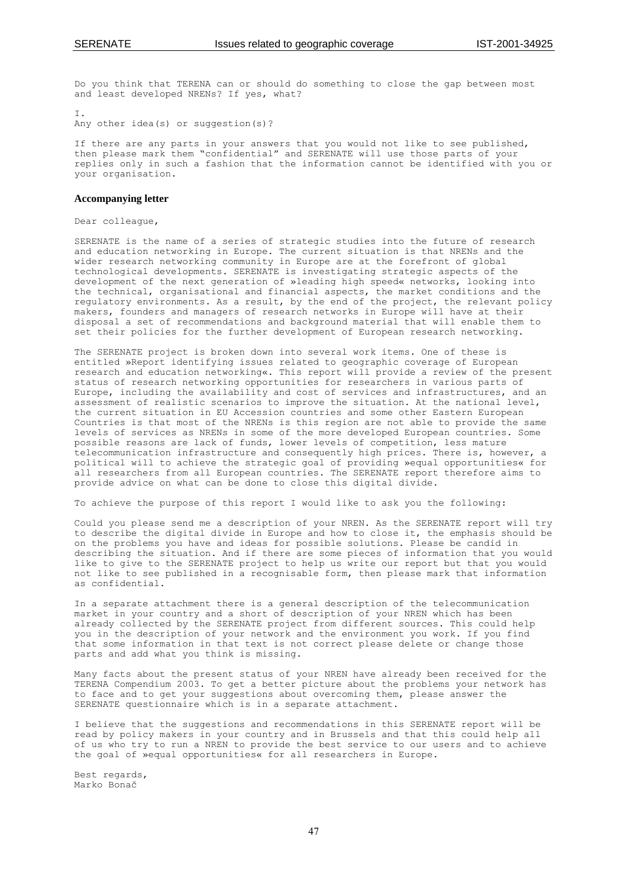Do you think that TERENA can or should do something to close the gap between most and least developed NRENs? If yes, what?

I.
Any other idea(s) or suggestion(s)?

If there are any parts in your answers that you would not like to see published, then please mark them "confidential" and SERENATE will use those parts of your replies only in such a fashion that the information cannot be identified with you or your organisation.

**Accompanying letter**

Dear colleague,

SERENATE is the name of a series of strategic studies into the future of research and education networking in Europe. The current situation is that NRENs and the wider research networking community in Europe are at the forefront of global technological developments. SERENATE is investigating strategic aspects of the development of the next generation of »leading high speed« networks, looking into the technical, organisational and financial aspects, the market conditions and the regulatory environments. As a result, by the end of the project, the relevant policy makers, founders and managers of research networks in Europe will have at their disposal a set of recommendations and background material that will enable them to set their policies for the further development of European research networking.

The SERENATE project is broken down into several work items. One of these is entitled »Report identifying issues related to geographic coverage of European research and education networking«. This report will provide a review of the present status of research networking opportunities for researchers in various parts of Europe, including the availability and cost of services and infrastructures, and an assessment of realistic scenarios to improve the situation. At the national level, the current situation in EU Accession countries and some other Eastern European Countries is that most of the NRENs is this region are not able to provide the same levels of services as NRENs in some of the more developed European countries. Some possible reasons are lack of funds, lower levels of competition, less mature telecommunication infrastructure and consequently high prices. There is, however, a political will to achieve the strategic goal of providing »equal opportunities« for all researchers from all European countries. The SERENATE report therefore aims to provide advice on what can be done to close this digital divide.

To achieve the purpose of this report I would like to ask you the following:

Could you please send me a description of your NREN. As the SERENATE report will try to describe the digital divide in Europe and how to close it, the emphasis should be on the problems you have and ideas for possible solutions. Please be candid in describing the situation. And if there are some pieces of information that you would like to give to the SERENATE project to help us write our report but that you would not like to see published in a recognisable form, then please mark that information as confidential.

In a separate attachment there is a general description of the telecommunication market in your country and a short of description of your NREN which has been already collected by the SERENATE project from different sources. This could help you in the description of your network and the environment you work. If you find that some information in that text is not correct please delete or change those parts and add what you think is missing.

Many facts about the present status of your NREN have already been received for the TERENA Compendium 2003. To get a better picture about the problems your network has to face and to get your suggestions about overcoming them, please answer the SERENATE questionnaire which is in a separate attachment.

I believe that the suggestions and recommendations in this SERENATE report will be read by policy makers in your country and in Brussels and that this could help all of us who try to run a NREN to provide the best service to our users and to achieve the goal of »equal opportunities« for all researchers in Europe.

Best regards,
Marko Bonač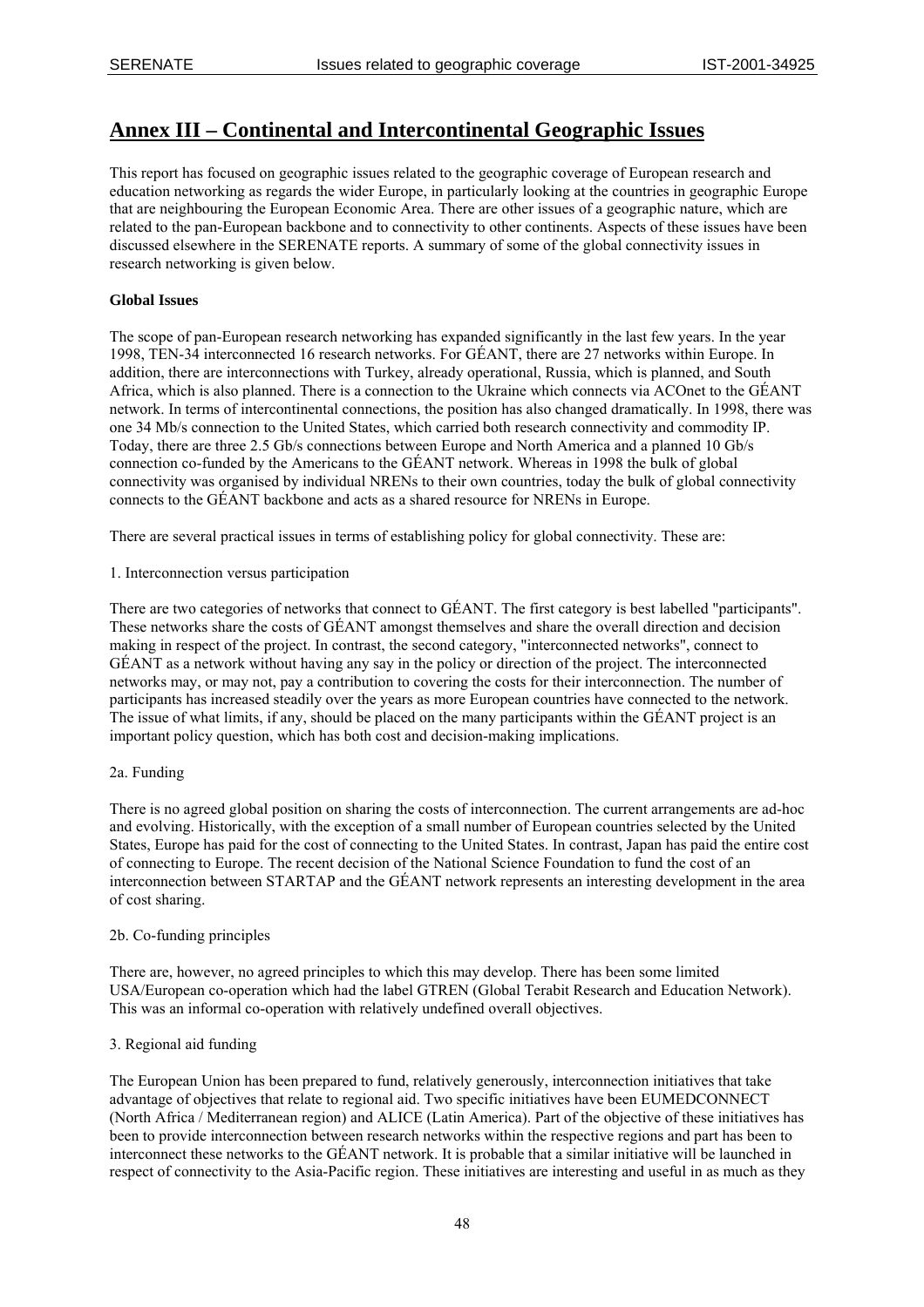# Annex III – Continental and Intercontinental Geographic Issues

This report has focused on geographic issues related to the geographic coverage of European research and education networking as regards the wider Europe, in particularly looking at the countries in geographic Europe that are neighbouring the European Economic Area. There are other issues of a geographic nature, which are related to the pan-European backbone and to connectivity to other continents. Aspects of these issues have been discussed elsewhere in the SERENATE reports. A summary of some of the global connectivity issues in research networking is given below.

**Global Issues**

The scope of pan-European research networking has expanded significantly in the last few years. In the year 1998, TEN-34 interconnected 16 research networks. For GÉANT, there are 27 networks within Europe. In addition, there are interconnections with Turkey, already operational, Russia, which is planned, and South Africa, which is also planned. There is a connection to the Ukraine which connects via ACOnet to the GÉANT network. In terms of intercontinental connections, the position has also changed dramatically. In 1998, there was one 34 Mb/s connection to the United States, which carried both research connectivity and commodity IP. Today, there are three 2.5 Gb/s connections between Europe and North America and a planned 10 Gb/s connection co-funded by the Americans to the GÉANT network. Whereas in 1998 the bulk of global connectivity was organised by individual NRENs to their own countries, today the bulk of global connectivity connects to the GÉANT backbone and acts as a shared resource for NRENs in Europe.

There are several practical issues in terms of establishing policy for global connectivity. These are:

1. Interconnection versus participation

There are two categories of networks that connect to GÉANT. The first category is best labelled "participants". These networks share the costs of GÉANT amongst themselves and share the overall direction and decision making in respect of the project. In contrast, the second category, "interconnected networks", connect to GÉANT as a network without having any say in the policy or direction of the project. The interconnected networks may, or may not, pay a contribution to covering the costs for their interconnection. The number of participants has increased steadily over the years as more European countries have connected to the network. The issue of what limits, if any, should be placed on the many participants within the GÉANT project is an important policy question, which has both cost and decision-making implications.

2a. Funding

There is no agreed global position on sharing the costs of interconnection. The current arrangements are ad-hoc and evolving. Historically, with the exception of a small number of European countries selected by the United States, Europe has paid for the cost of connecting to the United States. In contrast, Japan has paid the entire cost of connecting to Europe. The recent decision of the National Science Foundation to fund the cost of an interconnection between STARTAP and the GÉANT network represents an interesting development in the area of cost sharing.

2b. Co-funding principles

There are, however, no agreed principles to which this may develop. There has been some limited USA/European co-operation which had the label GTREN (Global Terabit Research and Education Network). This was an informal co-operation with relatively undefined overall objectives.

3. Regional aid funding

The European Union has been prepared to fund, relatively generously, interconnection initiatives that take advantage of objectives that relate to regional aid. Two specific initiatives have been EUMEDCONNECT (North Africa / Mediterranean region) and ALICE (Latin America). Part of the objective of these initiatives has been to provide interconnection between research networks within the respective regions and part has been to interconnect these networks to the GÉANT network. It is probable that a similar initiative will be launched in respect of connectivity to the Asia-Pacific region. These initiatives are interesting and useful in as much as they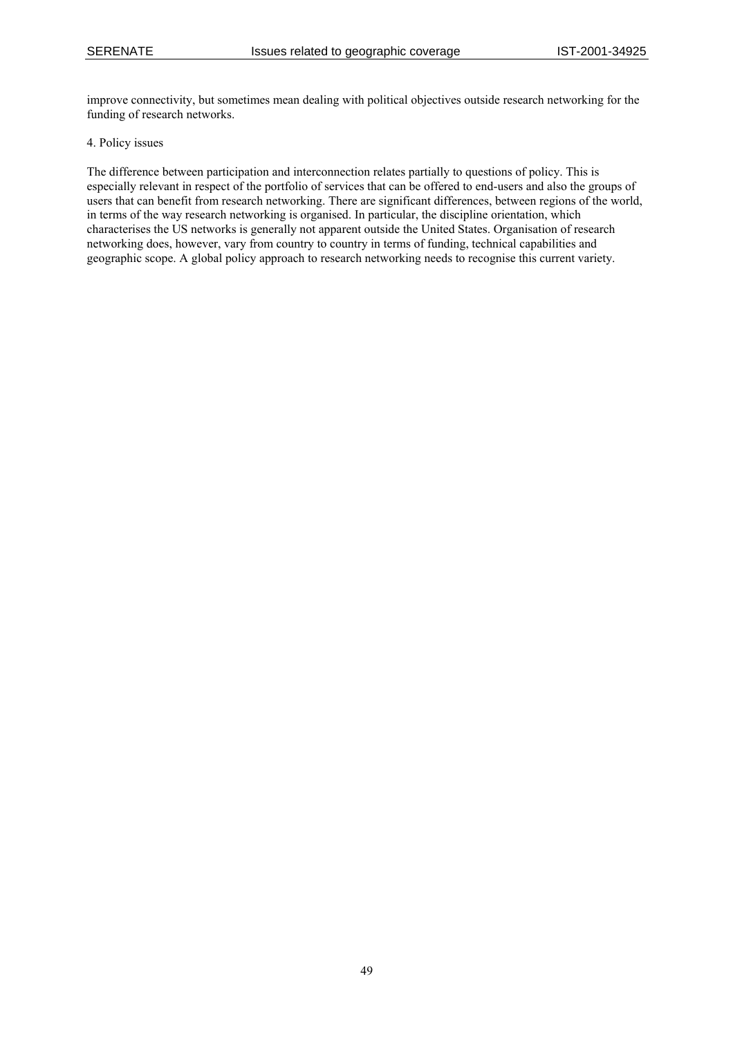improve connectivity, but sometimes mean dealing with political objectives outside research networking for the funding of research networks.

4. Policy issues

The difference between participation and interconnection relates partially to questions of policy. This is especially relevant in respect of the portfolio of services that can be offered to end-users and also the groups of users that can benefit from research networking. There are significant differences, between regions of the world, in terms of the way research networking is organised. In particular, the discipline orientation, which characterises the US networks is generally not apparent outside the United States. Organisation of research networking does, however, vary from country to country in terms of funding, technical capabilities and geographic scope. A global policy approach to research networking needs to recognise this current variety.